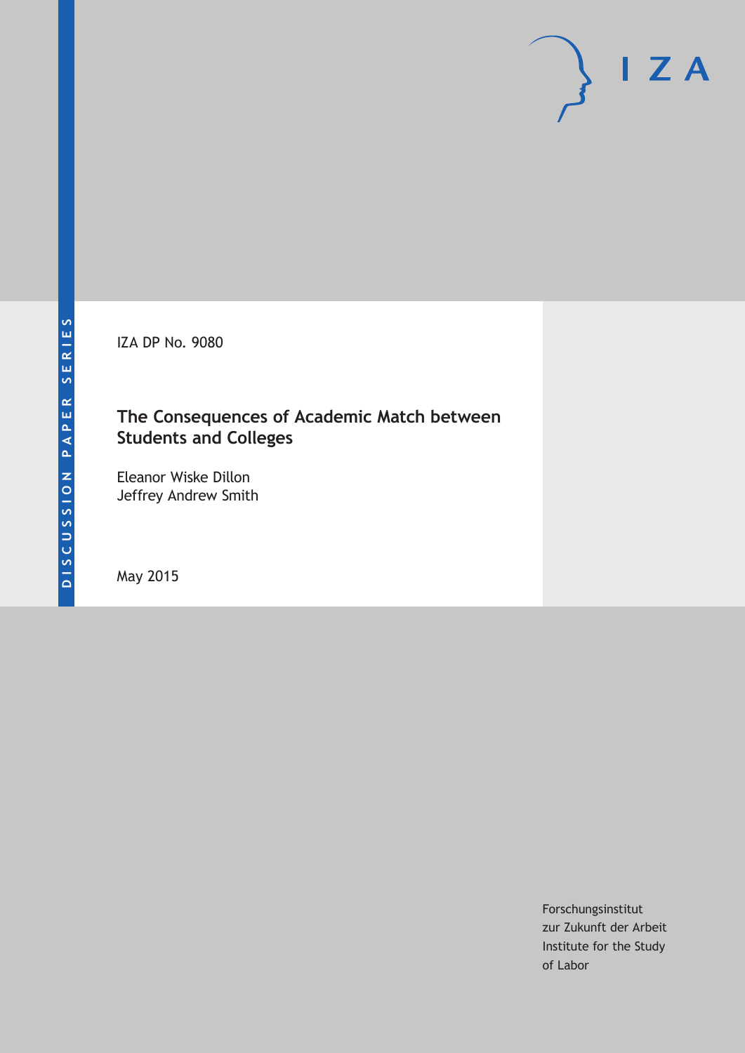DISCUSSION PAPER SERIES

IZA DP No. 9080

# The Consequences of Academic Match between Students and Colleges

Eleanor Wiske Dillon
Jeffrey Andrew Smith

May 2015

Forschungsinstitut
zur Zukunft der Arbeit
Institute for the Study
of Labor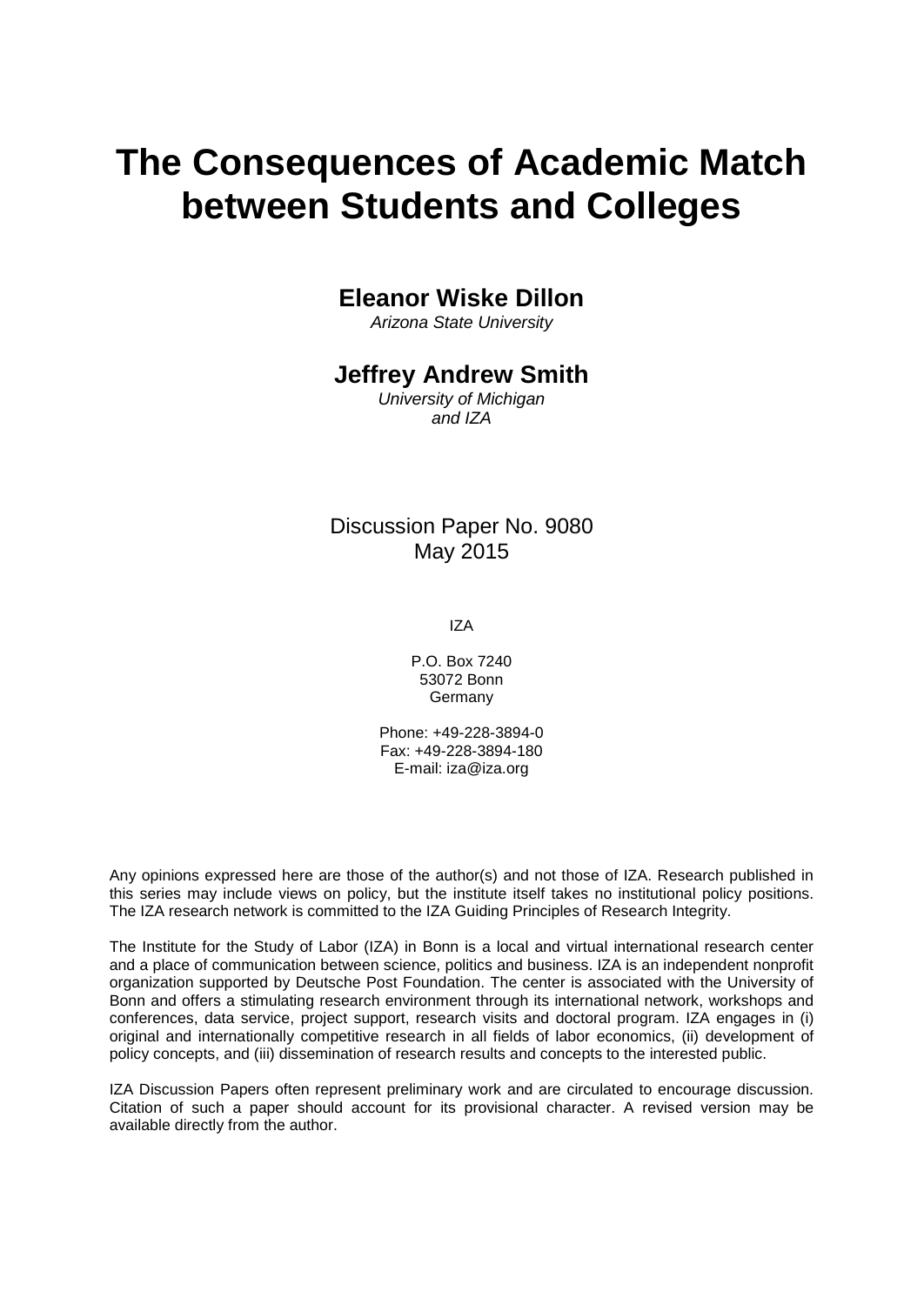# The Consequences of Academic Match between Students and Colleges

**Eleanor Wiske Dillon**
*Arizona State University*

**Jeffrey Andrew Smith**
*University of Michigan and IZA*

Discussion Paper No. 9080
May 2015

IZA

P.O. Box 7240
53072 Bonn
Germany

Phone: +49-228-3894-0
Fax: +49-228-3894-180
E-mail: iza@iza.org

Any opinions expressed here are those of the author(s) and not those of IZA. Research published in this series may include views on policy, but the institute itself takes no institutional policy positions. The IZA research network is committed to the IZA Guiding Principles of Research Integrity.

The Institute for the Study of Labor (IZA) in Bonn is a local and virtual international research center and a place of communication between science, politics and business. IZA is an independent nonprofit organization supported by Deutsche Post Foundation. The center is associated with the University of Bonn and offers a stimulating research environment through its international network, workshops and conferences, data service, project support, research visits and doctoral program. IZA engages in (i) original and internationally competitive research in all fields of labor economics, (ii) development of policy concepts, and (iii) dissemination of research results and concepts to the interested public.

IZA Discussion Papers often represent preliminary work and are circulated to encourage discussion. Citation of such a paper should account for its provisional character. A revised version may be available directly from the author.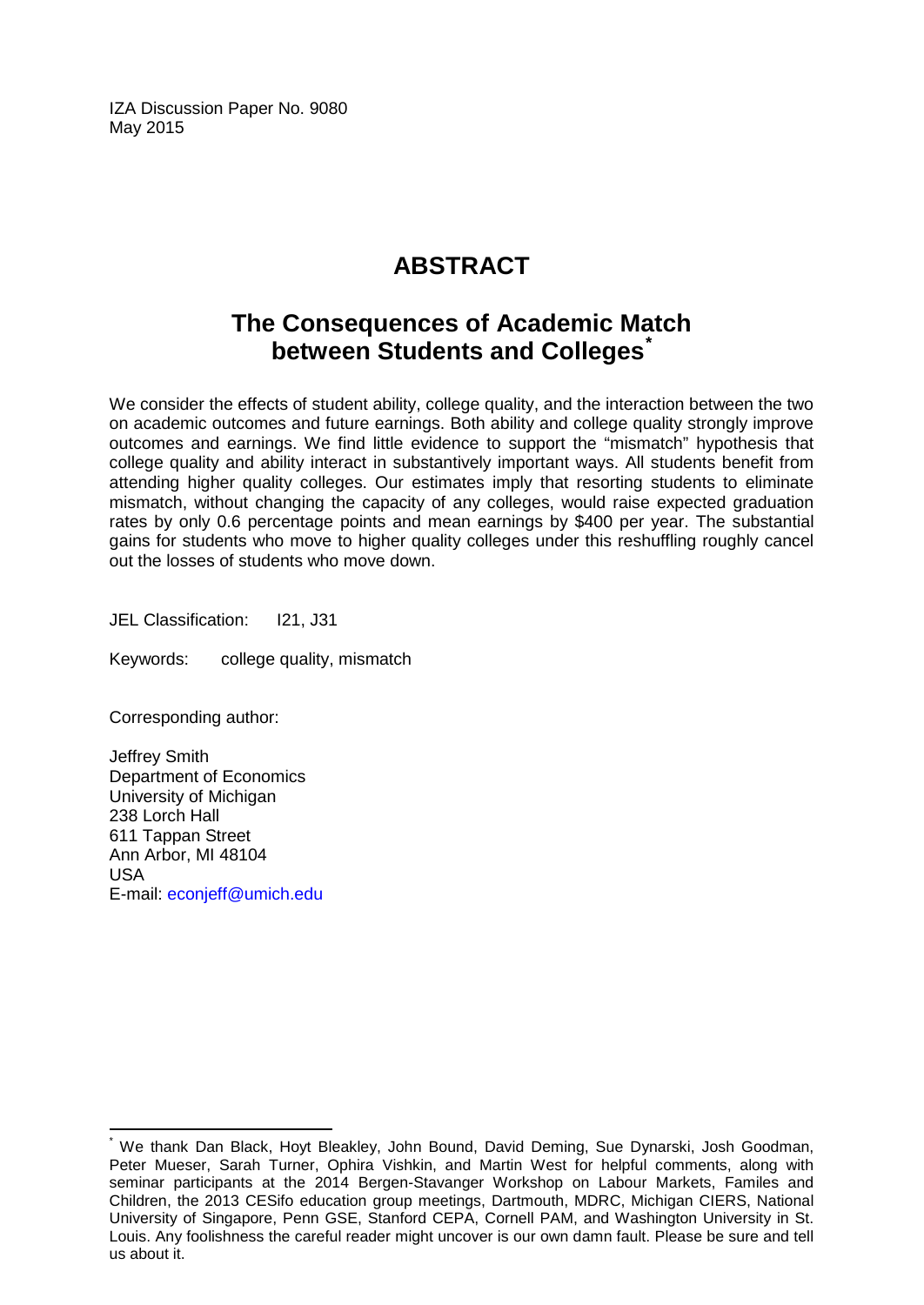IZA Discussion Paper No. 9080
May 2015

# ABSTRACT

## The Consequences of Academic Match between Students and Colleges[*]

We consider the effects of student ability, college quality, and the interaction between the two on academic outcomes and future earnings. Both ability and college quality strongly improve outcomes and earnings. We find little evidence to support the "mismatch" hypothesis that college quality and ability interact in substantively important ways. All students benefit from attending higher quality colleges. Our estimates imply that resorting students to eliminate mismatch, without changing the capacity of any colleges, would raise expected graduation rates by only 0.6 percentage points and mean earnings by $400 per year. The substantial gains for students who move to higher quality colleges under this reshuffling roughly cancel out the losses of students who move down.

JEL Classification: I21, J31

Keywords: college quality, mismatch

Corresponding author:

Jeffrey Smith
Department of Economics
University of Michigan
238 Lorch Hall
611 Tappan Street
Ann Arbor, MI 48104
USA
E-mail: econjeff@umich.edu

[*] We thank Dan Black, Hoyt Bleakley, John Bound, David Deming, Sue Dynarski, Josh Goodman, Peter Mueser, Sarah Turner, Ophira Vishkin, and Martin West for helpful comments, along with seminar participants at the 2014 Bergen-Stavanger Workshop on Labour Markets, Familes and Children, the 2013 CESifo education group meetings, Dartmouth, MDRC, Michigan CIERS, National University of Singapore, Penn GSE, Stanford CEPA, Cornell PAM, and Washington University in St. Louis. Any foolishness the careful reader might uncover is our own damn fault. Please be sure and tell us about it.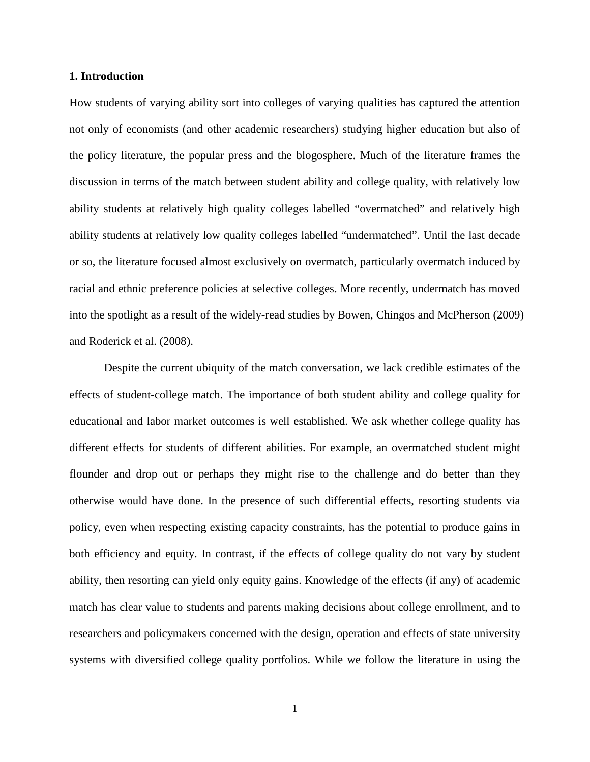## 1. Introduction

How students of varying ability sort into colleges of varying qualities has captured the attention not only of economists (and other academic researchers) studying higher education but also of the policy literature, the popular press and the blogosphere. Much of the literature frames the discussion in terms of the match between student ability and college quality, with relatively low ability students at relatively high quality colleges labelled "overmatched" and relatively high ability students at relatively low quality colleges labelled "undermatched". Until the last decade or so, the literature focused almost exclusively on overmatch, particularly overmatch induced by racial and ethnic preference policies at selective colleges. More recently, undermatch has moved into the spotlight as a result of the widely-read studies by Bowen, Chingos and McPherson (2009) and Roderick et al. (2008).

Despite the current ubiquity of the match conversation, we lack credible estimates of the effects of student-college match. The importance of both student ability and college quality for educational and labor market outcomes is well established. We ask whether college quality has different effects for students of different abilities. For example, an overmatched student might flounder and drop out or perhaps they might rise to the challenge and do better than they otherwise would have done. In the presence of such differential effects, resorting students via policy, even when respecting existing capacity constraints, has the potential to produce gains in both efficiency and equity. In contrast, if the effects of college quality do not vary by student ability, then resorting can yield only equity gains. Knowledge of the effects (if any) of academic match has clear value to students and parents making decisions about college enrollment, and to researchers and policymakers concerned with the design, operation and effects of state university systems with diversified college quality portfolios. While we follow the literature in using the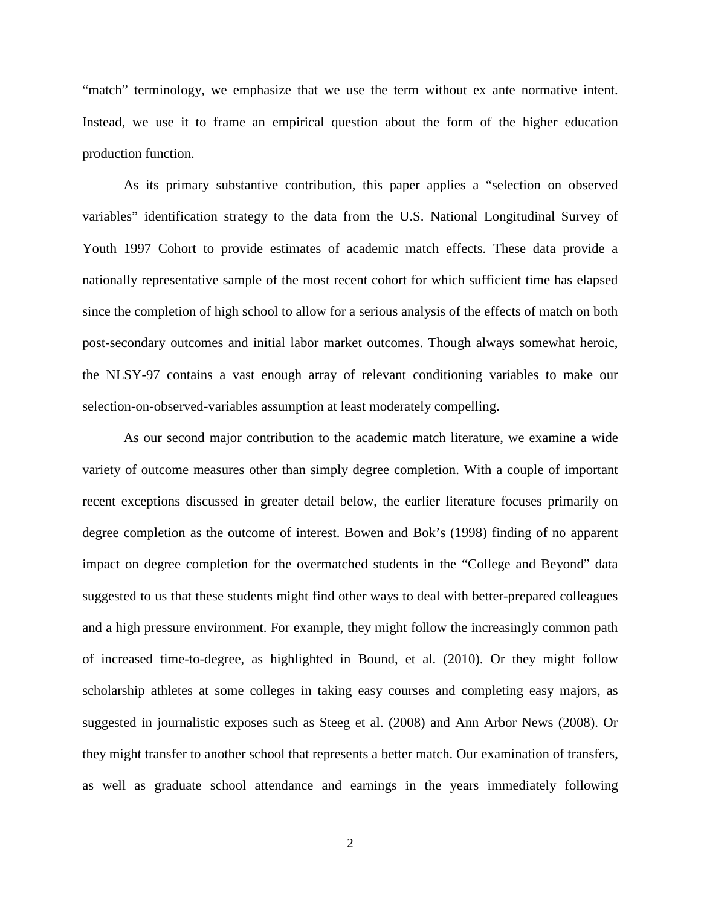"match" terminology, we emphasize that we use the term without ex ante normative intent. Instead, we use it to frame an empirical question about the form of the higher education production function.

As its primary substantive contribution, this paper applies a "selection on observed variables" identification strategy to the data from the U.S. National Longitudinal Survey of Youth 1997 Cohort to provide estimates of academic match effects. These data provide a nationally representative sample of the most recent cohort for which sufficient time has elapsed since the completion of high school to allow for a serious analysis of the effects of match on both post-secondary outcomes and initial labor market outcomes. Though always somewhat heroic, the NLSY-97 contains a vast enough array of relevant conditioning variables to make our selection-on-observed-variables assumption at least moderately compelling.

As our second major contribution to the academic match literature, we examine a wide variety of outcome measures other than simply degree completion. With a couple of important recent exceptions discussed in greater detail below, the earlier literature focuses primarily on degree completion as the outcome of interest. Bowen and Bok's (1998) finding of no apparent impact on degree completion for the overmatched students in the "College and Beyond" data suggested to us that these students might find other ways to deal with better-prepared colleagues and a high pressure environment. For example, they might follow the increasingly common path of increased time-to-degree, as highlighted in Bound, et al. (2010). Or they might follow scholarship athletes at some colleges in taking easy courses and completing easy majors, as suggested in journalistic exposes such as Steeg et al. (2008) and Ann Arbor News (2008). Or they might transfer to another school that represents a better match. Our examination of transfers, as well as graduate school attendance and earnings in the years immediately following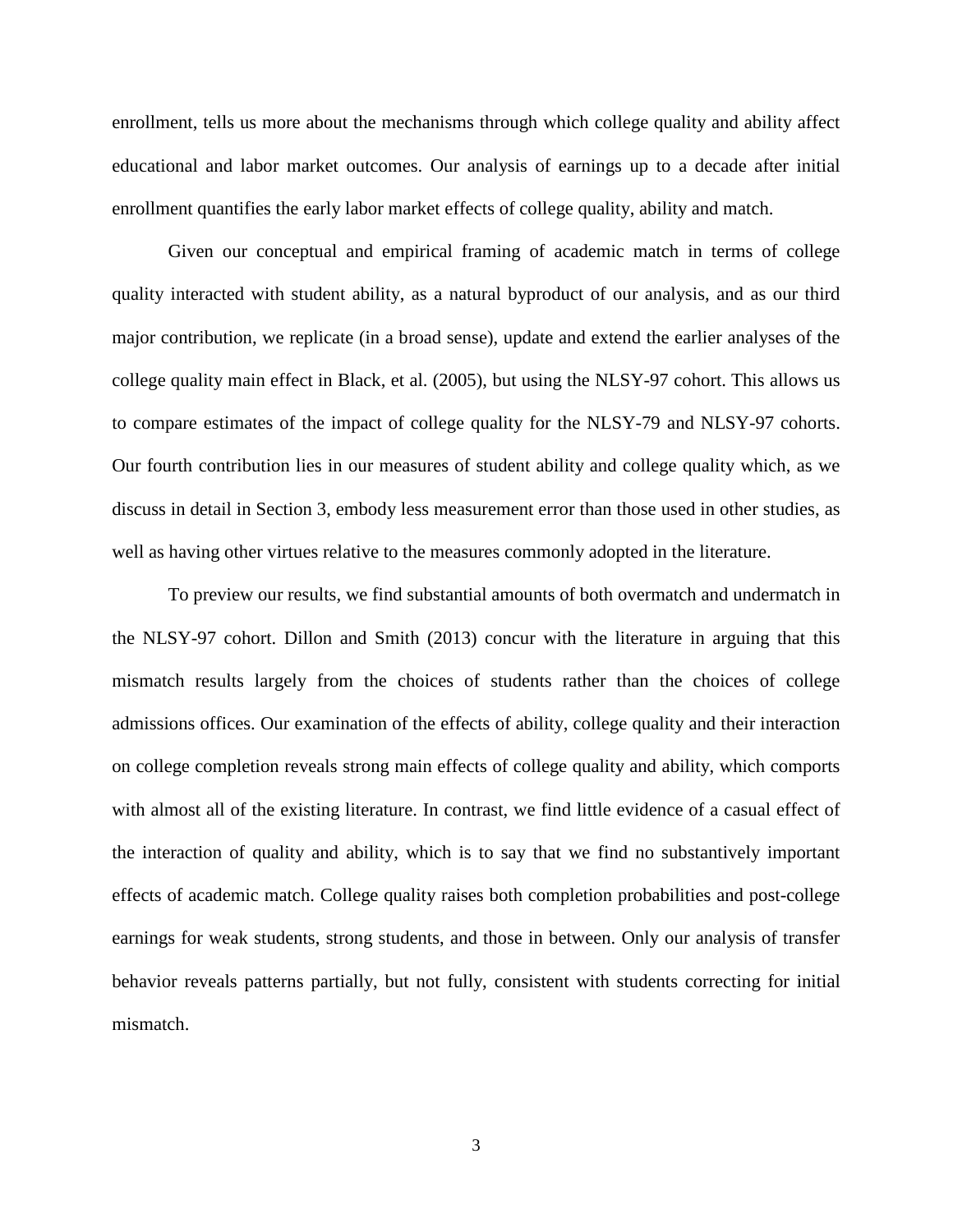enrollment, tells us more about the mechanisms through which college quality and ability affect educational and labor market outcomes. Our analysis of earnings up to a decade after initial enrollment quantifies the early labor market effects of college quality, ability and match.

Given our conceptual and empirical framing of academic match in terms of college quality interacted with student ability, as a natural byproduct of our analysis, and as our third major contribution, we replicate (in a broad sense), update and extend the earlier analyses of the college quality main effect in Black, et al. (2005), but using the NLSY-97 cohort. This allows us to compare estimates of the impact of college quality for the NLSY-79 and NLSY-97 cohorts. Our fourth contribution lies in our measures of student ability and college quality which, as we discuss in detail in Section 3, embody less measurement error than those used in other studies, as well as having other virtues relative to the measures commonly adopted in the literature.

To preview our results, we find substantial amounts of both overmatch and undermatch in the NLSY-97 cohort. Dillon and Smith (2013) concur with the literature in arguing that this mismatch results largely from the choices of students rather than the choices of college admissions offices. Our examination of the effects of ability, college quality and their interaction on college completion reveals strong main effects of college quality and ability, which comports with almost all of the existing literature. In contrast, we find little evidence of a casual effect of the interaction of quality and ability, which is to say that we find no substantively important effects of academic match. College quality raises both completion probabilities and post-college earnings for weak students, strong students, and those in between. Only our analysis of transfer behavior reveals patterns partially, but not fully, consistent with students correcting for initial mismatch.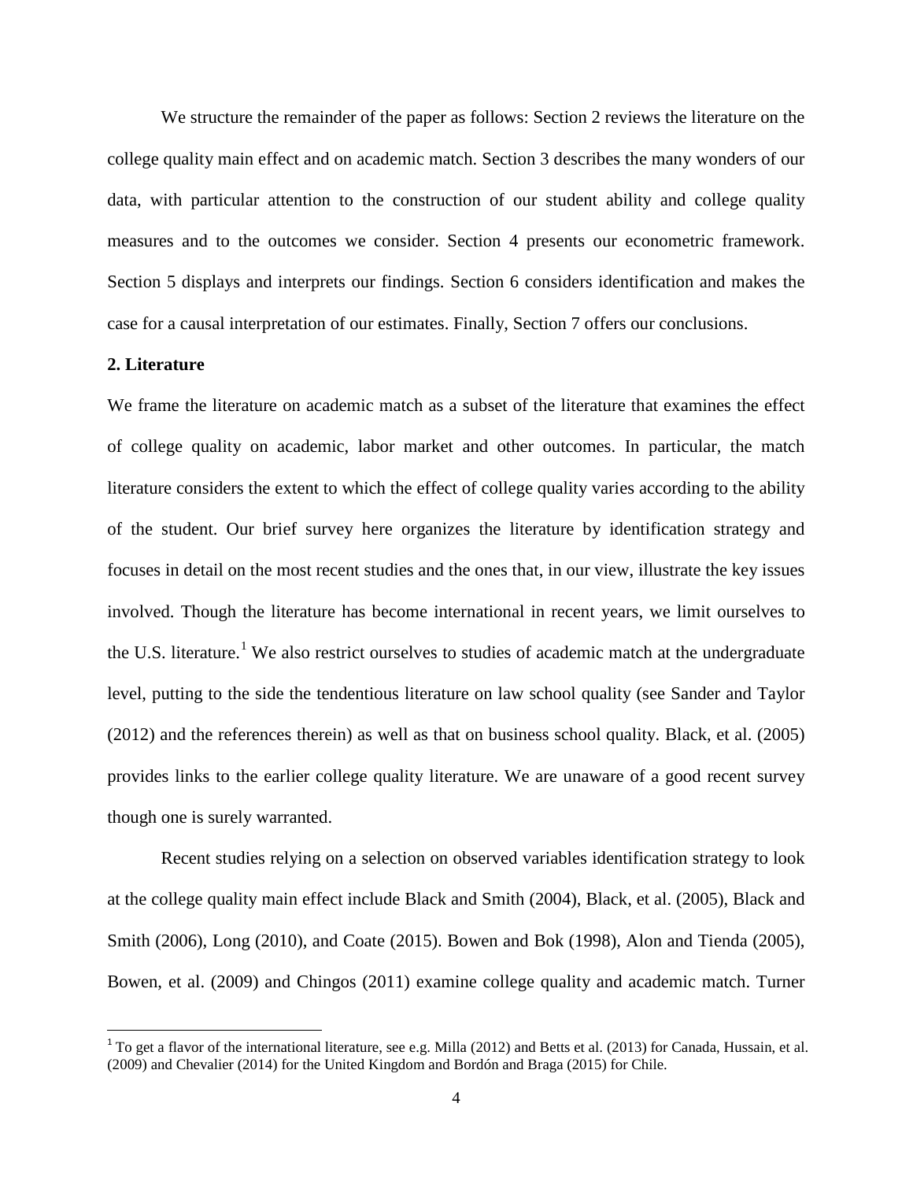We structure the remainder of the paper as follows: Section 2 reviews the literature on the college quality main effect and on academic match. Section 3 describes the many wonders of our data, with particular attention to the construction of our student ability and college quality measures and to the outcomes we consider. Section 4 presents our econometric framework. Section 5 displays and interprets our findings. Section 6 considers identification and makes the case for a causal interpretation of our estimates. Finally, Section 7 offers our conclusions.

## 2. Literature

We frame the literature on academic match as a subset of the literature that examines the effect of college quality on academic, labor market and other outcomes. In particular, the match literature considers the extent to which the effect of college quality varies according to the ability of the student. Our brief survey here organizes the literature by identification strategy and focuses in detail on the most recent studies and the ones that, in our view, illustrate the key issues involved. Though the literature has become international in recent years, we limit ourselves to the U.S. literature.[1] We also restrict ourselves to studies of academic match at the undergraduate level, putting to the side the tendentious literature on law school quality (see Sander and Taylor (2012) and the references therein) as well as that on business school quality. Black, et al. (2005) provides links to the earlier college quality literature. We are unaware of a good recent survey though one is surely warranted.

Recent studies relying on a selection on observed variables identification strategy to look at the college quality main effect include Black and Smith (2004), Black, et al. (2005), Black and Smith (2006), Long (2010), and Coate (2015). Bowen and Bok (1998), Alon and Tienda (2005), Bowen, et al. (2009) and Chingos (2011) examine college quality and academic match. Turner

[1] To get a flavor of the international literature, see e.g. Milla (2012) and Betts et al. (2013) for Canada, Hussain, et al. (2009) and Chevalier (2014) for the United Kingdom and Bordón and Braga (2015) for Chile.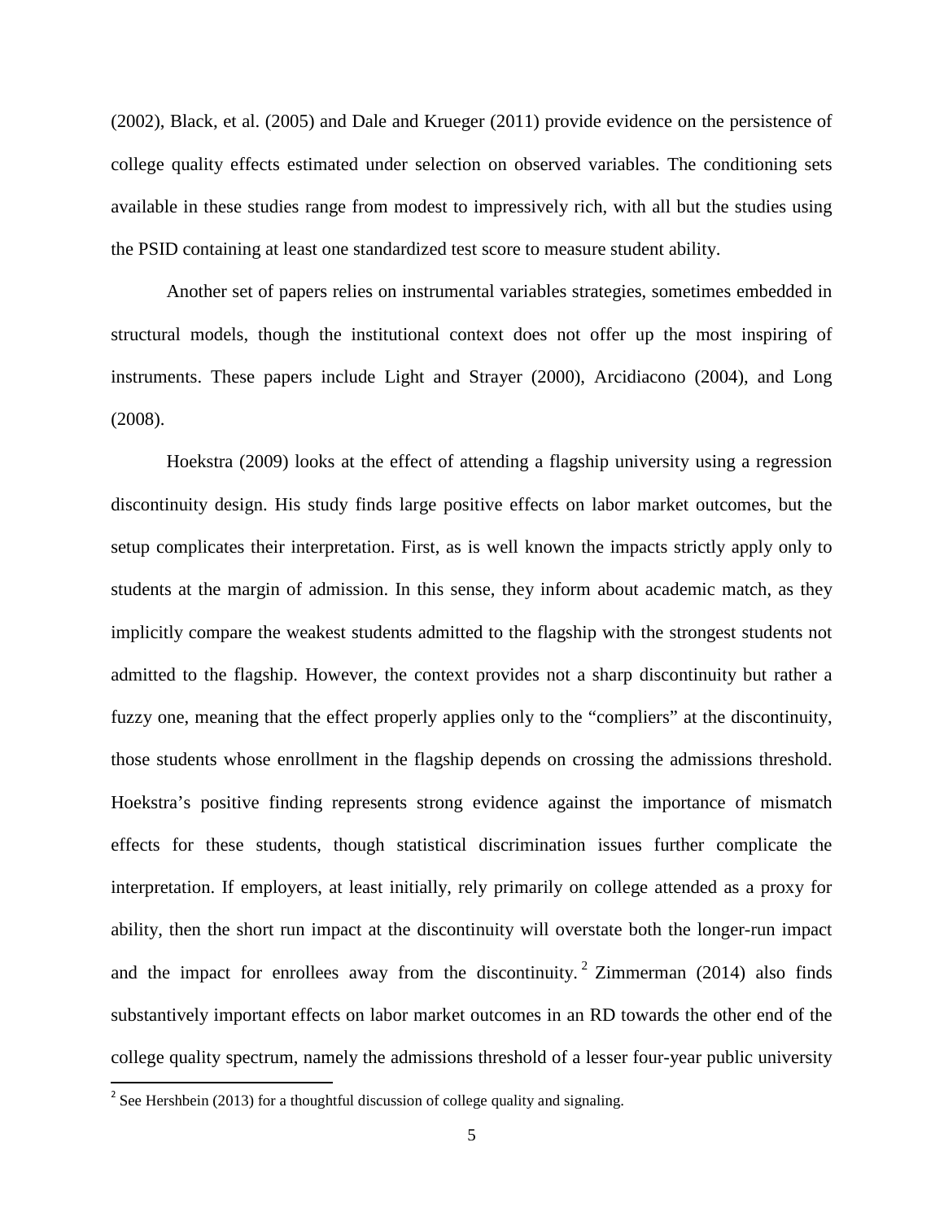(2002), Black, et al. (2005) and Dale and Krueger (2011) provide evidence on the persistence of college quality effects estimated under selection on observed variables. The conditioning sets available in these studies range from modest to impressively rich, with all but the studies using the PSID containing at least one standardized test score to measure student ability.

Another set of papers relies on instrumental variables strategies, sometimes embedded in structural models, though the institutional context does not offer up the most inspiring of instruments. These papers include Light and Strayer (2000), Arcidiacono (2004), and Long (2008).

Hoekstra (2009) looks at the effect of attending a flagship university using a regression discontinuity design. His study finds large positive effects on labor market outcomes, but the setup complicates their interpretation. First, as is well known the impacts strictly apply only to students at the margin of admission. In this sense, they inform about academic match, as they implicitly compare the weakest students admitted to the flagship with the strongest students not admitted to the flagship. However, the context provides not a sharp discontinuity but rather a fuzzy one, meaning that the effect properly applies only to the "compliers" at the discontinuity, those students whose enrollment in the flagship depends on crossing the admissions threshold. Hoekstra's positive finding represents strong evidence against the importance of mismatch effects for these students, though statistical discrimination issues further complicate the interpretation. If employers, at least initially, rely primarily on college attended as a proxy for ability, then the short run impact at the discontinuity will overstate both the longer-run impact and the impact for enrollees away from the discontinuity.[2] Zimmerman (2014) also finds substantively important effects on labor market outcomes in an RD towards the other end of the college quality spectrum, namely the admissions threshold of a lesser four-year public university

[2] See Hershbein (2013) for a thoughtful discussion of college quality and signaling.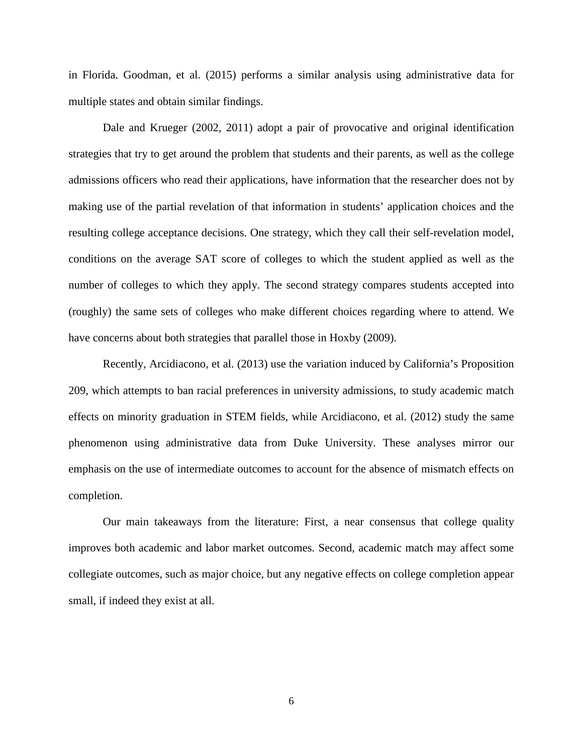in Florida. Goodman, et al. (2015) performs a similar analysis using administrative data for multiple states and obtain similar findings.

Dale and Krueger (2002, 2011) adopt a pair of provocative and original identification strategies that try to get around the problem that students and their parents, as well as the college admissions officers who read their applications, have information that the researcher does not by making use of the partial revelation of that information in students' application choices and the resulting college acceptance decisions. One strategy, which they call their self-revelation model, conditions on the average SAT score of colleges to which the student applied as well as the number of colleges to which they apply. The second strategy compares students accepted into (roughly) the same sets of colleges who make different choices regarding where to attend. We have concerns about both strategies that parallel those in Hoxby (2009).

Recently, Arcidiacono, et al. (2013) use the variation induced by California's Proposition 209, which attempts to ban racial preferences in university admissions, to study academic match effects on minority graduation in STEM fields, while Arcidiacono, et al. (2012) study the same phenomenon using administrative data from Duke University. These analyses mirror our emphasis on the use of intermediate outcomes to account for the absence of mismatch effects on completion.

Our main takeaways from the literature: First, a near consensus that college quality improves both academic and labor market outcomes. Second, academic match may affect some collegiate outcomes, such as major choice, but any negative effects on college completion appear small, if indeed they exist at all.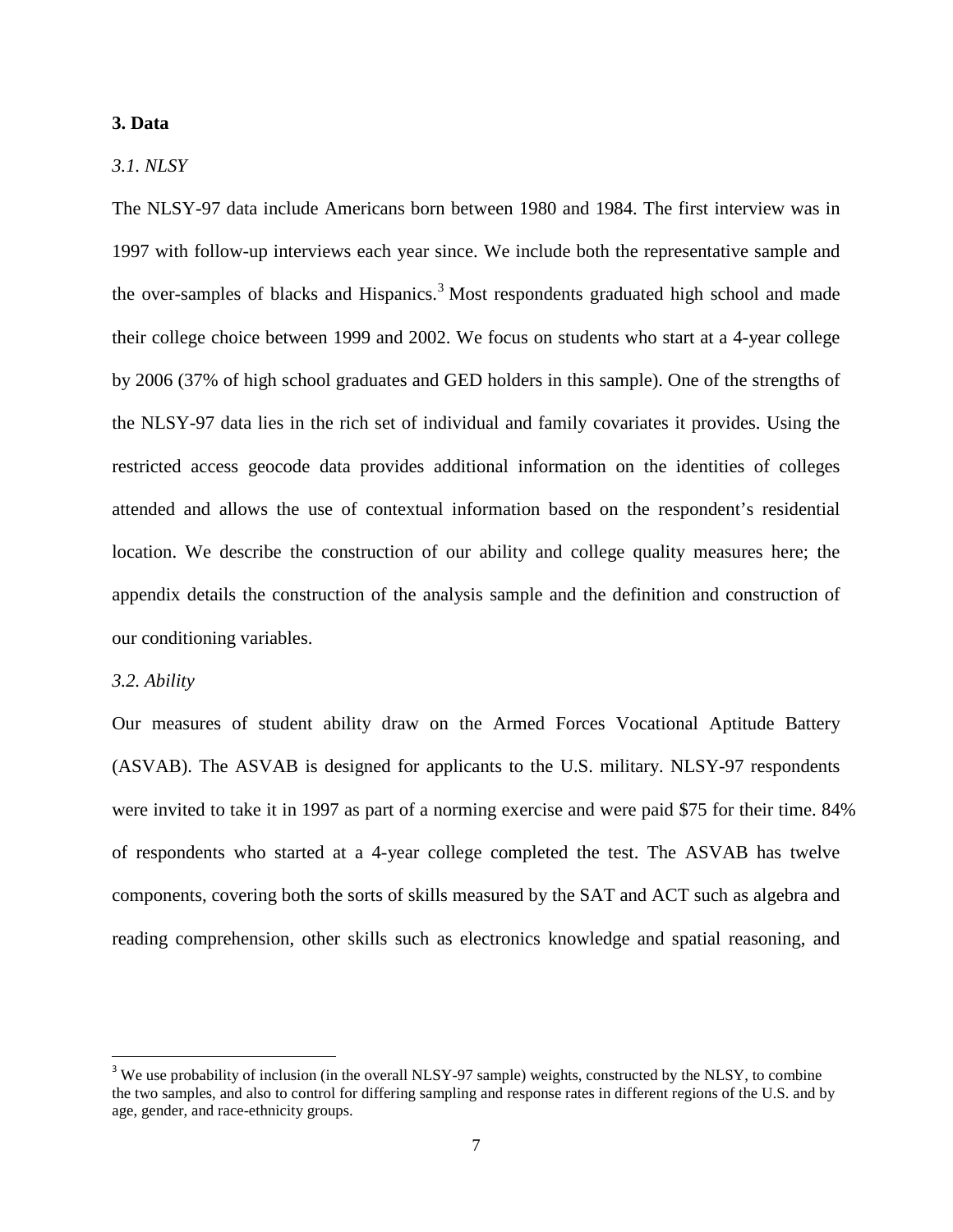## 3. Data

### *3.1. NLSY*

The NLSY-97 data include Americans born between 1980 and 1984. The first interview was in 1997 with follow-up interviews each year since. We include both the representative sample and the over-samples of blacks and Hispanics.[3] Most respondents graduated high school and made their college choice between 1999 and 2002. We focus on students who start at a 4-year college by 2006 (37% of high school graduates and GED holders in this sample). One of the strengths of the NLSY-97 data lies in the rich set of individual and family covariates it provides. Using the restricted access geocode data provides additional information on the identities of colleges attended and allows the use of contextual information based on the respondent's residential location. We describe the construction of our ability and college quality measures here; the appendix details the construction of the analysis sample and the definition and construction of our conditioning variables.

### *3.2. Ability*

Our measures of student ability draw on the Armed Forces Vocational Aptitude Battery (ASVAB). The ASVAB is designed for applicants to the U.S. military. NLSY-97 respondents were invited to take it in 1997 as part of a norming exercise and were paid $75 for their time. 84% of respondents who started at a 4-year college completed the test. The ASVAB has twelve components, covering both the sorts of skills measured by the SAT and ACT such as algebra and reading comprehension, other skills such as electronics knowledge and spatial reasoning, and

---

[3] We use probability of inclusion (in the overall NLSY-97 sample) weights, constructed by the NLSY, to combine the two samples, and also to control for differing sampling and response rates in different regions of the U.S. and by age, gender, and race-ethnicity groups.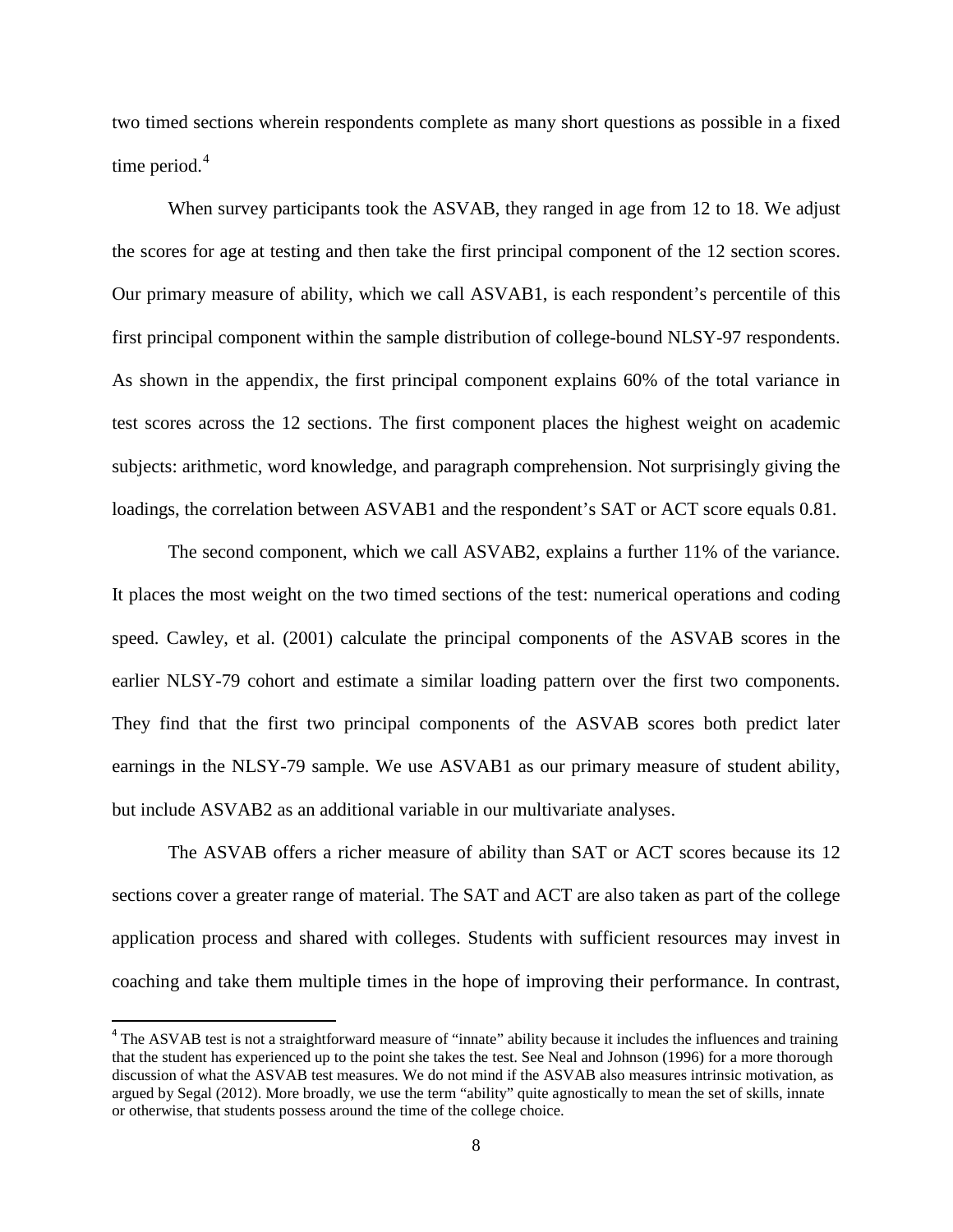two timed sections wherein respondents complete as many short questions as possible in a fixed time period.[4]

When survey participants took the ASVAB, they ranged in age from 12 to 18. We adjust the scores for age at testing and then take the first principal component of the 12 section scores. Our primary measure of ability, which we call ASVAB1, is each respondent's percentile of this first principal component within the sample distribution of college-bound NLSY-97 respondents. As shown in the appendix, the first principal component explains 60% of the total variance in test scores across the 12 sections. The first component places the highest weight on academic subjects: arithmetic, word knowledge, and paragraph comprehension. Not surprisingly giving the loadings, the correlation between ASVAB1 and the respondent's SAT or ACT score equals 0.81.

The second component, which we call ASVAB2, explains a further 11% of the variance. It places the most weight on the two timed sections of the test: numerical operations and coding speed. Cawley, et al. (2001) calculate the principal components of the ASVAB scores in the earlier NLSY-79 cohort and estimate a similar loading pattern over the first two components. They find that the first two principal components of the ASVAB scores both predict later earnings in the NLSY-79 sample. We use ASVAB1 as our primary measure of student ability, but include ASVAB2 as an additional variable in our multivariate analyses.

The ASVAB offers a richer measure of ability than SAT or ACT scores because its 12 sections cover a greater range of material. The SAT and ACT are also taken as part of the college application process and shared with colleges. Students with sufficient resources may invest in coaching and take them multiple times in the hope of improving their performance. In contrast,

[4] The ASVAB test is not a straightforward measure of "innate" ability because it includes the influences and training that the student has experienced up to the point she takes the test. See Neal and Johnson (1996) for a more thorough discussion of what the ASVAB test measures. We do not mind if the ASVAB also measures intrinsic motivation, as argued by Segal (2012). More broadly, we use the term "ability" quite agnostically to mean the set of skills, innate or otherwise, that students possess around the time of the college choice.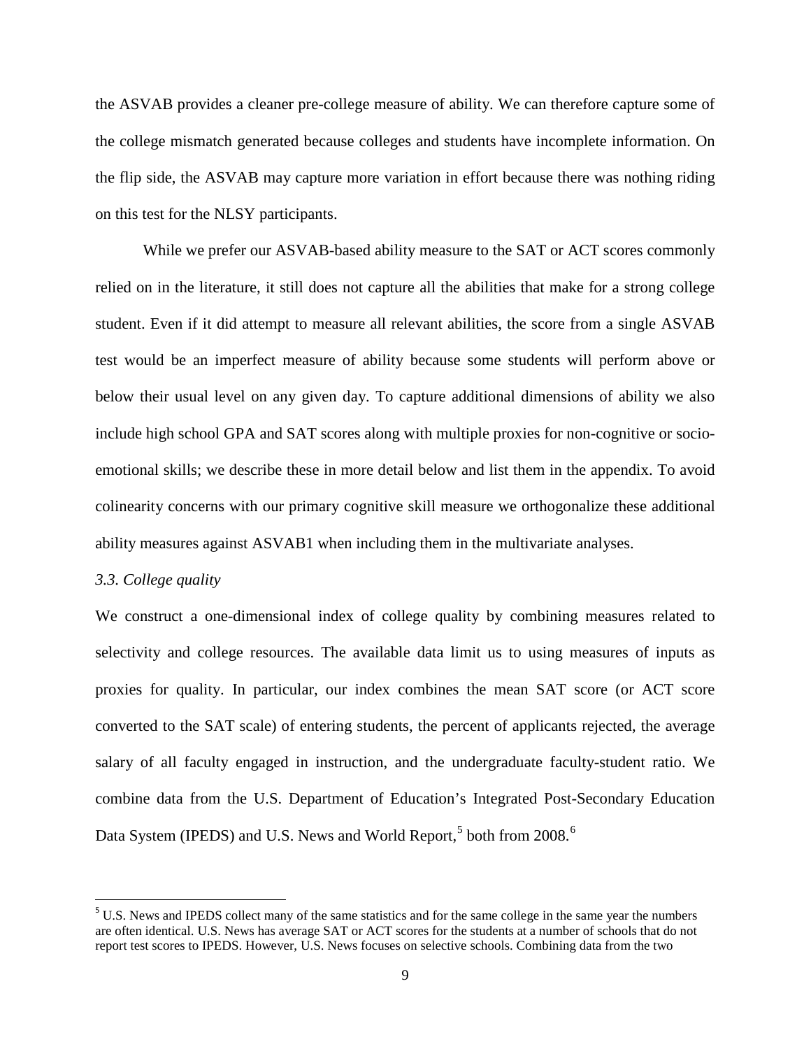the ASVAB provides a cleaner pre-college measure of ability. We can therefore capture some of the college mismatch generated because colleges and students have incomplete information. On the flip side, the ASVAB may capture more variation in effort because there was nothing riding on this test for the NLSY participants.

While we prefer our ASVAB-based ability measure to the SAT or ACT scores commonly relied on in the literature, it still does not capture all the abilities that make for a strong college student. Even if it did attempt to measure all relevant abilities, the score from a single ASVAB test would be an imperfect measure of ability because some students will perform above or below their usual level on any given day. To capture additional dimensions of ability we also include high school GPA and SAT scores along with multiple proxies for non-cognitive or socio-emotional skills; we describe these in more detail below and list them in the appendix. To avoid colinearity concerns with our primary cognitive skill measure we orthogonalize these additional ability measures against ASVAB1 when including them in the multivariate analyses.

*3.3. College quality*

We construct a one-dimensional index of college quality by combining measures related to selectivity and college resources. The available data limit us to using measures of inputs as proxies for quality. In particular, our index combines the mean SAT score (or ACT score converted to the SAT scale) of entering students, the percent of applicants rejected, the average salary of all faculty engaged in instruction, and the undergraduate faculty-student ratio. We combine data from the U.S. Department of Education's Integrated Post-Secondary Education Data System (IPEDS) and U.S. News and World Report,[5] both from 2008.[6]

[5] U.S. News and IPEDS collect many of the same statistics and for the same college in the same year the numbers are often identical. U.S. News has average SAT or ACT scores for the students at a number of schools that do not report test scores to IPEDS. However, U.S. News focuses on selective schools. Combining data from the two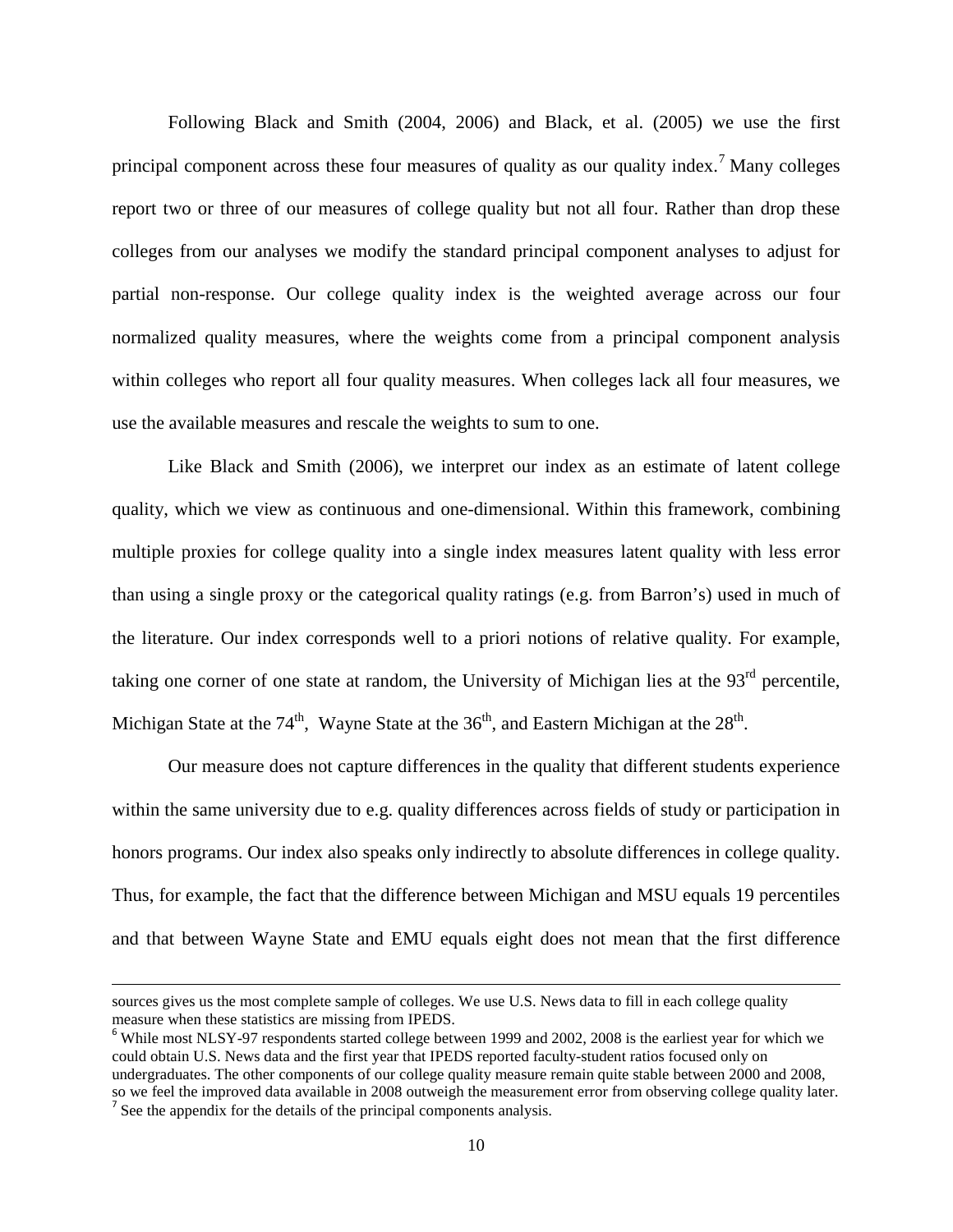Following Black and Smith (2004, 2006) and Black, et al. (2005) we use the first principal component across these four measures of quality as our quality index.[7] Many colleges report two or three of our measures of college quality but not all four. Rather than drop these colleges from our analyses we modify the standard principal component analyses to adjust for partial non-response. Our college quality index is the weighted average across our four normalized quality measures, where the weights come from a principal component analysis within colleges who report all four quality measures. When colleges lack all four measures, we use the available measures and rescale the weights to sum to one.

Like Black and Smith (2006), we interpret our index as an estimate of latent college quality, which we view as continuous and one-dimensional. Within this framework, combining multiple proxies for college quality into a single index measures latent quality with less error than using a single proxy or the categorical quality ratings (e.g. from Barron's) used in much of the literature. Our index corresponds well to a priori notions of relative quality. For example, taking one corner of one state at random, the University of Michigan lies at the 93rd percentile, Michigan State at the 74th, Wayne State at the 36th, and Eastern Michigan at the 28th.

Our measure does not capture differences in the quality that different students experience within the same university due to e.g. quality differences across fields of study or participation in honors programs. Our index also speaks only indirectly to absolute differences in college quality. Thus, for example, the fact that the difference between Michigan and MSU equals 19 percentiles and that between Wayne State and EMU equals eight does not mean that the first difference

---

sources gives us the most complete sample of colleges. We use U.S. News data to fill in each college quality measure when these statistics are missing from IPEDS.

[6] While most NLSY-97 respondents started college between 1999 and 2002, 2008 is the earliest year for which we could obtain U.S. News data and the first year that IPEDS reported faculty-student ratios focused only on undergraduates. The other components of our college quality measure remain quite stable between 2000 and 2008, so we feel the improved data available in 2008 outweigh the measurement error from observing college quality later.

[7] See the appendix for the details of the principal components analysis.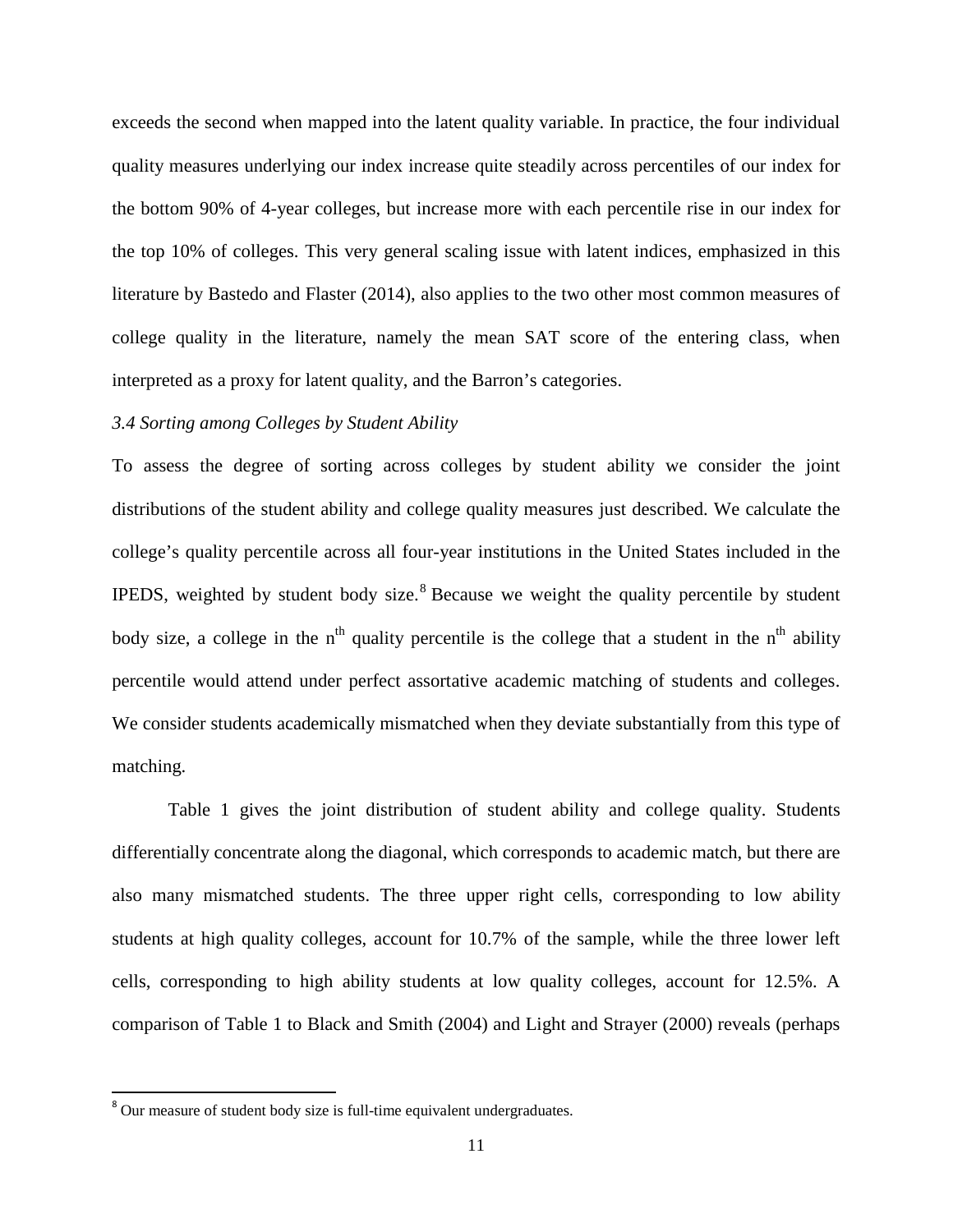exceeds the second when mapped into the latent quality variable. In practice, the four individual quality measures underlying our index increase quite steadily across percentiles of our index for the bottom 90% of 4-year colleges, but increase more with each percentile rise in our index for the top 10% of colleges. This very general scaling issue with latent indices, emphasized in this literature by Bastedo and Flaster (2014), also applies to the two other most common measures of college quality in the literature, namely the mean SAT score of the entering class, when interpreted as a proxy for latent quality, and the Barron's categories.

### *3.4 Sorting among Colleges by Student Ability*

To assess the degree of sorting across colleges by student ability we consider the joint distributions of the student ability and college quality measures just described. We calculate the college's quality percentile across all four-year institutions in the United States included in the IPEDS, weighted by student body size.[8] Because we weight the quality percentile by student body size, a college in the $n^{th}$ quality percentile is the college that a student in the $n^{th}$ ability percentile would attend under perfect assortative academic matching of students and colleges. We consider students academically mismatched when they deviate substantially from this type of matching.

Table 1 gives the joint distribution of student ability and college quality. Students differentially concentrate along the diagonal, which corresponds to academic match, but there are also many mismatched students. The three upper right cells, corresponding to low ability students at high quality colleges, account for 10.7% of the sample, while the three lower left cells, corresponding to high ability students at low quality colleges, account for 12.5%. A comparison of Table 1 to Black and Smith (2004) and Light and Strayer (2000) reveals (perhaps

[8] Our measure of student body size is full-time equivalent undergraduates.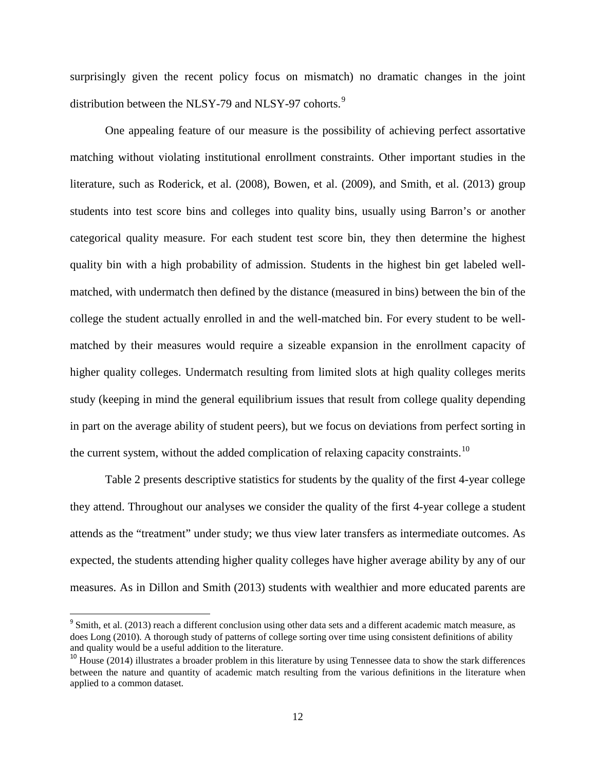surprisingly given the recent policy focus on mismatch) no dramatic changes in the joint distribution between the NLSY-79 and NLSY-97 cohorts.[9]

One appealing feature of our measure is the possibility of achieving perfect assortative matching without violating institutional enrollment constraints. Other important studies in the literature, such as Roderick, et al. (2008), Bowen, et al. (2009), and Smith, et al. (2013) group students into test score bins and colleges into quality bins, usually using Barron's or another categorical quality measure. For each student test score bin, they then determine the highest quality bin with a high probability of admission. Students in the highest bin get labeled well-matched, with undermatch then defined by the distance (measured in bins) between the bin of the college the student actually enrolled in and the well-matched bin. For every student to be well-matched by their measures would require a sizeable expansion in the enrollment capacity of higher quality colleges. Undermatch resulting from limited slots at high quality colleges merits study (keeping in mind the general equilibrium issues that result from college quality depending in part on the average ability of student peers), but we focus on deviations from perfect sorting in the current system, without the added complication of relaxing capacity constraints.[10]

Table 2 presents descriptive statistics for students by the quality of the first 4-year college they attend. Throughout our analyses we consider the quality of the first 4-year college a student attends as the "treatment" under study; we thus view later transfers as intermediate outcomes. As expected, the students attending higher quality colleges have higher average ability by any of our measures. As in Dillon and Smith (2013) students with wealthier and more educated parents are

[9] Smith, et al. (2013) reach a different conclusion using other data sets and a different academic match measure, as does Long (2010). A thorough study of patterns of college sorting over time using consistent definitions of ability and quality would be a useful addition to the literature.

[10] House (2014) illustrates a broader problem in this literature by using Tennessee data to show the stark differences between the nature and quantity of academic match resulting from the various definitions in the literature when applied to a common dataset.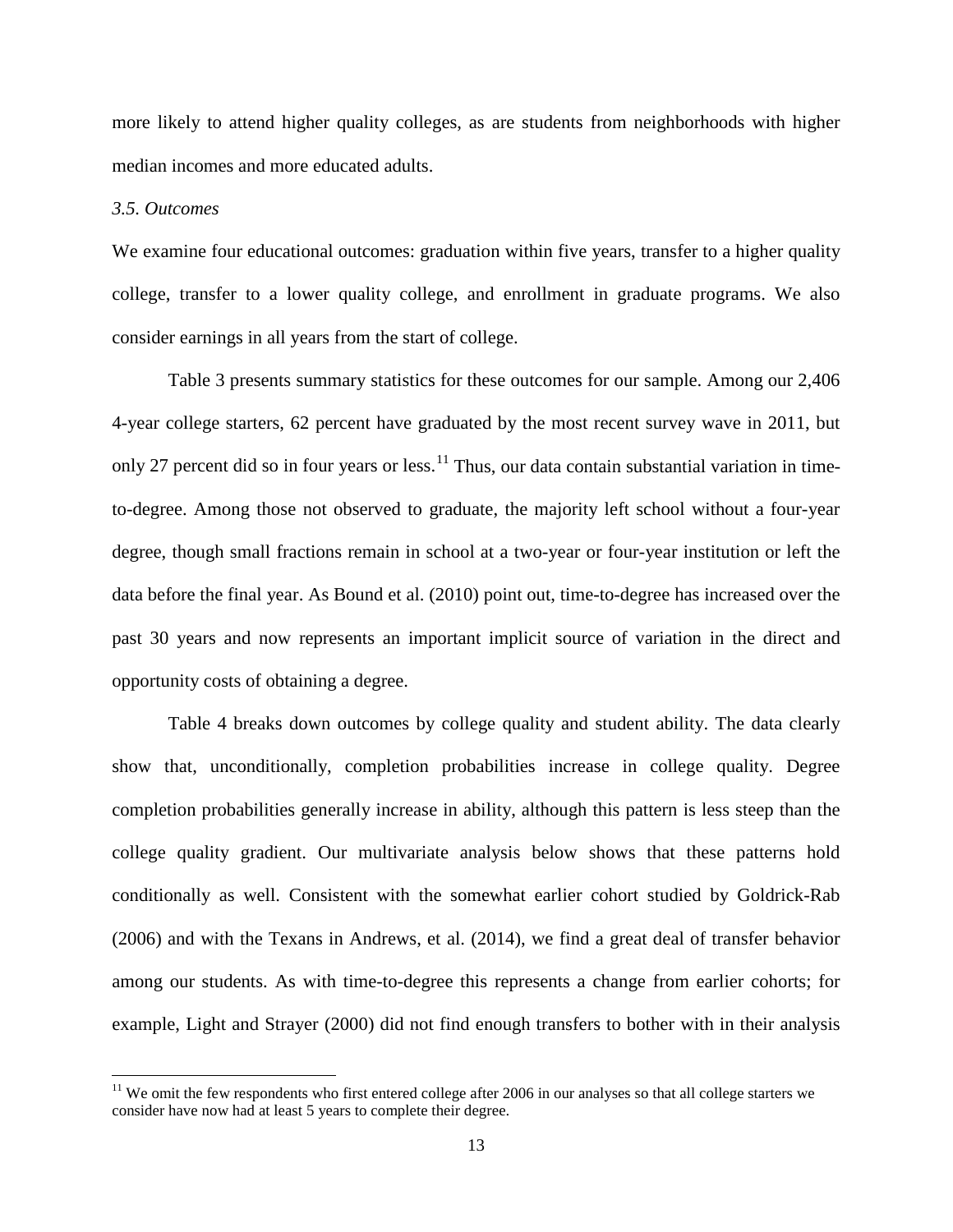more likely to attend higher quality colleges, as are students from neighborhoods with higher median incomes and more educated adults.

### *3.5. Outcomes*

We examine four educational outcomes: graduation within five years, transfer to a higher quality college, transfer to a lower quality college, and enrollment in graduate programs. We also consider earnings in all years from the start of college.

Table 3 presents summary statistics for these outcomes for our sample. Among our 2,406 4-year college starters, 62 percent have graduated by the most recent survey wave in 2011, but only 27 percent did so in four years or less.[11] Thus, our data contain substantial variation in time-to-degree. Among those not observed to graduate, the majority left school without a four-year degree, though small fractions remain in school at a two-year or four-year institution or left the data before the final year. As Bound et al. (2010) point out, time-to-degree has increased over the past 30 years and now represents an important implicit source of variation in the direct and opportunity costs of obtaining a degree.

Table 4 breaks down outcomes by college quality and student ability. The data clearly show that, unconditionally, completion probabilities increase in college quality. Degree completion probabilities generally increase in ability, although this pattern is less steep than the college quality gradient. Our multivariate analysis below shows that these patterns hold conditionally as well. Consistent with the somewhat earlier cohort studied by Goldrick-Rab (2006) and with the Texans in Andrews, et al. (2014), we find a great deal of transfer behavior among our students. As with time-to-degree this represents a change from earlier cohorts; for example, Light and Strayer (2000) did not find enough transfers to bother with in their analysis

[11] We omit the few respondents who first entered college after 2006 in our analyses so that all college starters we consider have now had at least 5 years to complete their degree.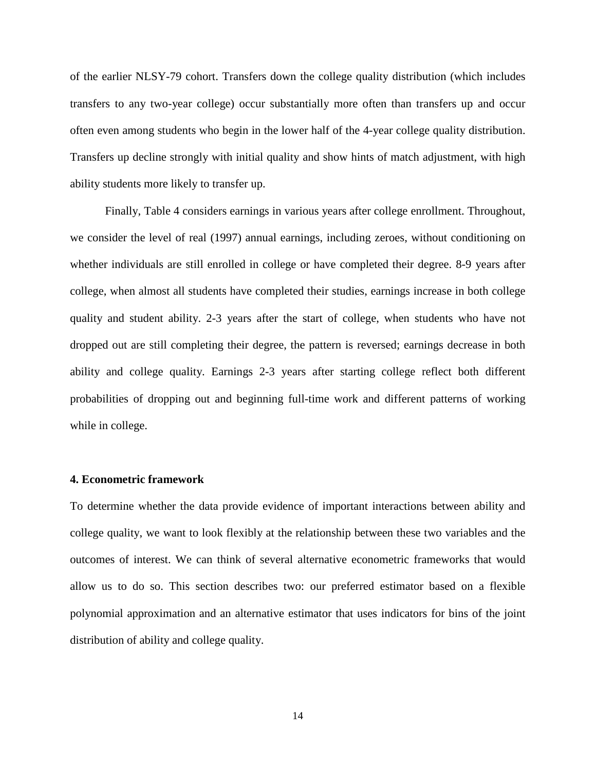of the earlier NLSY-79 cohort. Transfers down the college quality distribution (which includes transfers to any two-year college) occur substantially more often than transfers up and occur often even among students who begin in the lower half of the 4-year college quality distribution. Transfers up decline strongly with initial quality and show hints of match adjustment, with high ability students more likely to transfer up.

Finally, Table 4 considers earnings in various years after college enrollment. Throughout, we consider the level of real (1997) annual earnings, including zeroes, without conditioning on whether individuals are still enrolled in college or have completed their degree. 8-9 years after college, when almost all students have completed their studies, earnings increase in both college quality and student ability. 2-3 years after the start of college, when students who have not dropped out are still completing their degree, the pattern is reversed; earnings decrease in both ability and college quality. Earnings 2-3 years after starting college reflect both different probabilities of dropping out and beginning full-time work and different patterns of working while in college.

### 4. Econometric framework

To determine whether the data provide evidence of important interactions between ability and college quality, we want to look flexibly at the relationship between these two variables and the outcomes of interest. We can think of several alternative econometric frameworks that would allow us to do so. This section describes two: our preferred estimator based on a flexible polynomial approximation and an alternative estimator that uses indicators for bins of the joint distribution of ability and college quality.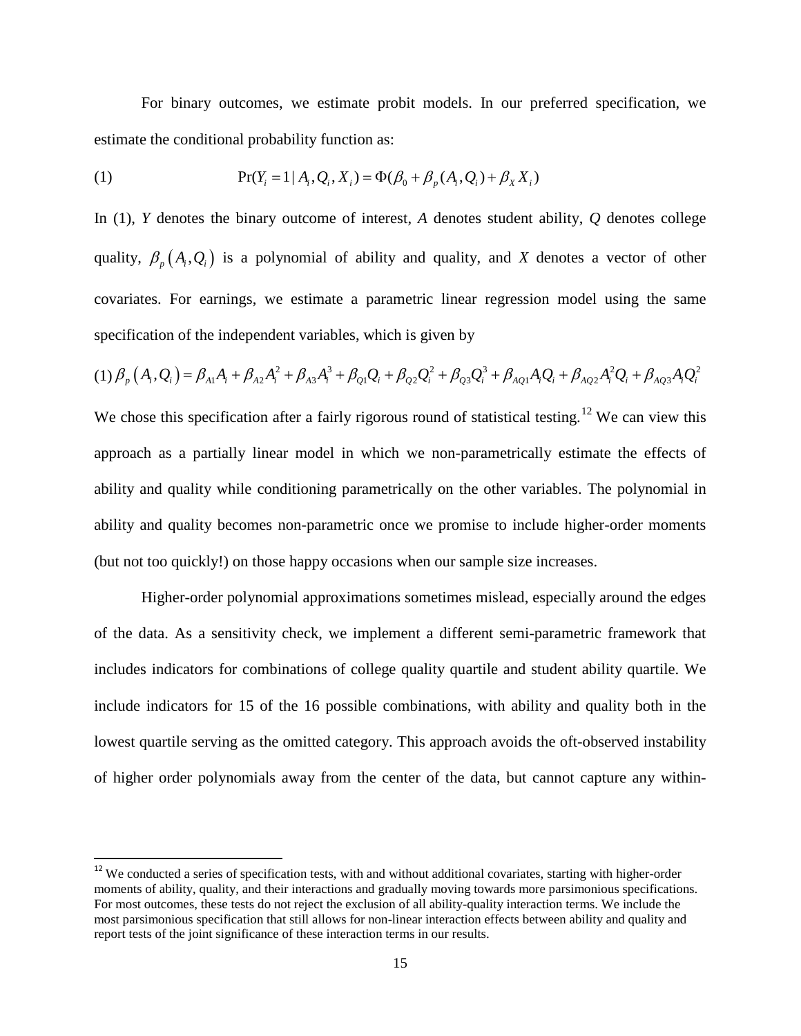For binary outcomes, we estimate probit models. In our preferred specification, we estimate the conditional probability function as:

$$\text{(1)} \qquad \Pr(Y_i = 1 \mid A_i, Q_i, X_i) = \Phi(\beta_0 + \beta_p(A_i, Q_i) + \beta_X X_i)$$

In (1), *Y* denotes the binary outcome of interest, *A* denotes student ability, *Q* denotes college quality, $\beta_p(A_i, Q_i)$ is a polynomial of ability and quality, and *X* denotes a vector of other covariates. For earnings, we estimate a parametric linear regression model using the same specification of the independent variables, which is given by

$$\text{(1)} \; \beta_p(A_i, Q_i) = \beta_{A1}A_i + \beta_{A2}A_i^2 + \beta_{A3}A_i^3 + \beta_{Q1}Q_i + \beta_{Q2}Q_i^2 + \beta_{Q3}Q_i^3 + \beta_{AQ1}A_iQ_i + \beta_{AQ2}A_i^2Q_i + \beta_{AQ3}A_iQ_i^2$$

We chose this specification after a fairly rigorous round of statistical testing.[12] We can view this approach as a partially linear model in which we non-parametrically estimate the effects of ability and quality while conditioning parametrically on the other variables. The polynomial in ability and quality becomes non-parametric once we promise to include higher-order moments (but not too quickly!) on those happy occasions when our sample size increases.

Higher-order polynomial approximations sometimes mislead, especially around the edges of the data. As a sensitivity check, we implement a different semi-parametric framework that includes indicators for combinations of college quality quartile and student ability quartile. We include indicators for 15 of the 16 possible combinations, with ability and quality both in the lowest quartile serving as the omitted category. This approach avoids the oft-observed instability of higher order polynomials away from the center of the data, but cannot capture any within-

[12] We conducted a series of specification tests, with and without additional covariates, starting with higher-order moments of ability, quality, and their interactions and gradually moving towards more parsimonious specifications. For most outcomes, these tests do not reject the exclusion of all ability-quality interaction terms. We include the most parsimonious specification that still allows for non-linear interaction effects between ability and quality and report tests of the joint significance of these interaction terms in our results.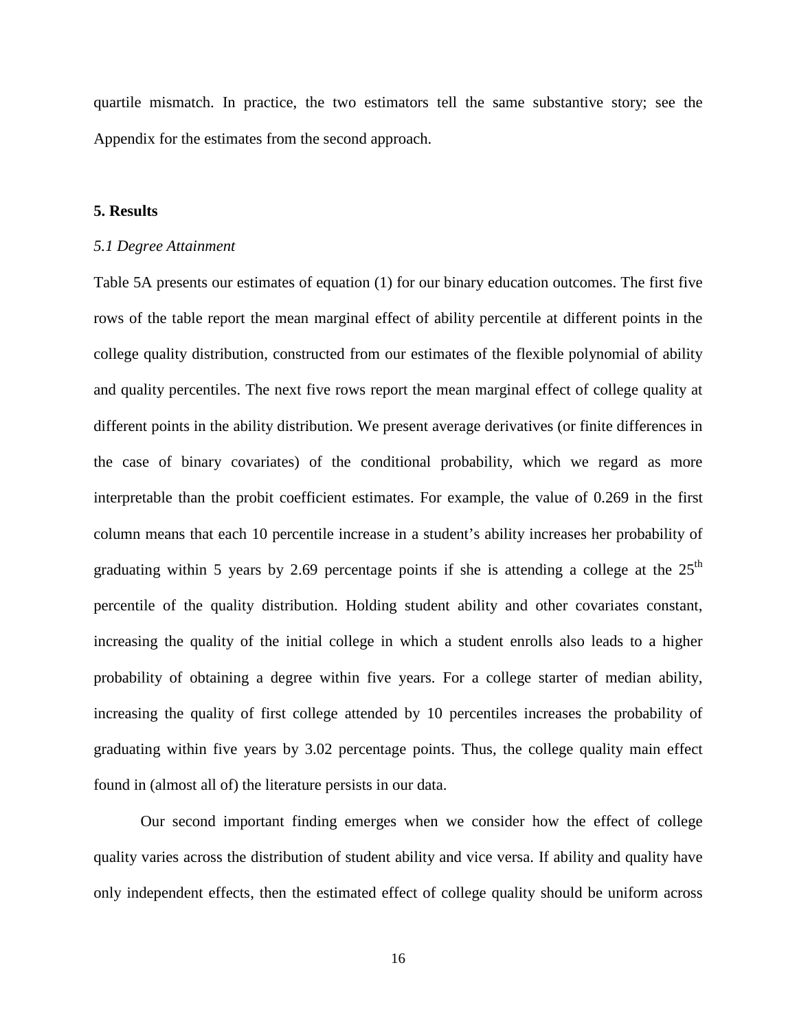quartile mismatch. In practice, the two estimators tell the same substantive story; see the Appendix for the estimates from the second approach.

## 5. Results

### *5.1 Degree Attainment*

Table 5A presents our estimates of equation (1) for our binary education outcomes. The first five rows of the table report the mean marginal effect of ability percentile at different points in the college quality distribution, constructed from our estimates of the flexible polynomial of ability and quality percentiles. The next five rows report the mean marginal effect of college quality at different points in the ability distribution. We present average derivatives (or finite differences in the case of binary covariates) of the conditional probability, which we regard as more interpretable than the probit coefficient estimates. For example, the value of 0.269 in the first column means that each 10 percentile increase in a student's ability increases her probability of graduating within 5 years by 2.69 percentage points if she is attending a college at the $25^{th}$ percentile of the quality distribution. Holding student ability and other covariates constant, increasing the quality of the initial college in which a student enrolls also leads to a higher probability of obtaining a degree within five years. For a college starter of median ability, increasing the quality of first college attended by 10 percentiles increases the probability of graduating within five years by 3.02 percentage points. Thus, the college quality main effect found in (almost all of) the literature persists in our data.

Our second important finding emerges when we consider how the effect of college quality varies across the distribution of student ability and vice versa. If ability and quality have only independent effects, then the estimated effect of college quality should be uniform across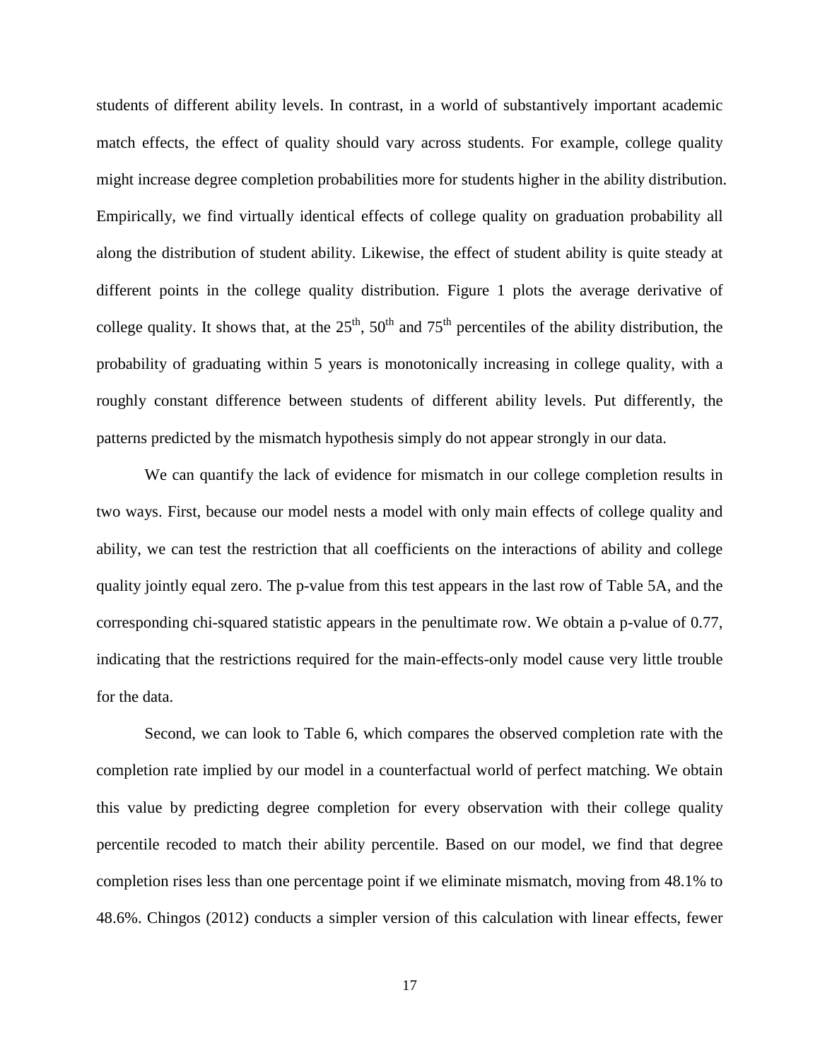students of different ability levels. In contrast, in a world of substantively important academic match effects, the effect of quality should vary across students. For example, college quality might increase degree completion probabilities more for students higher in the ability distribution. Empirically, we find virtually identical effects of college quality on graduation probability all along the distribution of student ability. Likewise, the effect of student ability is quite steady at different points in the college quality distribution. Figure 1 plots the average derivative of college quality. It shows that, at the $25^{th}$, $50^{th}$ and $75^{th}$ percentiles of the ability distribution, the probability of graduating within 5 years is monotonically increasing in college quality, with a roughly constant difference between students of different ability levels. Put differently, the patterns predicted by the mismatch hypothesis simply do not appear strongly in our data.

We can quantify the lack of evidence for mismatch in our college completion results in two ways. First, because our model nests a model with only main effects of college quality and ability, we can test the restriction that all coefficients on the interactions of ability and college quality jointly equal zero. The p-value from this test appears in the last row of Table 5A, and the corresponding chi-squared statistic appears in the penultimate row. We obtain a p-value of 0.77, indicating that the restrictions required for the main-effects-only model cause very little trouble for the data.

Second, we can look to Table 6, which compares the observed completion rate with the completion rate implied by our model in a counterfactual world of perfect matching. We obtain this value by predicting degree completion for every observation with their college quality percentile recoded to match their ability percentile. Based on our model, we find that degree completion rises less than one percentage point if we eliminate mismatch, moving from 48.1% to 48.6%. Chingos (2012) conducts a simpler version of this calculation with linear effects, fewer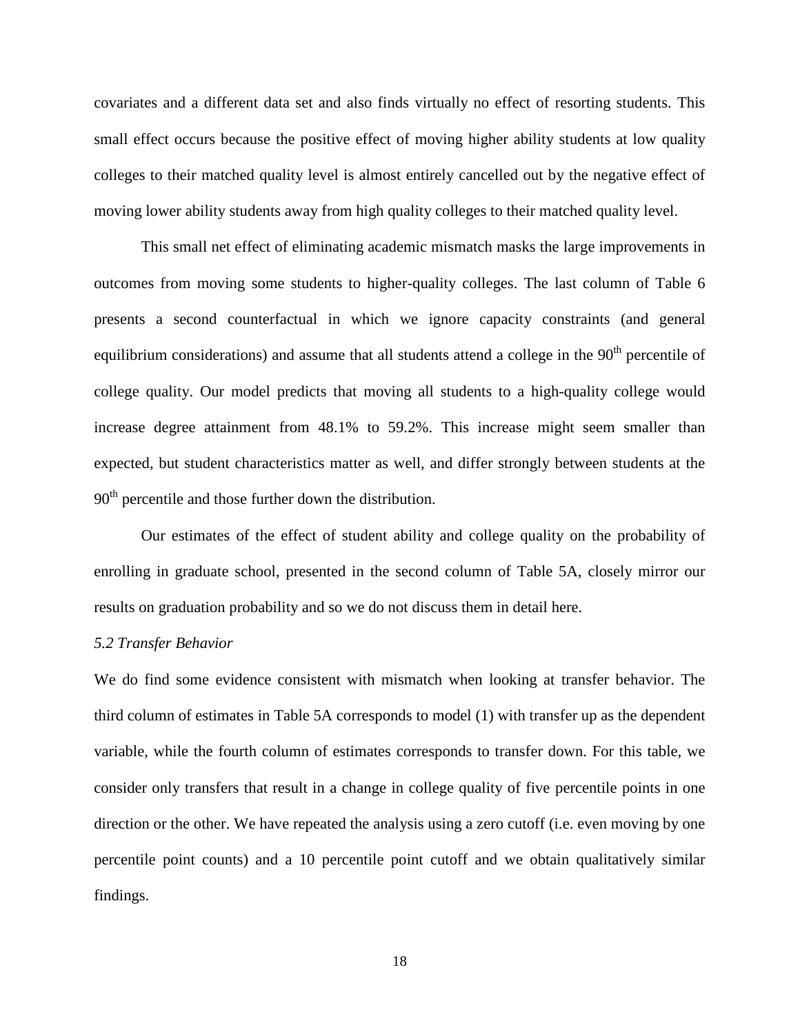covariates and a different data set and also finds virtually no effect of resorting students. This small effect occurs because the positive effect of moving higher ability students at low quality colleges to their matched quality level is almost entirely cancelled out by the negative effect of moving lower ability students away from high quality colleges to their matched quality level.

This small net effect of eliminating academic mismatch masks the large improvements in outcomes from moving some students to higher-quality colleges. The last column of Table 6 presents a second counterfactual in which we ignore capacity constraints (and general equilibrium considerations) and assume that all students attend a college in the 90th percentile of college quality. Our model predicts that moving all students to a high-quality college would increase degree attainment from 48.1% to 59.2%. This increase might seem smaller than expected, but student characteristics matter as well, and differ strongly between students at the 90th percentile and those further down the distribution.

Our estimates of the effect of student ability and college quality on the probability of enrolling in graduate school, presented in the second column of Table 5A, closely mirror our results on graduation probability and so we do not discuss them in detail here.

### *5.2 Transfer Behavior*

We do find some evidence consistent with mismatch when looking at transfer behavior. The third column of estimates in Table 5A corresponds to model (1) with transfer up as the dependent variable, while the fourth column of estimates corresponds to transfer down. For this table, we consider only transfers that result in a change in college quality of five percentile points in one direction or the other. We have repeated the analysis using a zero cutoff (i.e. even moving by one percentile point counts) and a 10 percentile point cutoff and we obtain qualitatively similar findings.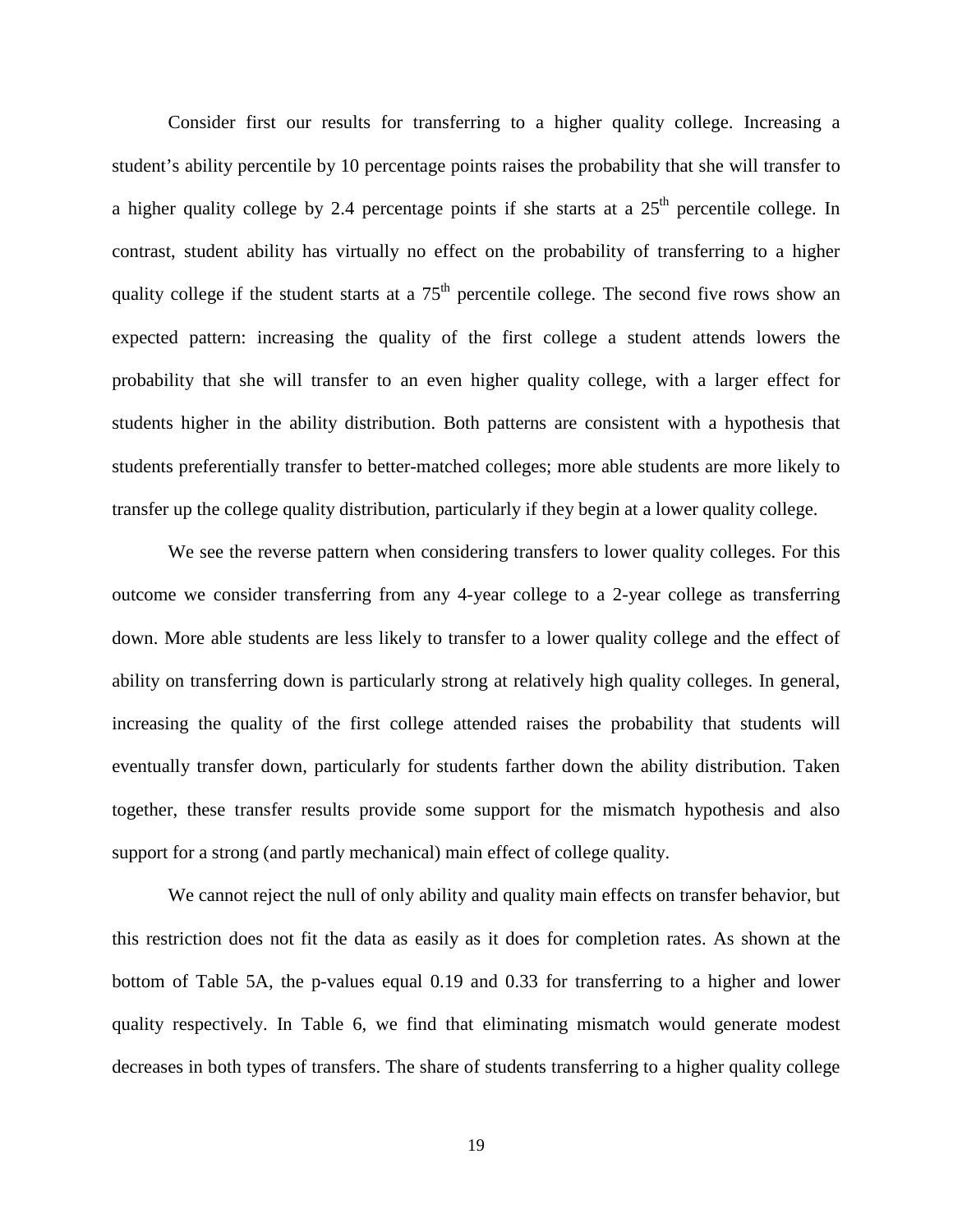Consider first our results for transferring to a higher quality college. Increasing a student's ability percentile by 10 percentage points raises the probability that she will transfer to a higher quality college by 2.4 percentage points if she starts at a 25th percentile college. In contrast, student ability has virtually no effect on the probability of transferring to a higher quality college if the student starts at a 75th percentile college. The second five rows show an expected pattern: increasing the quality of the first college a student attends lowers the probability that she will transfer to an even higher quality college, with a larger effect for students higher in the ability distribution. Both patterns are consistent with a hypothesis that students preferentially transfer to better-matched colleges; more able students are more likely to transfer up the college quality distribution, particularly if they begin at a lower quality college.

We see the reverse pattern when considering transfers to lower quality colleges. For this outcome we consider transferring from any 4-year college to a 2-year college as transferring down. More able students are less likely to transfer to a lower quality college and the effect of ability on transferring down is particularly strong at relatively high quality colleges. In general, increasing the quality of the first college attended raises the probability that students will eventually transfer down, particularly for students farther down the ability distribution. Taken together, these transfer results provide some support for the mismatch hypothesis and also support for a strong (and partly mechanical) main effect of college quality.

We cannot reject the null of only ability and quality main effects on transfer behavior, but this restriction does not fit the data as easily as it does for completion rates. As shown at the bottom of Table 5A, the p-values equal 0.19 and 0.33 for transferring to a higher and lower quality respectively. In Table 6, we find that eliminating mismatch would generate modest decreases in both types of transfers. The share of students transferring to a higher quality college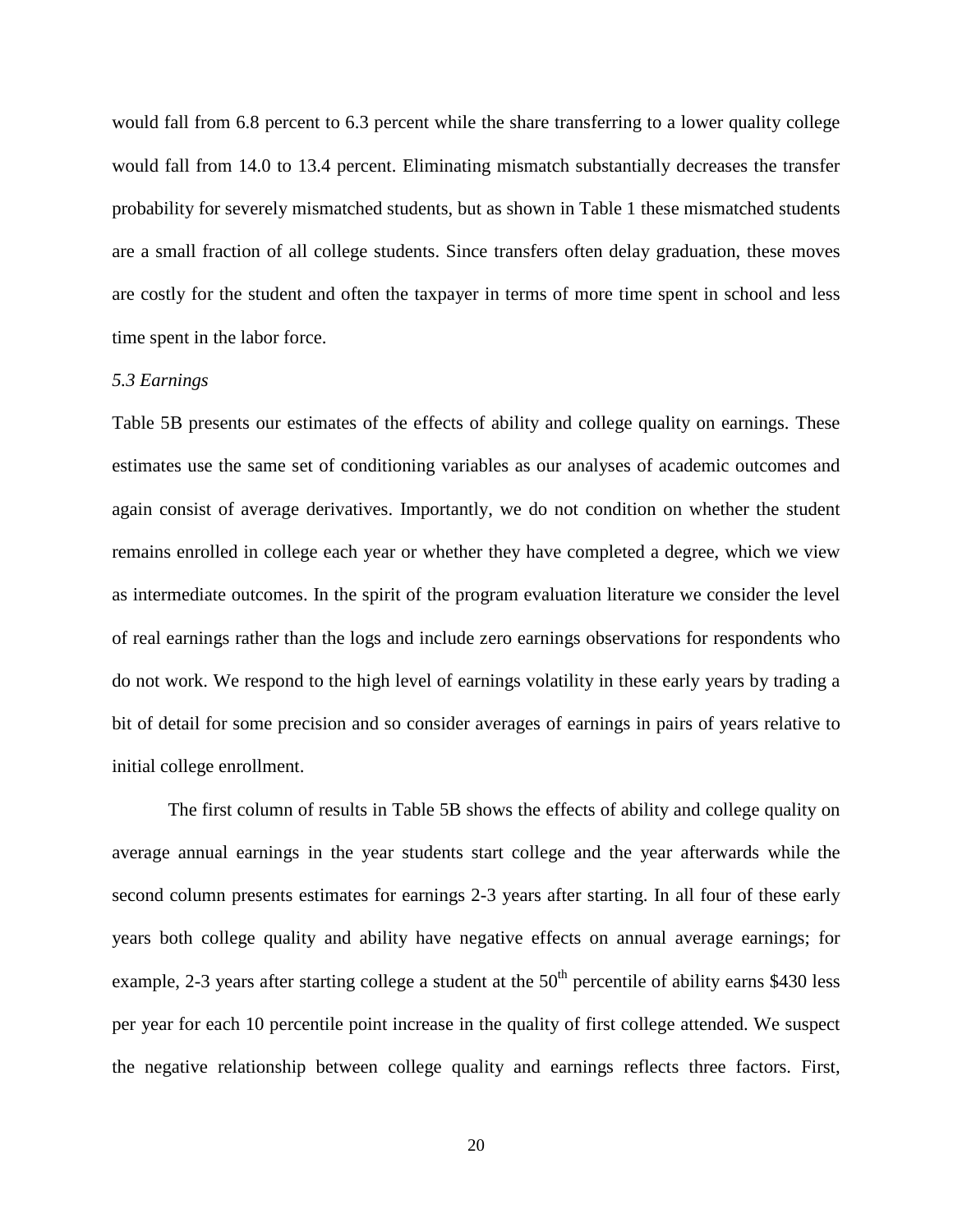would fall from 6.8 percent to 6.3 percent while the share transferring to a lower quality college would fall from 14.0 to 13.4 percent. Eliminating mismatch substantially decreases the transfer probability for severely mismatched students, but as shown in Table 1 these mismatched students are a small fraction of all college students. Since transfers often delay graduation, these moves are costly for the student and often the taxpayer in terms of more time spent in school and less time spent in the labor force.

*5.3 Earnings*

Table 5B presents our estimates of the effects of ability and college quality on earnings. These estimates use the same set of conditioning variables as our analyses of academic outcomes and again consist of average derivatives. Importantly, we do not condition on whether the student remains enrolled in college each year or whether they have completed a degree, which we view as intermediate outcomes. In the spirit of the program evaluation literature we consider the level of real earnings rather than the logs and include zero earnings observations for respondents who do not work. We respond to the high level of earnings volatility in these early years by trading a bit of detail for some precision and so consider averages of earnings in pairs of years relative to initial college enrollment.

The first column of results in Table 5B shows the effects of ability and college quality on average annual earnings in the year students start college and the year afterwards while the second column presents estimates for earnings 2-3 years after starting. In all four of these early years both college quality and ability have negative effects on annual average earnings; for example, 2-3 years after starting college a student at the $50^{th}$ percentile of ability earns \$430 less per year for each 10 percentile point increase in the quality of first college attended. We suspect the negative relationship between college quality and earnings reflects three factors. First,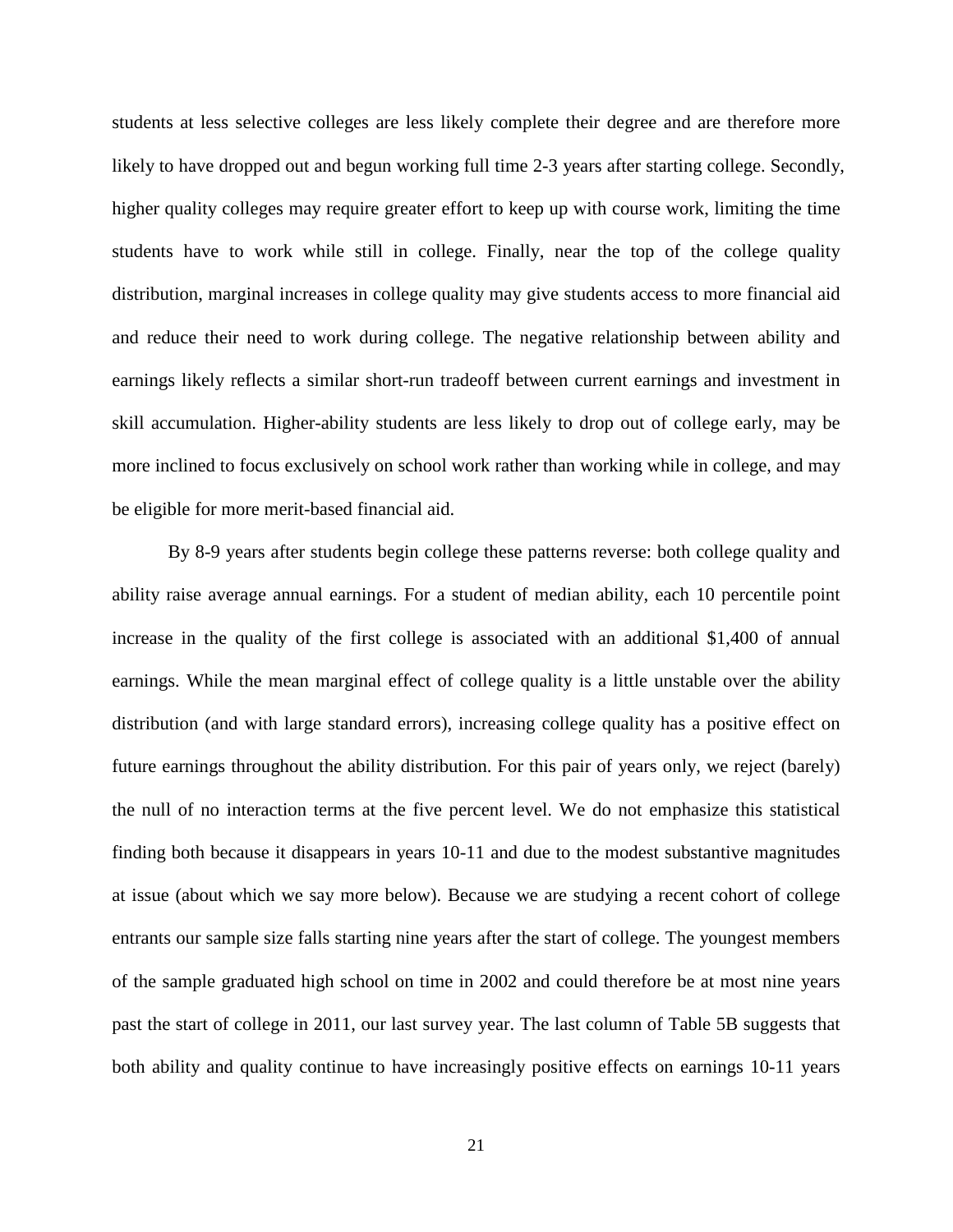students at less selective colleges are less likely complete their degree and are therefore more likely to have dropped out and begun working full time 2-3 years after starting college. Secondly, higher quality colleges may require greater effort to keep up with course work, limiting the time students have to work while still in college. Finally, near the top of the college quality distribution, marginal increases in college quality may give students access to more financial aid and reduce their need to work during college. The negative relationship between ability and earnings likely reflects a similar short-run tradeoff between current earnings and investment in skill accumulation. Higher-ability students are less likely to drop out of college early, may be more inclined to focus exclusively on school work rather than working while in college, and may be eligible for more merit-based financial aid.

By 8-9 years after students begin college these patterns reverse: both college quality and ability raise average annual earnings. For a student of median ability, each 10 percentile point increase in the quality of the first college is associated with an additional $1,400 of annual earnings. While the mean marginal effect of college quality is a little unstable over the ability distribution (and with large standard errors), increasing college quality has a positive effect on future earnings throughout the ability distribution. For this pair of years only, we reject (barely) the null of no interaction terms at the five percent level. We do not emphasize this statistical finding both because it disappears in years 10-11 and due to the modest substantive magnitudes at issue (about which we say more below). Because we are studying a recent cohort of college entrants our sample size falls starting nine years after the start of college. The youngest members of the sample graduated high school on time in 2002 and could therefore be at most nine years past the start of college in 2011, our last survey year. The last column of Table 5B suggests that both ability and quality continue to have increasingly positive effects on earnings 10-11 years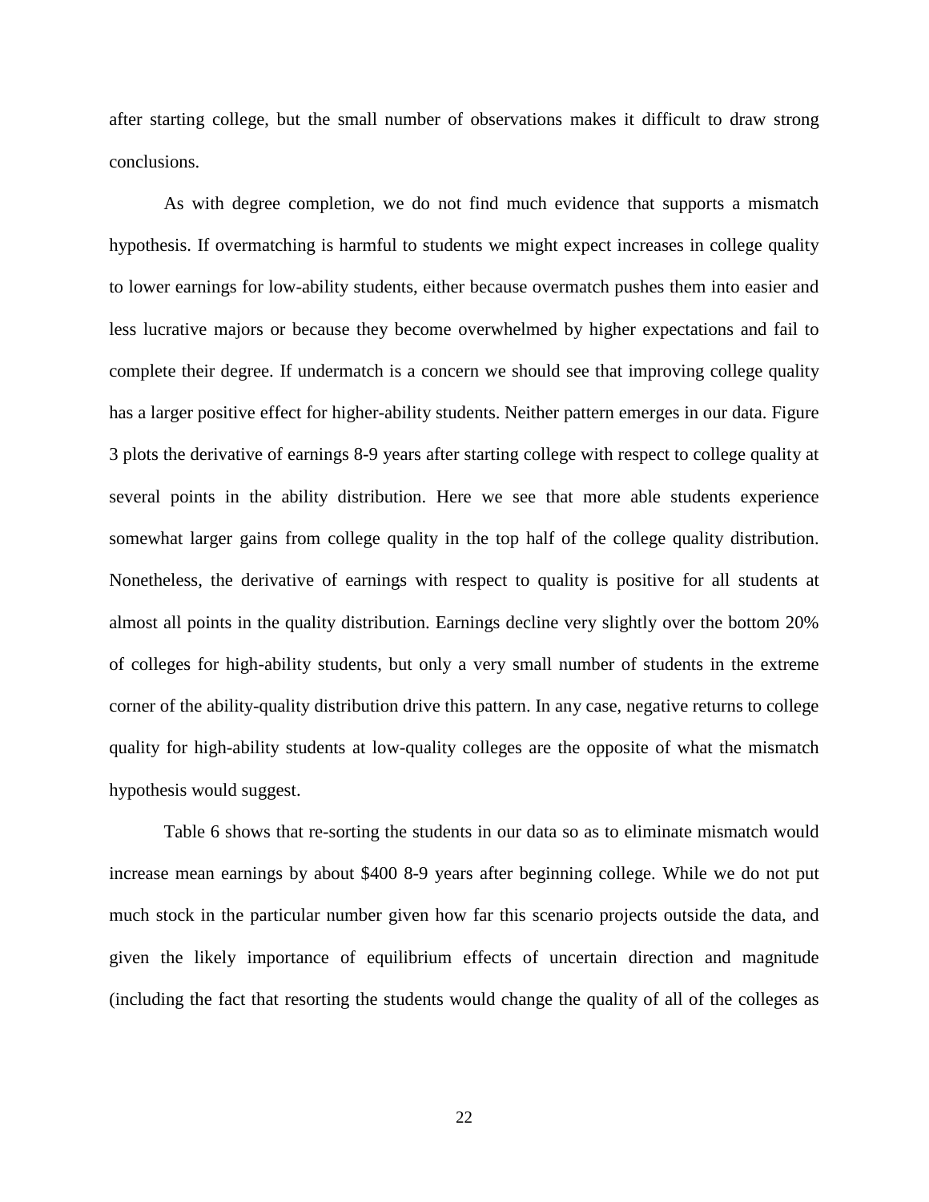after starting college, but the small number of observations makes it difficult to draw strong conclusions.

As with degree completion, we do not find much evidence that supports a mismatch hypothesis. If overmatching is harmful to students we might expect increases in college quality to lower earnings for low-ability students, either because overmatch pushes them into easier and less lucrative majors or because they become overwhelmed by higher expectations and fail to complete their degree. If undermatch is a concern we should see that improving college quality has a larger positive effect for higher-ability students. Neither pattern emerges in our data. Figure 3 plots the derivative of earnings 8-9 years after starting college with respect to college quality at several points in the ability distribution. Here we see that more able students experience somewhat larger gains from college quality in the top half of the college quality distribution. Nonetheless, the derivative of earnings with respect to quality is positive for all students at almost all points in the quality distribution. Earnings decline very slightly over the bottom 20% of colleges for high-ability students, but only a very small number of students in the extreme corner of the ability-quality distribution drive this pattern. In any case, negative returns to college quality for high-ability students at low-quality colleges are the opposite of what the mismatch hypothesis would suggest.

Table 6 shows that re-sorting the students in our data so as to eliminate mismatch would increase mean earnings by about $400 8-9 years after beginning college. While we do not put much stock in the particular number given how far this scenario projects outside the data, and given the likely importance of equilibrium effects of uncertain direction and magnitude (including the fact that resorting the students would change the quality of all of the colleges as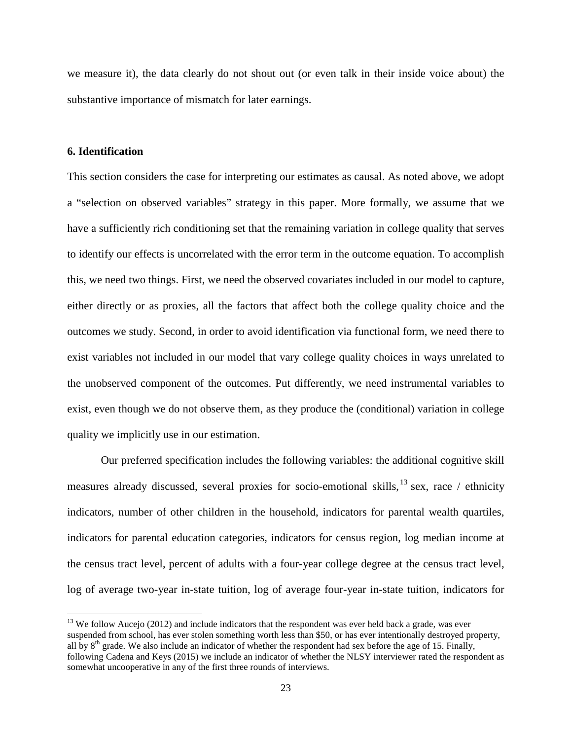we measure it), the data clearly do not shout out (or even talk in their inside voice about) the substantive importance of mismatch for later earnings.

## 6. Identification

This section considers the case for interpreting our estimates as causal. As noted above, we adopt a "selection on observed variables" strategy in this paper. More formally, we assume that we have a sufficiently rich conditioning set that the remaining variation in college quality that serves to identify our effects is uncorrelated with the error term in the outcome equation. To accomplish this, we need two things. First, we need the observed covariates included in our model to capture, either directly or as proxies, all the factors that affect both the college quality choice and the outcomes we study. Second, in order to avoid identification via functional form, we need there to exist variables not included in our model that vary college quality choices in ways unrelated to the unobserved component of the outcomes. Put differently, we need instrumental variables to exist, even though we do not observe them, as they produce the (conditional) variation in college quality we implicitly use in our estimation.

Our preferred specification includes the following variables: the additional cognitive skill measures already discussed, several proxies for socio-emotional skills,[13] sex, race / ethnicity indicators, number of other children in the household, indicators for parental wealth quartiles, indicators for parental education categories, indicators for census region, log median income at the census tract level, percent of adults with a four-year college degree at the census tract level, log of average two-year in-state tuition, log of average four-year in-state tuition, indicators for

[13] We follow Aucejo (2012) and include indicators that the respondent was ever held back a grade, was ever suspended from school, has ever stolen something worth less than $50, or has ever intentionally destroyed property, all by 8th grade. We also include an indicator of whether the respondent had sex before the age of 15. Finally, following Cadena and Keys (2015) we include an indicator of whether the NLSY interviewer rated the respondent as somewhat uncooperative in any of the first three rounds of interviews.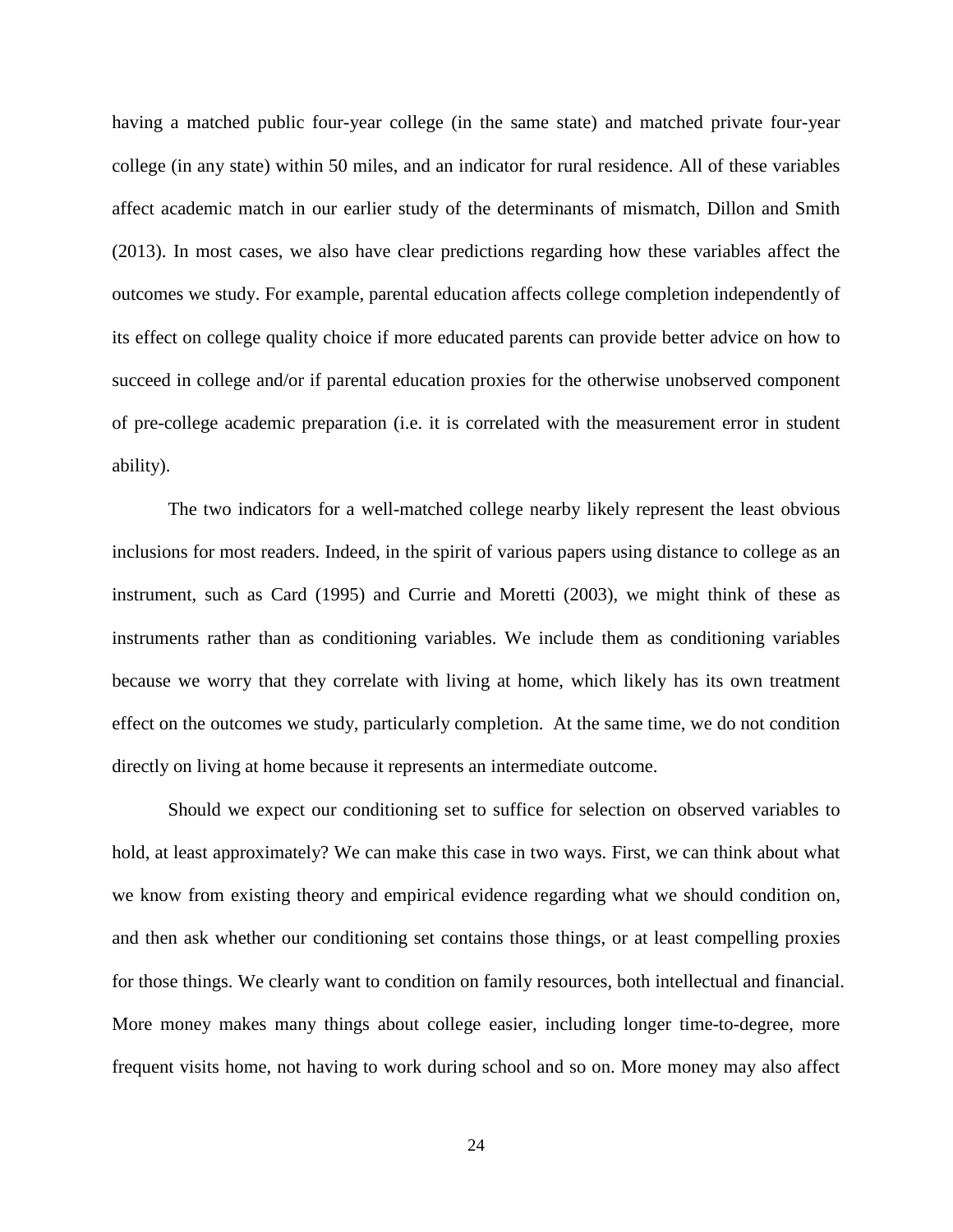having a matched public four-year college (in the same state) and matched private four-year college (in any state) within 50 miles, and an indicator for rural residence. All of these variables affect academic match in our earlier study of the determinants of mismatch, Dillon and Smith (2013). In most cases, we also have clear predictions regarding how these variables affect the outcomes we study. For example, parental education affects college completion independently of its effect on college quality choice if more educated parents can provide better advice on how to succeed in college and/or if parental education proxies for the otherwise unobserved component of pre-college academic preparation (i.e. it is correlated with the measurement error in student ability).

The two indicators for a well-matched college nearby likely represent the least obvious inclusions for most readers. Indeed, in the spirit of various papers using distance to college as an instrument, such as Card (1995) and Currie and Moretti (2003), we might think of these as instruments rather than as conditioning variables. We include them as conditioning variables because we worry that they correlate with living at home, which likely has its own treatment effect on the outcomes we study, particularly completion. At the same time, we do not condition directly on living at home because it represents an intermediate outcome.

Should we expect our conditioning set to suffice for selection on observed variables to hold, at least approximately? We can make this case in two ways. First, we can think about what we know from existing theory and empirical evidence regarding what we should condition on, and then ask whether our conditioning set contains those things, or at least compelling proxies for those things. We clearly want to condition on family resources, both intellectual and financial. More money makes many things about college easier, including longer time-to-degree, more frequent visits home, not having to work during school and so on. More money may also affect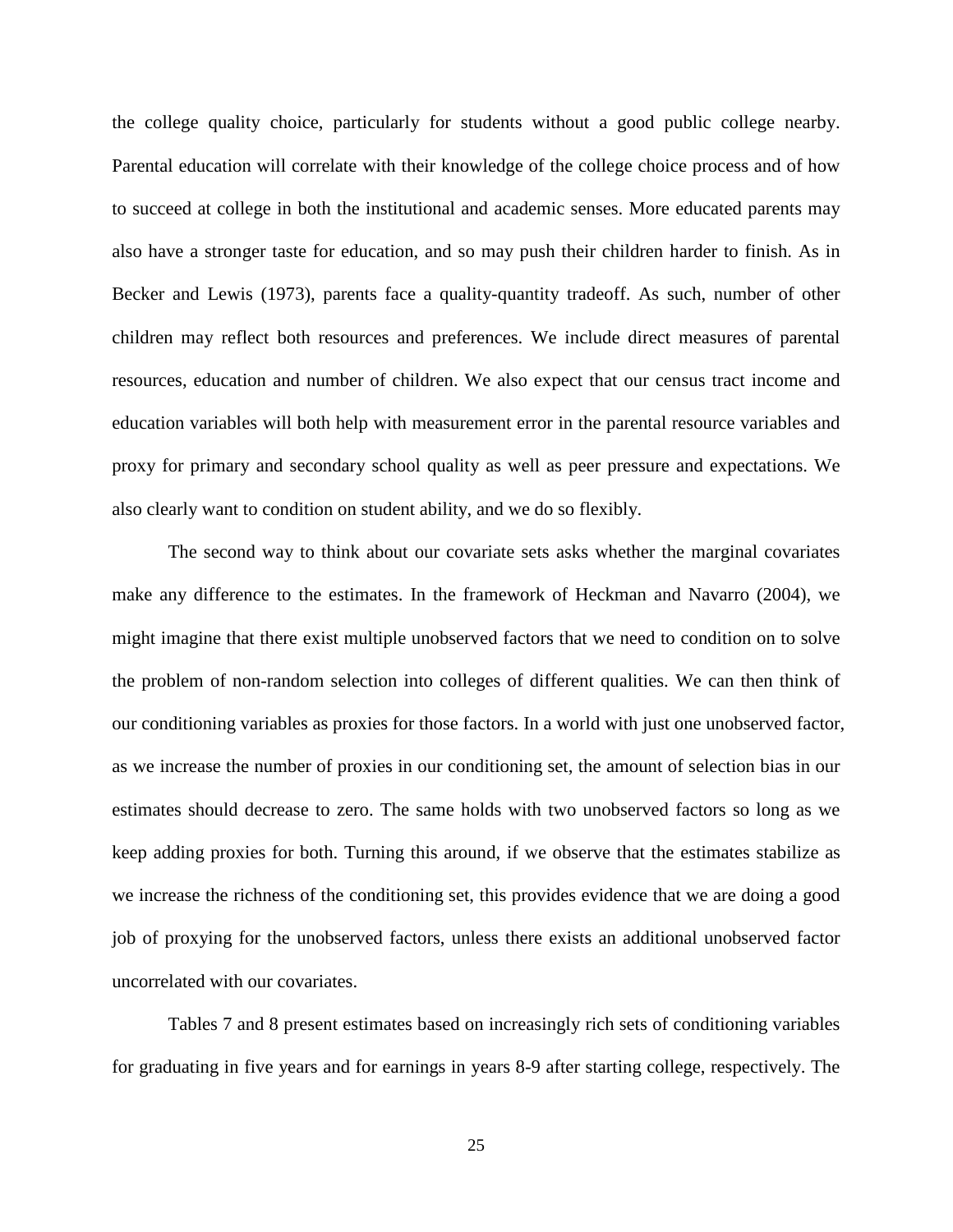the college quality choice, particularly for students without a good public college nearby. Parental education will correlate with their knowledge of the college choice process and of how to succeed at college in both the institutional and academic senses. More educated parents may also have a stronger taste for education, and so may push their children harder to finish. As in Becker and Lewis (1973), parents face a quality-quantity tradeoff. As such, number of other children may reflect both resources and preferences. We include direct measures of parental resources, education and number of children. We also expect that our census tract income and education variables will both help with measurement error in the parental resource variables and proxy for primary and secondary school quality as well as peer pressure and expectations. We also clearly want to condition on student ability, and we do so flexibly.

The second way to think about our covariate sets asks whether the marginal covariates make any difference to the estimates. In the framework of Heckman and Navarro (2004), we might imagine that there exist multiple unobserved factors that we need to condition on to solve the problem of non-random selection into colleges of different qualities. We can then think of our conditioning variables as proxies for those factors. In a world with just one unobserved factor, as we increase the number of proxies in our conditioning set, the amount of selection bias in our estimates should decrease to zero. The same holds with two unobserved factors so long as we keep adding proxies for both. Turning this around, if we observe that the estimates stabilize as we increase the richness of the conditioning set, this provides evidence that we are doing a good job of proxying for the unobserved factors, unless there exists an additional unobserved factor uncorrelated with our covariates.

Tables 7 and 8 present estimates based on increasingly rich sets of conditioning variables for graduating in five years and for earnings in years 8-9 after starting college, respectively. The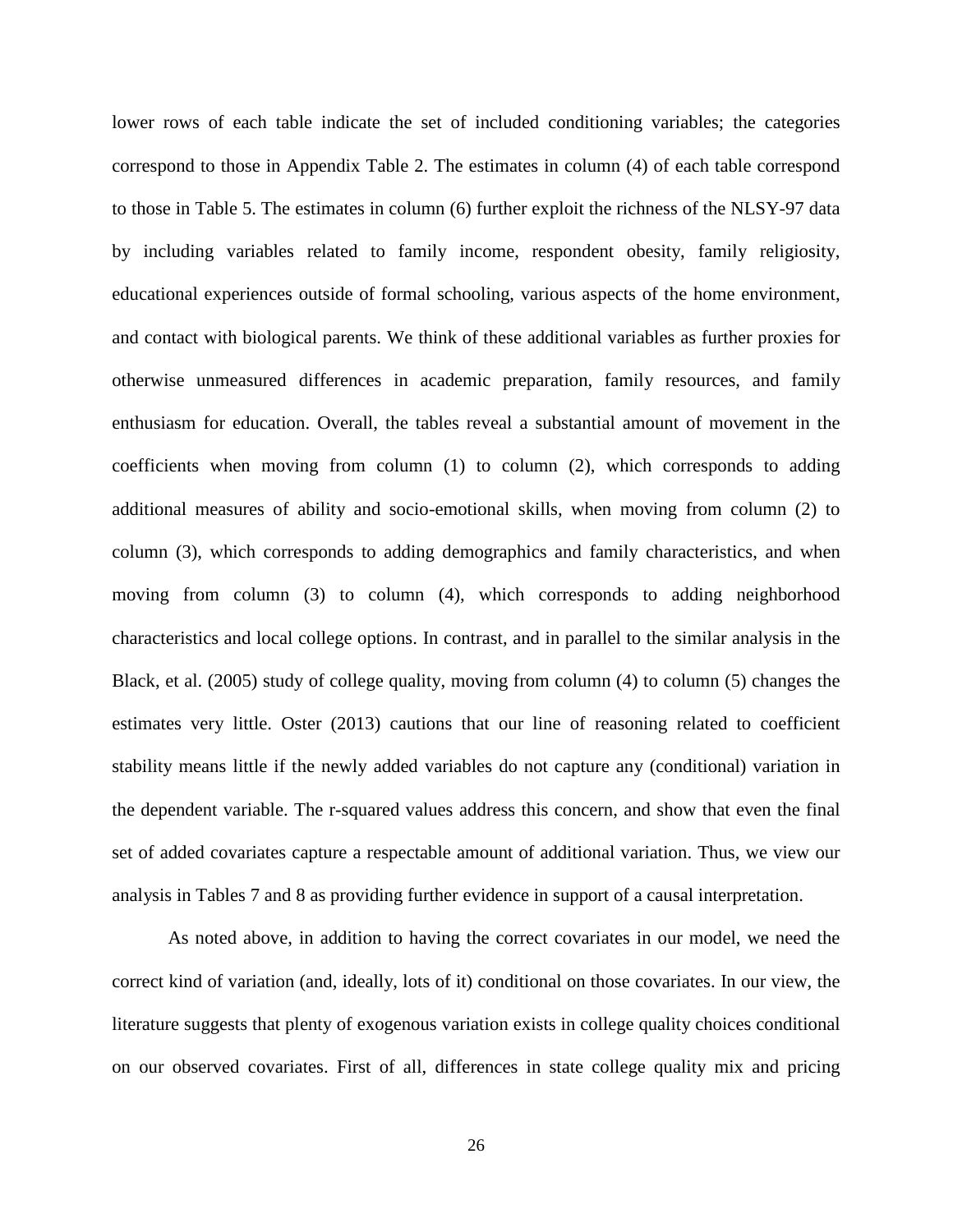lower rows of each table indicate the set of included conditioning variables; the categories correspond to those in Appendix Table 2. The estimates in column (4) of each table correspond to those in Table 5. The estimates in column (6) further exploit the richness of the NLSY-97 data by including variables related to family income, respondent obesity, family religiosity, educational experiences outside of formal schooling, various aspects of the home environment, and contact with biological parents. We think of these additional variables as further proxies for otherwise unmeasured differences in academic preparation, family resources, and family enthusiasm for education. Overall, the tables reveal a substantial amount of movement in the coefficients when moving from column (1) to column (2), which corresponds to adding additional measures of ability and socio-emotional skills, when moving from column (2) to column (3), which corresponds to adding demographics and family characteristics, and when moving from column (3) to column (4), which corresponds to adding neighborhood characteristics and local college options. In contrast, and in parallel to the similar analysis in the Black, et al. (2005) study of college quality, moving from column (4) to column (5) changes the estimates very little. Oster (2013) cautions that our line of reasoning related to coefficient stability means little if the newly added variables do not capture any (conditional) variation in the dependent variable. The r-squared values address this concern, and show that even the final set of added covariates capture a respectable amount of additional variation. Thus, we view our analysis in Tables 7 and 8 as providing further evidence in support of a causal interpretation.

As noted above, in addition to having the correct covariates in our model, we need the correct kind of variation (and, ideally, lots of it) conditional on those covariates. In our view, the literature suggests that plenty of exogenous variation exists in college quality choices conditional on our observed covariates. First of all, differences in state college quality mix and pricing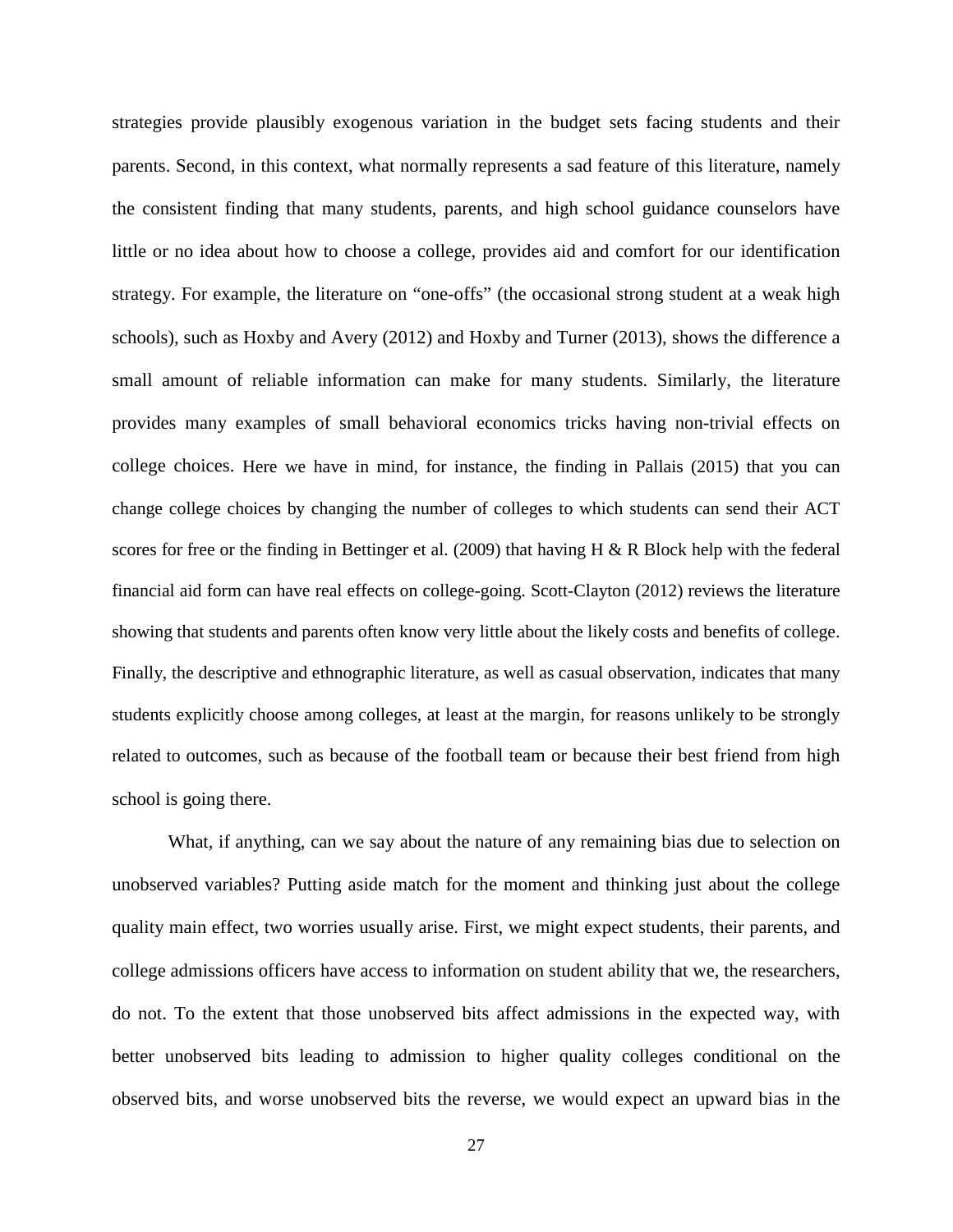strategies provide plausibly exogenous variation in the budget sets facing students and their parents. Second, in this context, what normally represents a sad feature of this literature, namely the consistent finding that many students, parents, and high school guidance counselors have little or no idea about how to choose a college, provides aid and comfort for our identification strategy. For example, the literature on "one-offs" (the occasional strong student at a weak high schools), such as Hoxby and Avery (2012) and Hoxby and Turner (2013), shows the difference a small amount of reliable information can make for many students. Similarly, the literature provides many examples of small behavioral economics tricks having non-trivial effects on college choices. Here we have in mind, for instance, the finding in Pallais (2015) that you can change college choices by changing the number of colleges to which students can send their ACT scores for free or the finding in Bettinger et al. (2009) that having H & R Block help with the federal financial aid form can have real effects on college-going. Scott-Clayton (2012) reviews the literature showing that students and parents often know very little about the likely costs and benefits of college. Finally, the descriptive and ethnographic literature, as well as casual observation, indicates that many students explicitly choose among colleges, at least at the margin, for reasons unlikely to be strongly related to outcomes, such as because of the football team or because their best friend from high school is going there.

What, if anything, can we say about the nature of any remaining bias due to selection on unobserved variables? Putting aside match for the moment and thinking just about the college quality main effect, two worries usually arise. First, we might expect students, their parents, and college admissions officers have access to information on student ability that we, the researchers, do not. To the extent that those unobserved bits affect admissions in the expected way, with better unobserved bits leading to admission to higher quality colleges conditional on the observed bits, and worse unobserved bits the reverse, we would expect an upward bias in the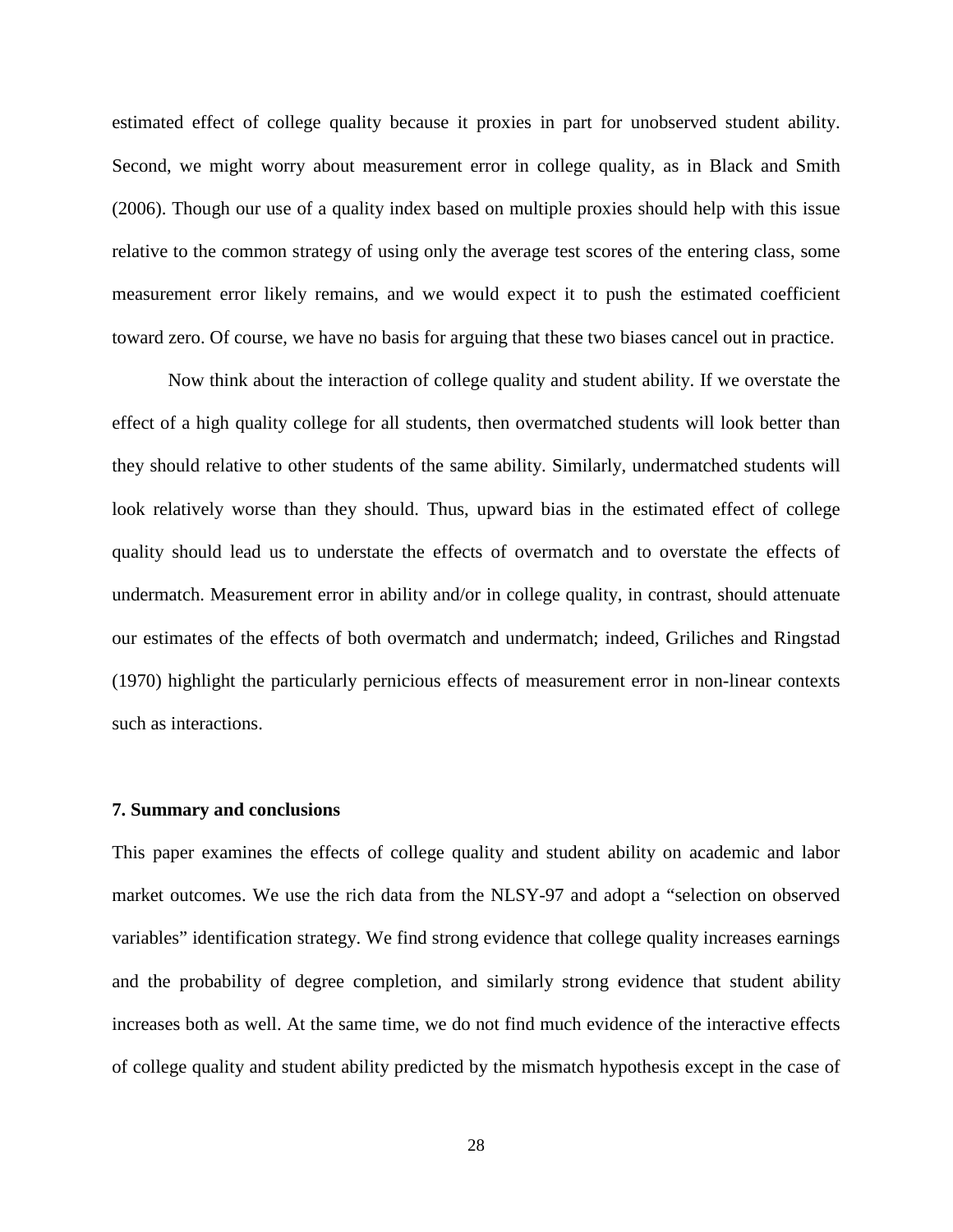estimated effect of college quality because it proxies in part for unobserved student ability. Second, we might worry about measurement error in college quality, as in Black and Smith (2006). Though our use of a quality index based on multiple proxies should help with this issue relative to the common strategy of using only the average test scores of the entering class, some measurement error likely remains, and we would expect it to push the estimated coefficient toward zero. Of course, we have no basis for arguing that these two biases cancel out in practice.

Now think about the interaction of college quality and student ability. If we overstate the effect of a high quality college for all students, then overmatched students will look better than they should relative to other students of the same ability. Similarly, undermatched students will look relatively worse than they should. Thus, upward bias in the estimated effect of college quality should lead us to understate the effects of overmatch and to overstate the effects of undermatch. Measurement error in ability and/or in college quality, in contrast, should attenuate our estimates of the effects of both overmatch and undermatch; indeed, Griliches and Ringstad (1970) highlight the particularly pernicious effects of measurement error in non-linear contexts such as interactions.

## 7. Summary and conclusions

This paper examines the effects of college quality and student ability on academic and labor market outcomes. We use the rich data from the NLSY-97 and adopt a "selection on observed variables" identification strategy. We find strong evidence that college quality increases earnings and the probability of degree completion, and similarly strong evidence that student ability increases both as well. At the same time, we do not find much evidence of the interactive effects of college quality and student ability predicted by the mismatch hypothesis except in the case of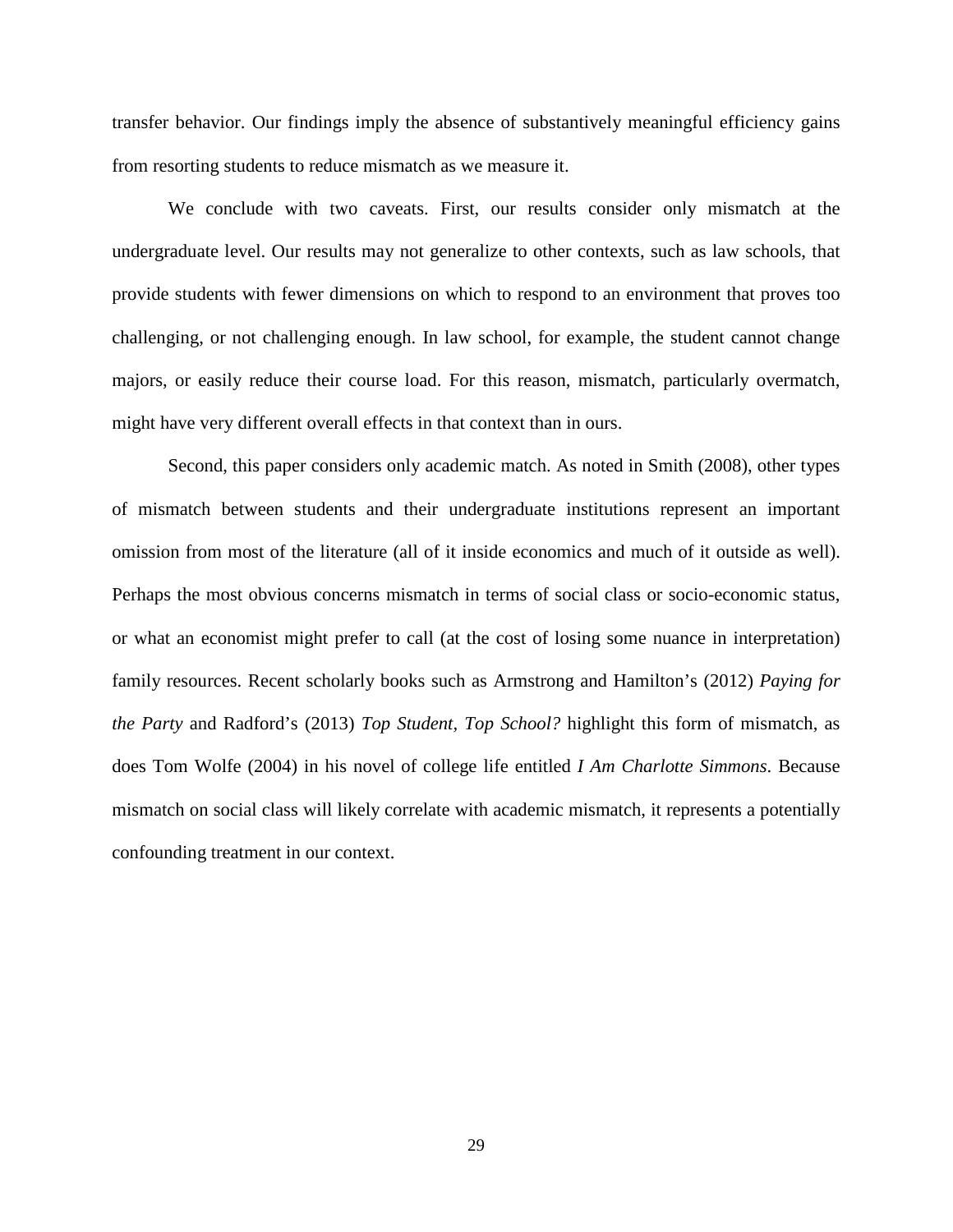transfer behavior. Our findings imply the absence of substantively meaningful efficiency gains from resorting students to reduce mismatch as we measure it.

We conclude with two caveats. First, our results consider only mismatch at the undergraduate level. Our results may not generalize to other contexts, such as law schools, that provide students with fewer dimensions on which to respond to an environment that proves too challenging, or not challenging enough. In law school, for example, the student cannot change majors, or easily reduce their course load. For this reason, mismatch, particularly overmatch, might have very different overall effects in that context than in ours.

Second, this paper considers only academic match. As noted in Smith (2008), other types of mismatch between students and their undergraduate institutions represent an important omission from most of the literature (all of it inside economics and much of it outside as well). Perhaps the most obvious concerns mismatch in terms of social class or socio-economic status, or what an economist might prefer to call (at the cost of losing some nuance in interpretation) family resources. Recent scholarly books such as Armstrong and Hamilton's (2012) *Paying for the Party* and Radford's (2013) *Top Student, Top School?* highlight this form of mismatch, as does Tom Wolfe (2004) in his novel of college life entitled *I Am Charlotte Simmons*. Because mismatch on social class will likely correlate with academic mismatch, it represents a potentially confounding treatment in our context.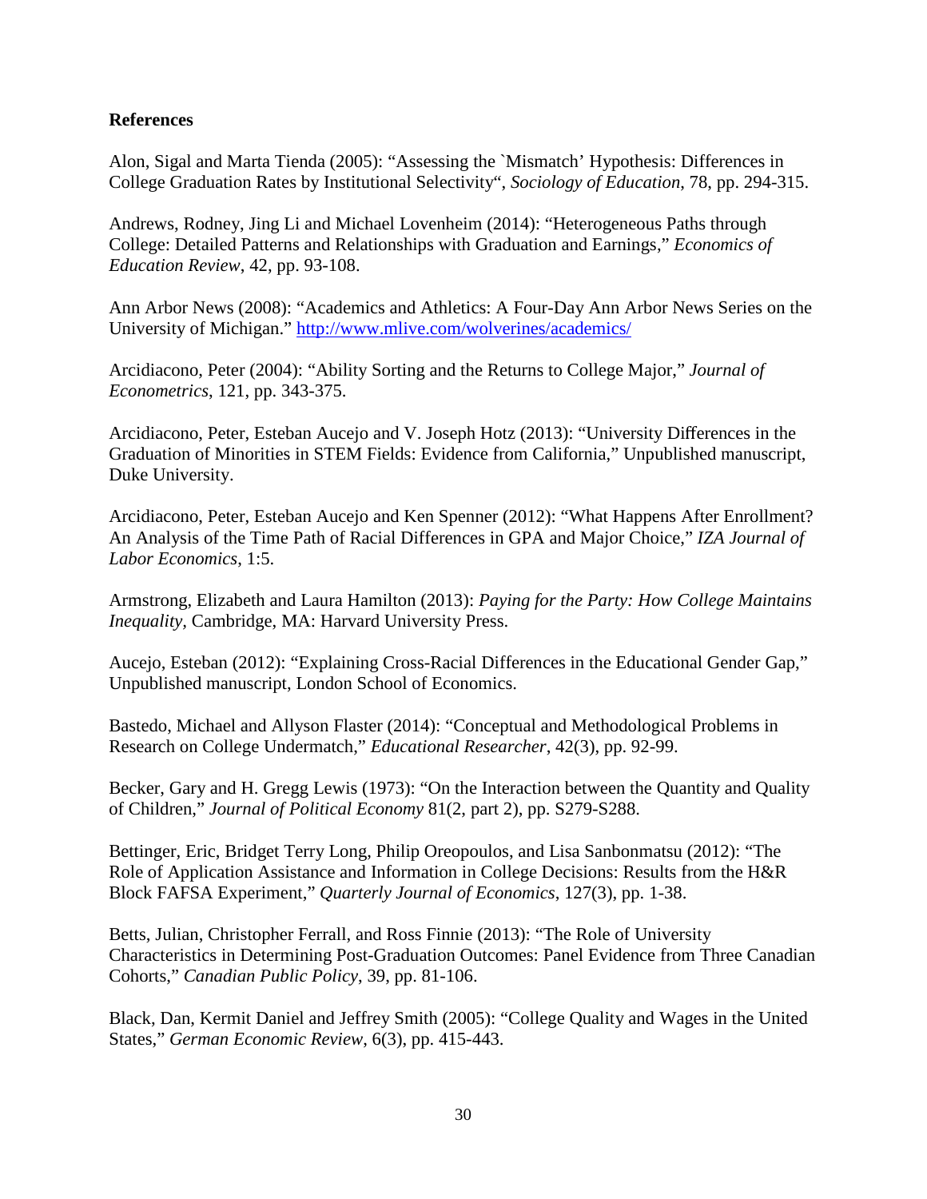**References**

Alon, Sigal and Marta Tienda (2005): "Assessing the `Mismatch' Hypothesis: Differences in College Graduation Rates by Institutional Selectivity", *Sociology of Education*, 78, pp. 294-315.

Andrews, Rodney, Jing Li and Michael Lovenheim (2014): "Heterogeneous Paths through College: Detailed Patterns and Relationships with Graduation and Earnings," *Economics of Education Review*, 42, pp. 93-108.

Ann Arbor News (2008): "Academics and Athletics: A Four-Day Ann Arbor News Series on the University of Michigan." http://www.mlive.com/wolverines/academics/

Arcidiacono, Peter (2004): "Ability Sorting and the Returns to College Major," *Journal of Econometrics*, 121, pp. 343-375.

Arcidiacono, Peter, Esteban Aucejo and V. Joseph Hotz (2013): "University Differences in the Graduation of Minorities in STEM Fields: Evidence from California," Unpublished manuscript, Duke University.

Arcidiacono, Peter, Esteban Aucejo and Ken Spenner (2012): "What Happens After Enrollment? An Analysis of the Time Path of Racial Differences in GPA and Major Choice," *IZA Journal of Labor Economics*, 1:5.

Armstrong, Elizabeth and Laura Hamilton (2013): *Paying for the Party: How College Maintains Inequality,* Cambridge, MA: Harvard University Press.

Aucejo, Esteban (2012): "Explaining Cross-Racial Differences in the Educational Gender Gap," Unpublished manuscript, London School of Economics.

Bastedo, Michael and Allyson Flaster (2014): "Conceptual and Methodological Problems in Research on College Undermatch," *Educational Researcher*, 42(3), pp. 92-99.

Becker, Gary and H. Gregg Lewis (1973): "On the Interaction between the Quantity and Quality of Children," *Journal of Political Economy* 81(2, part 2), pp. S279-S288.

Bettinger, Eric, Bridget Terry Long, Philip Oreopoulos, and Lisa Sanbonmatsu (2012): "The Role of Application Assistance and Information in College Decisions: Results from the H&R Block FAFSA Experiment," *Quarterly Journal of Economics*, 127(3), pp. 1-38.

Betts, Julian, Christopher Ferrall, and Ross Finnie (2013): "The Role of University Characteristics in Determining Post-Graduation Outcomes: Panel Evidence from Three Canadian Cohorts," *Canadian Public Policy*, 39, pp. 81-106.

Black, Dan, Kermit Daniel and Jeffrey Smith (2005): "College Quality and Wages in the United States," *German Economic Review*, 6(3), pp. 415-443.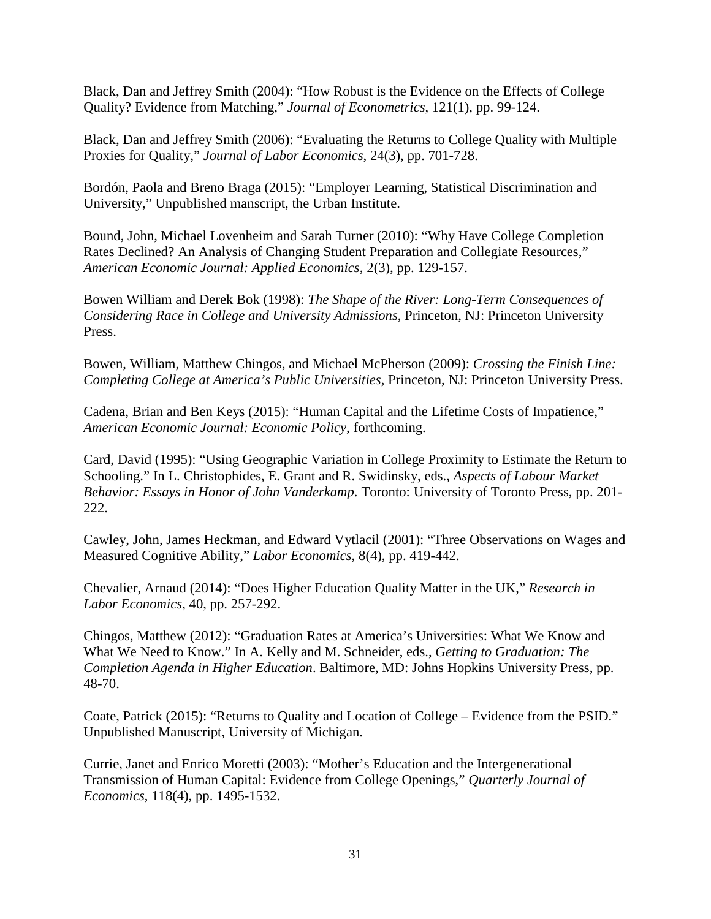Black, Dan and Jeffrey Smith (2004): "How Robust is the Evidence on the Effects of College Quality? Evidence from Matching," *Journal of Econometrics*, 121(1), pp. 99-124.

Black, Dan and Jeffrey Smith (2006): "Evaluating the Returns to College Quality with Multiple Proxies for Quality," *Journal of Labor Economics*, 24(3), pp. 701-728.

Bordón, Paola and Breno Braga (2015): "Employer Learning, Statistical Discrimination and University," Unpublished manscript, the Urban Institute.

Bound, John, Michael Lovenheim and Sarah Turner (2010): "Why Have College Completion Rates Declined? An Analysis of Changing Student Preparation and Collegiate Resources," *American Economic Journal: Applied Economics*, 2(3), pp. 129-157.

Bowen William and Derek Bok (1998): *The Shape of the River: Long-Term Consequences of Considering Race in College and University Admissions*, Princeton, NJ: Princeton University Press.

Bowen, William, Matthew Chingos, and Michael McPherson (2009): *Crossing the Finish Line: Completing College at America's Public Universities*, Princeton, NJ: Princeton University Press.

Cadena, Brian and Ben Keys (2015): "Human Capital and the Lifetime Costs of Impatience," *American Economic Journal: Economic Policy*, forthcoming.

Card, David (1995): "Using Geographic Variation in College Proximity to Estimate the Return to Schooling." In L. Christophides, E. Grant and R. Swidinsky, eds., *Aspects of Labour Market Behavior: Essays in Honor of John Vanderkamp*. Toronto: University of Toronto Press, pp. 201-222.

Cawley, John, James Heckman, and Edward Vytlacil (2001): "Three Observations on Wages and Measured Cognitive Ability," *Labor Economics*, 8(4), pp. 419-442.

Chevalier, Arnaud (2014): "Does Higher Education Quality Matter in the UK," *Research in Labor Economics*, 40, pp. 257-292.

Chingos, Matthew (2012): "Graduation Rates at America's Universities: What We Know and What We Need to Know." In A. Kelly and M. Schneider, eds., *Getting to Graduation: The Completion Agenda in Higher Education*. Baltimore, MD: Johns Hopkins University Press, pp. 48-70.

Coate, Patrick (2015): "Returns to Quality and Location of College – Evidence from the PSID." Unpublished Manuscript, University of Michigan.

Currie, Janet and Enrico Moretti (2003): "Mother's Education and the Intergenerational Transmission of Human Capital: Evidence from College Openings," *Quarterly Journal of Economics*, 118(4), pp. 1495-1532.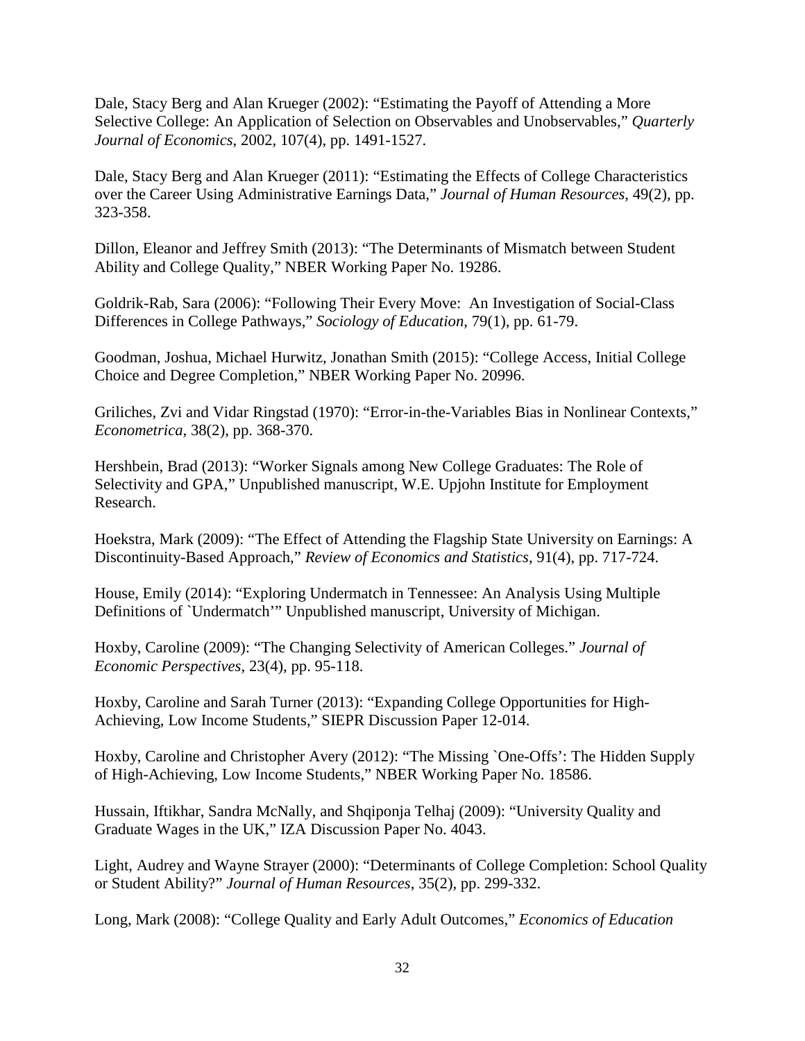Dale, Stacy Berg and Alan Krueger (2002): "Estimating the Payoff of Attending a More Selective College: An Application of Selection on Observables and Unobservables," *Quarterly Journal of Economics*, 2002, 107(4), pp. 1491-1527.

Dale, Stacy Berg and Alan Krueger (2011): "Estimating the Effects of College Characteristics over the Career Using Administrative Earnings Data," *Journal of Human Resources*, 49(2), pp. 323-358.

Dillon, Eleanor and Jeffrey Smith (2013): "The Determinants of Mismatch between Student Ability and College Quality," NBER Working Paper No. 19286.

Goldrik-Rab, Sara (2006): "Following Their Every Move: An Investigation of Social-Class Differences in College Pathways," *Sociology of Education*, 79(1), pp. 61-79.

Goodman, Joshua, Michael Hurwitz, Jonathan Smith (2015): "College Access, Initial College Choice and Degree Completion," NBER Working Paper No. 20996.

Griliches, Zvi and Vidar Ringstad (1970): "Error-in-the-Variables Bias in Nonlinear Contexts," *Econometrica*, 38(2), pp. 368-370.

Hershbein, Brad (2013): "Worker Signals among New College Graduates: The Role of Selectivity and GPA," Unpublished manuscript, W.E. Upjohn Institute for Employment Research.

Hoekstra, Mark (2009): "The Effect of Attending the Flagship State University on Earnings: A Discontinuity-Based Approach," *Review of Economics and Statistics*, 91(4), pp. 717-724.

House, Emily (2014): "Exploring Undermatch in Tennessee: An Analysis Using Multiple Definitions of `Undermatch'" Unpublished manuscript, University of Michigan.

Hoxby, Caroline (2009): "The Changing Selectivity of American Colleges." *Journal of Economic Perspectives*, 23(4), pp. 95-118.

Hoxby, Caroline and Sarah Turner (2013): "Expanding College Opportunities for High-Achieving, Low Income Students," SIEPR Discussion Paper 12-014.

Hoxby, Caroline and Christopher Avery (2012): "The Missing `One-Offs': The Hidden Supply of High-Achieving, Low Income Students," NBER Working Paper No. 18586.

Hussain, Iftikhar, Sandra McNally, and Shqiponja Telhaj (2009): "University Quality and Graduate Wages in the UK," IZA Discussion Paper No. 4043.

Light, Audrey and Wayne Strayer (2000): "Determinants of College Completion: School Quality or Student Ability?" *Journal of Human Resources*, 35(2), pp. 299-332.

Long, Mark (2008): "College Quality and Early Adult Outcomes," *Economics of Education*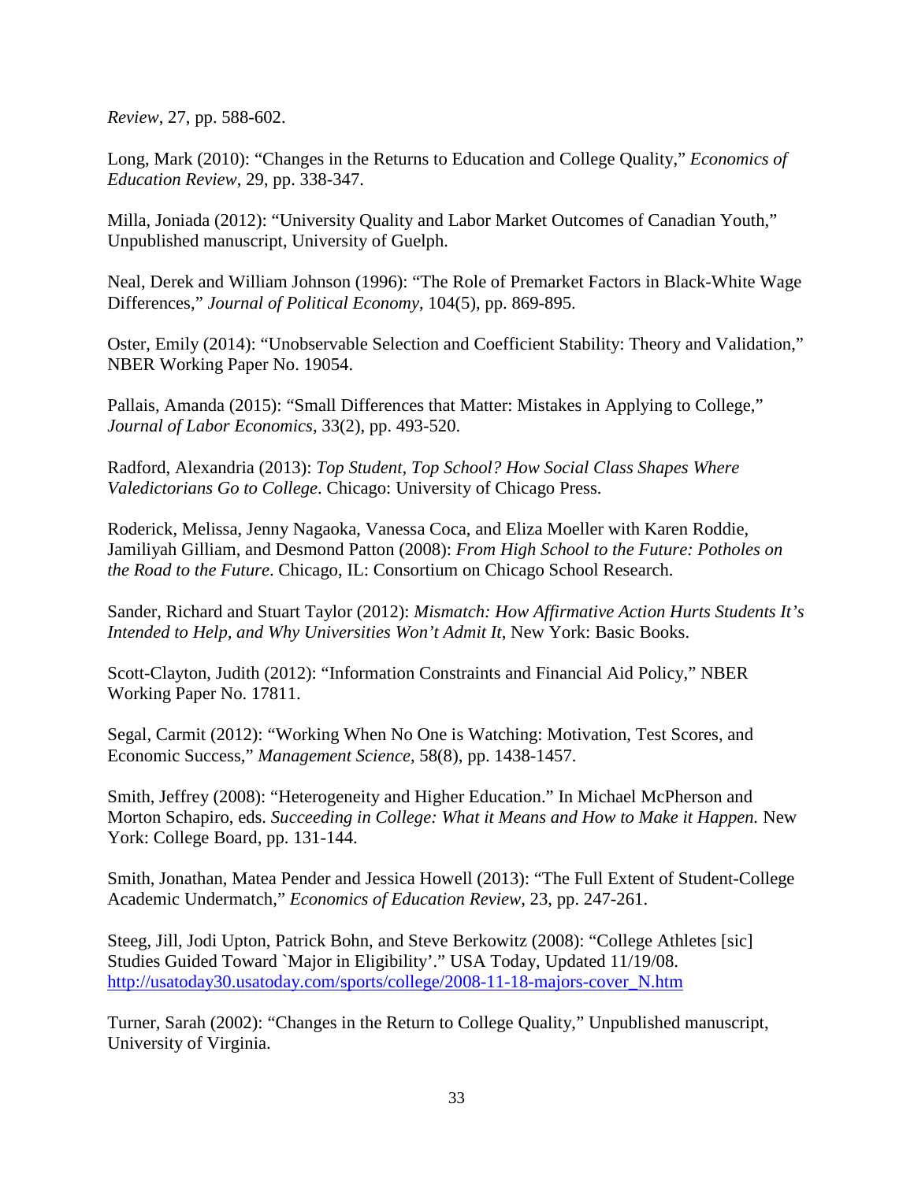*Review*, 27, pp. 588-602.

Long, Mark (2010): “Changes in the Returns to Education and College Quality,” *Economics of Education Review*, 29, pp. 338-347.

Milla, Joniada (2012): “University Quality and Labor Market Outcomes of Canadian Youth,” Unpublished manuscript, University of Guelph.

Neal, Derek and William Johnson (1996): “The Role of Premarket Factors in Black-White Wage Differences,” *Journal of Political Economy*, 104(5), pp. 869-895.

Oster, Emily (2014): “Unobservable Selection and Coefficient Stability: Theory and Validation,” NBER Working Paper No. 19054.

Pallais, Amanda (2015): “Small Differences that Matter: Mistakes in Applying to College,” *Journal of Labor Economics*, 33(2), pp. 493-520.

Radford, Alexandria (2013): *Top Student, Top School? How Social Class Shapes Where Valedictorians Go to College*. Chicago: University of Chicago Press.

Roderick, Melissa, Jenny Nagaoka, Vanessa Coca, and Eliza Moeller with Karen Roddie, Jamiliyah Gilliam, and Desmond Patton (2008): *From High School to the Future: Potholes on the Road to the Future*. Chicago, IL: Consortium on Chicago School Research.

Sander, Richard and Stuart Taylor (2012): *Mismatch: How Affirmative Action Hurts Students It’s Intended to Help, and Why Universities Won’t Admit It*, New York: Basic Books.

Scott-Clayton, Judith (2012): “Information Constraints and Financial Aid Policy,” NBER Working Paper No. 17811.

Segal, Carmit (2012): “Working When No One is Watching: Motivation, Test Scores, and Economic Success,” *Management Science*, 58(8), pp. 1438-1457.

Smith, Jeffrey (2008): “Heterogeneity and Higher Education.” In Michael McPherson and Morton Schapiro, eds. *Succeeding in College: What it Means and How to Make it Happen.* New York: College Board, pp. 131-144.

Smith, Jonathan, Matea Pender and Jessica Howell (2013): “The Full Extent of Student-College Academic Undermatch,” *Economics of Education Review*, 23, pp. 247-261.

Steeg, Jill, Jodi Upton, Patrick Bohn, and Steve Berkowitz (2008): “College Athletes [sic] Studies Guided Toward `Major in Eligibility’.” USA Today, Updated 11/19/08. http://usatoday30.usatoday.com/sports/college/2008-11-18-majors-cover_N.htm

Turner, Sarah (2002): “Changes in the Return to College Quality,” Unpublished manuscript, University of Virginia.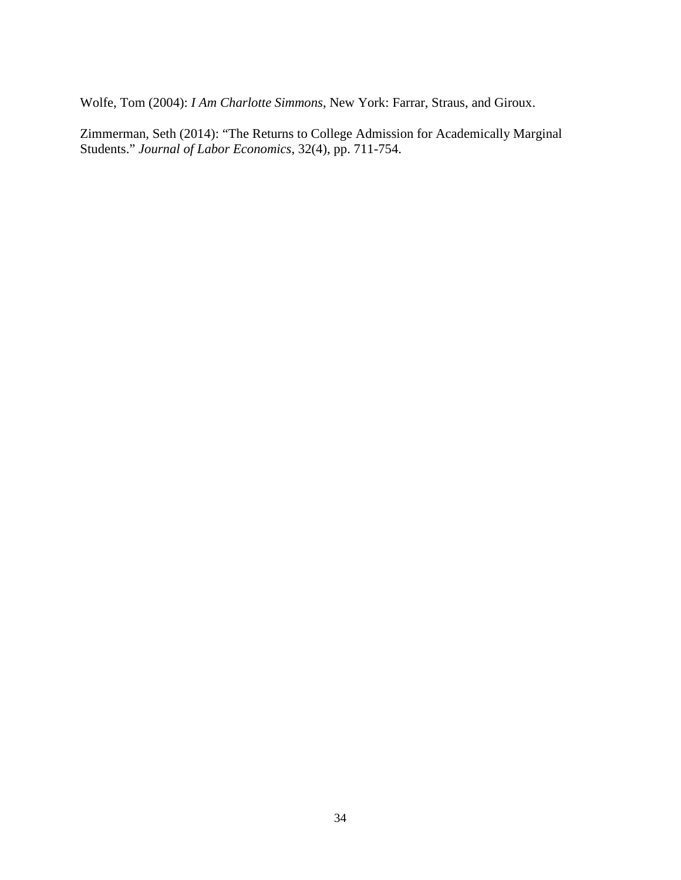Wolfe, Tom (2004): *I Am Charlotte Simmons*, New York: Farrar, Straus, and Giroux.

Zimmerman, Seth (2014): "The Returns to College Admission for Academically Marginal Students." *Journal of Labor Economics*, 32(4), pp. 711-754.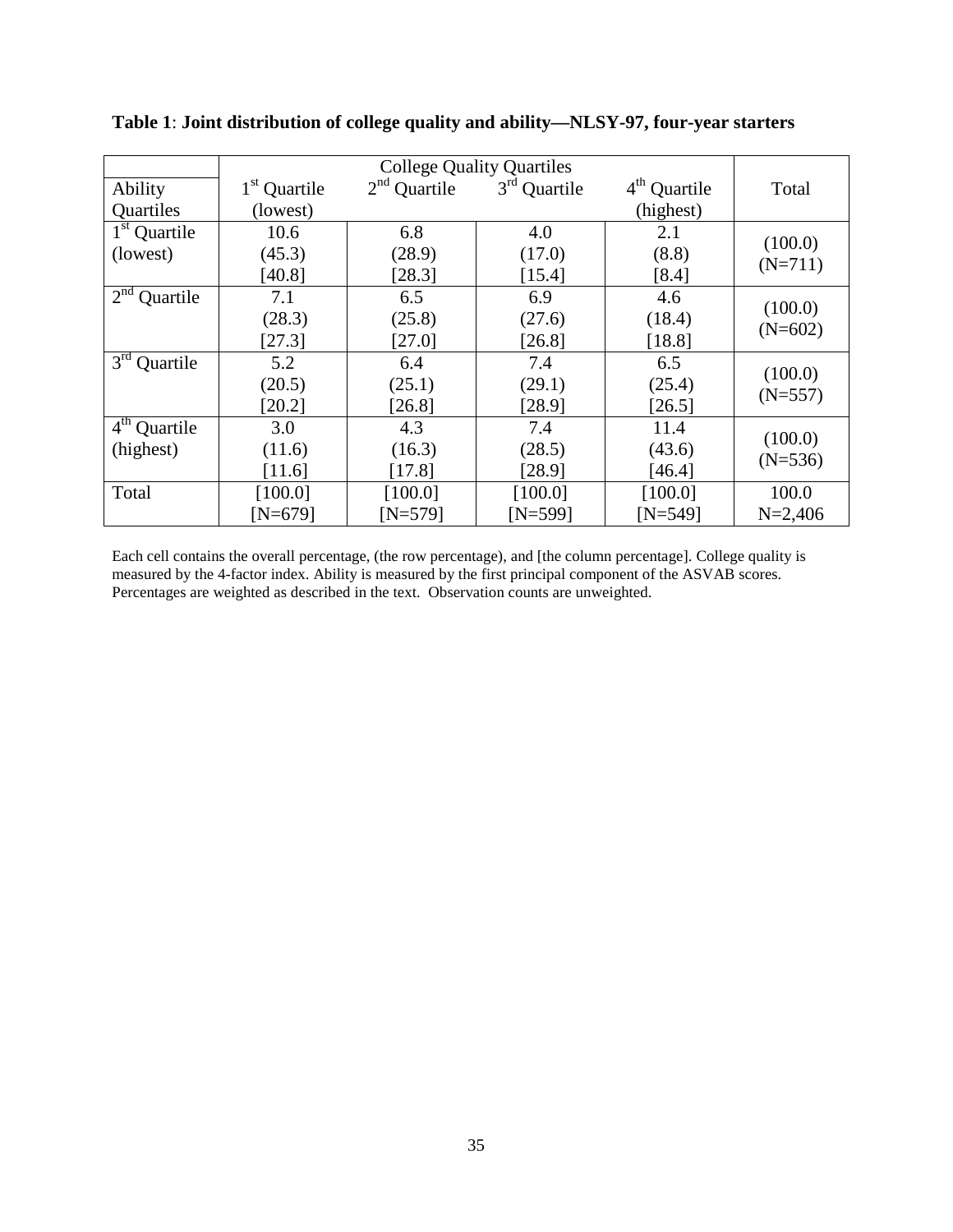**Table 1**: **Joint distribution of college quality and ability—NLSY-97, four-year starters**

| | College Quality Quartiles | | | | |
|---|---|---|---|---|---|
| Ability Quartiles | 1st Quartile (lowest) | 2nd Quartile | 3rd Quartile | 4th Quartile (highest) | Total |
| 1st Quartile (lowest) | 10.6 (45.3) [40.8] | 6.8 (28.9) [28.3] | 4.0 (17.0) [15.4] | 2.1 (8.8) [8.4] | (100.0) (N=711) |
| 2nd Quartile | 7.1 (28.3) [27.3] | 6.5 (25.8) [27.0] | 6.9 (27.6) [26.8] | 4.6 (18.4) [18.8] | (100.0) (N=602) |
| 3rd Quartile | 5.2 (20.5) [20.2] | 6.4 (25.1) [26.8] | 7.4 (29.1) [28.9] | 6.5 (25.4) [26.5] | (100.0) (N=557) |
| 4th Quartile (highest) | 3.0 (11.6) [11.6] | 4.3 (16.3) [17.8] | 7.4 (28.5) [28.9] | 11.4 (43.6) [46.4] | (100.0) (N=536) |
| Total | [100.0] [N=679] | [100.0] [N=579] | [100.0] [N=599] | [100.0] [N=549] | 100.0 N=2,406 |

Each cell contains the overall percentage, (the row percentage), and [the column percentage]. College quality is measured by the 4-factor index. Ability is measured by the first principal component of the ASVAB scores. Percentages are weighted as described in the text. Observation counts are unweighted.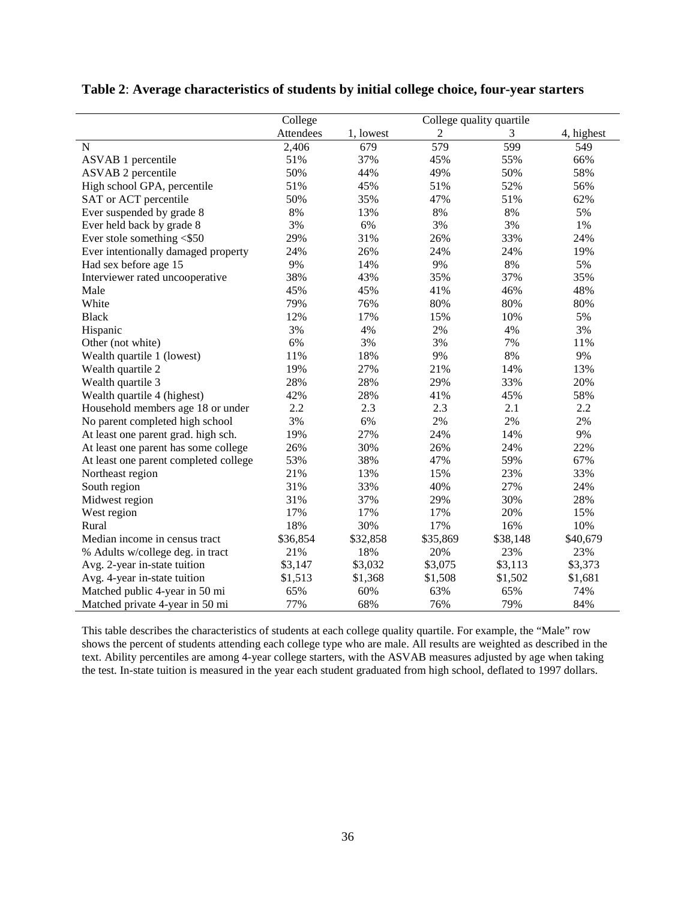**Table 2**: **Average characteristics of students by initial college choice, four-year starters**

| | College | College quality quartile | | | |
|---|---|---|---|---|---|
| | Attendees | 1, lowest | 2 | 3 | 4, highest |
| N | 2,406 | 679 | 579 | 599 | 549 |
| ASVAB 1 percentile | 51% | 37% | 45% | 55% | 66% |
| ASVAB 2 percentile | 50% | 44% | 49% | 50% | 58% |
| High school GPA, percentile | 51% | 45% | 51% | 52% | 56% |
| SAT or ACT percentile | 50% | 35% | 47% | 51% | 62% |
| Ever suspended by grade 8 | 8% | 13% | 8% | 8% | 5% |
| Ever held back by grade 8 | 3% | 6% | 3% | 3% | 1% |
| Ever stole something <$50 | 29% | 31% | 26% | 33% | 24% |
| Ever intentionally damaged property | 24% | 26% | 24% | 24% | 19% |
| Had sex before age 15 | 9% | 14% | 9% | 8% | 5% |
| Interviewer rated uncooperative | 38% | 43% | 35% | 37% | 35% |
| Male | 45% | 45% | 41% | 46% | 48% |
| White | 79% | 76% | 80% | 80% | 80% |
| Black | 12% | 17% | 15% | 10% | 5% |
| Hispanic | 3% | 4% | 2% | 4% | 3% |
| Other (not white) | 6% | 3% | 3% | 7% | 11% |
| Wealth quartile 1 (lowest) | 11% | 18% | 9% | 8% | 9% |
| Wealth quartile 2 | 19% | 27% | 21% | 14% | 13% |
| Wealth quartile 3 | 28% | 28% | 29% | 33% | 20% |
| Wealth quartile 4 (highest) | 42% | 28% | 41% | 45% | 58% |
| Household members age 18 or under | 2.2 | 2.3 | 2.3 | 2.1 | 2.2 |
| No parent completed high school | 3% | 6% | 2% | 2% | 2% |
| At least one parent grad. high sch. | 19% | 27% | 24% | 14% | 9% |
| At least one parent has some college | 26% | 30% | 26% | 24% | 22% |
| At least one parent completed college | 53% | 38% | 47% | 59% | 67% |
| Northeast region | 21% | 13% | 15% | 23% | 33% |
| South region | 31% | 33% | 40% | 27% | 24% |
| Midwest region | 31% | 37% | 29% | 30% | 28% |
| West region | 17% | 17% | 17% | 20% | 15% |
| Rural | 18% | 30% | 17% | 16% | 10% |
| Median income in census tract | $36,854 | $32,858 | $35,869 | $38,148 | $40,679 |
| % Adults w/college deg. in tract | 21% | 18% | 20% | 23% | 23% |
| Avg. 2-year in-state tuition | $3,147 | $3,032 | $3,075 | $3,113 | $3,373 |
| Avg. 4-year in-state tuition | $1,513 | $1,368 | $1,508 | $1,502 | $1,681 |
| Matched public 4-year in 50 mi | 65% | 60% | 63% | 65% | 74% |
| Matched private 4-year in 50 mi | 77% | 68% | 76% | 79% | 84% |

This table describes the characteristics of students at each college quality quartile. For example, the "Male" row shows the percent of students attending each college type who are male. All results are weighted as described in the text. Ability percentiles are among 4-year college starters, with the ASVAB measures adjusted by age when taking the test. In-state tuition is measured in the year each student graduated from high school, deflated to 1997 dollars.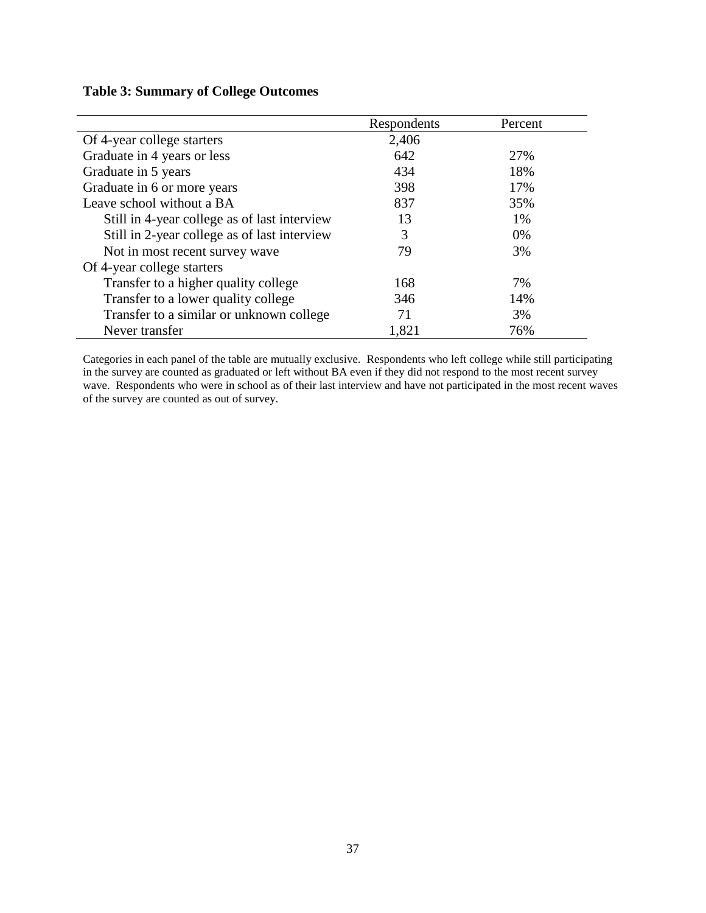**Table 3: Summary of College Outcomes**

| | Respondents | Percent |
|---|---|---|
| Of 4-year college starters | 2,406 | |
| Graduate in 4 years or less | 642 | 27% |
| Graduate in 5 years | 434 | 18% |
| Graduate in 6 or more years | 398 | 17% |
| Leave school without a BA | 837 | 35% |
| Still in 4-year college as of last interview | 13 | 1% |
| Still in 2-year college as of last interview | 3 | 0% |
| Not in most recent survey wave | 79 | 3% |
| Of 4-year college starters | | |
| Transfer to a higher quality college | 168 | 7% |
| Transfer to a lower quality college | 346 | 14% |
| Transfer to a similar or unknown college | 71 | 3% |
| Never transfer | 1,821 | 76% |

Categories in each panel of the table are mutually exclusive. Respondents who left college while still participating in the survey are counted as graduated or left without BA even if they did not respond to the most recent survey wave. Respondents who were in school as of their last interview and have not participated in the most recent waves of the survey are counted as out of survey.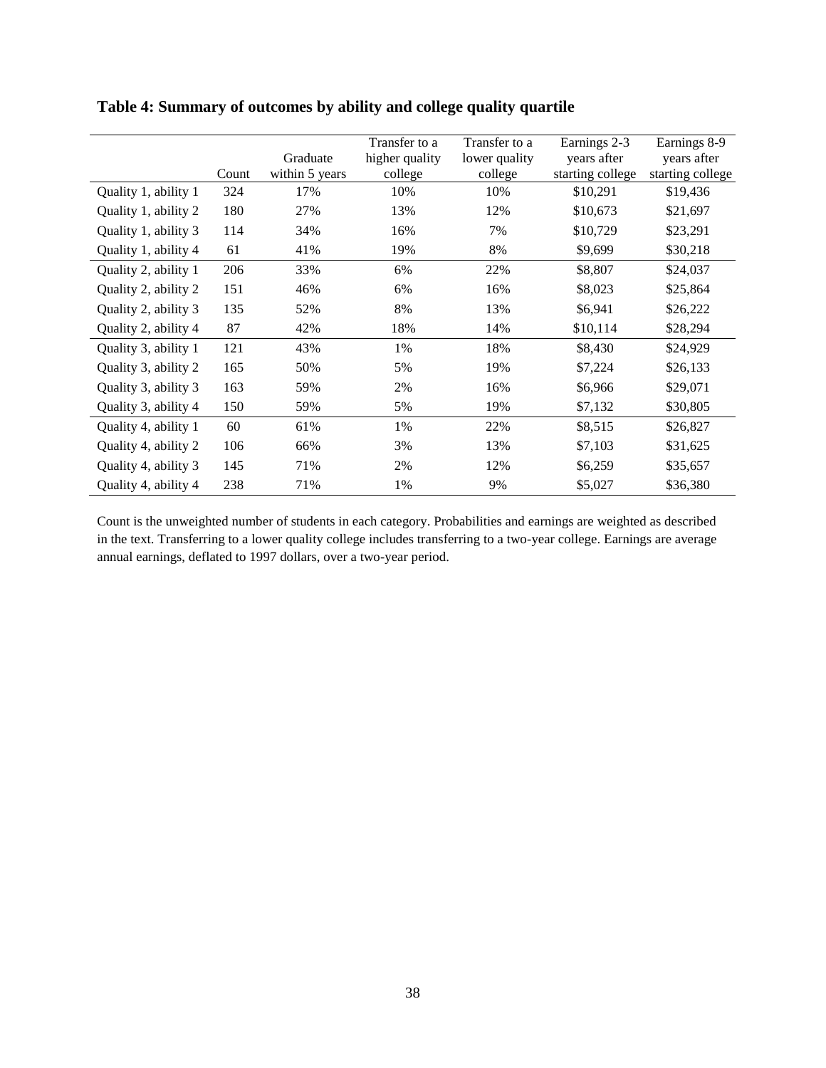**Table 4: Summary of outcomes by ability and college quality quartile**

| | Count | Graduate within 5 years | Transfer to a higher quality college | Transfer to a lower quality college | Earnings 2-3 years after starting college | Earnings 8-9 years after starting college |
|---|---|---|---|---|---|---|
| Quality 1, ability 1 | 324 | 17% | 10% | 10% | $10,291 | $19,436 |
| Quality 1, ability 2 | 180 | 27% | 13% | 12% | $10,673 | $21,697 |
| Quality 1, ability 3 | 114 | 34% | 16% | 7% | $10,729 | $23,291 |
| Quality 1, ability 4 | 61 | 41% | 19% | 8% | $9,699 | $30,218 |
| Quality 2, ability 1 | 206 | 33% | 6% | 22% | $8,807 | $24,037 |
| Quality 2, ability 2 | 151 | 46% | 6% | 16% | $8,023 | $25,864 |
| Quality 2, ability 3 | 135 | 52% | 8% | 13% | $6,941 | $26,222 |
| Quality 2, ability 4 | 87 | 42% | 18% | 14% | $10,114 | $28,294 |
| Quality 3, ability 1 | 121 | 43% | 1% | 18% | $8,430 | $24,929 |
| Quality 3, ability 2 | 165 | 50% | 5% | 19% | $7,224 | $26,133 |
| Quality 3, ability 3 | 163 | 59% | 2% | 16% | $6,966 | $29,071 |
| Quality 3, ability 4 | 150 | 59% | 5% | 19% | $7,132 | $30,805 |
| Quality 4, ability 1 | 60 | 61% | 1% | 22% | $8,515 | $26,827 |
| Quality 4, ability 2 | 106 | 66% | 3% | 13% | $7,103 | $31,625 |
| Quality 4, ability 3 | 145 | 71% | 2% | 12% | $6,259 | $35,657 |
| Quality 4, ability 4 | 238 | 71% | 1% | 9% | $5,027 | $36,380 |

Count is the unweighted number of students in each category. Probabilities and earnings are weighted as described in the text. Transferring to a lower quality college includes transferring to a two-year college. Earnings are average annual earnings, deflated to 1997 dollars, over a two-year period.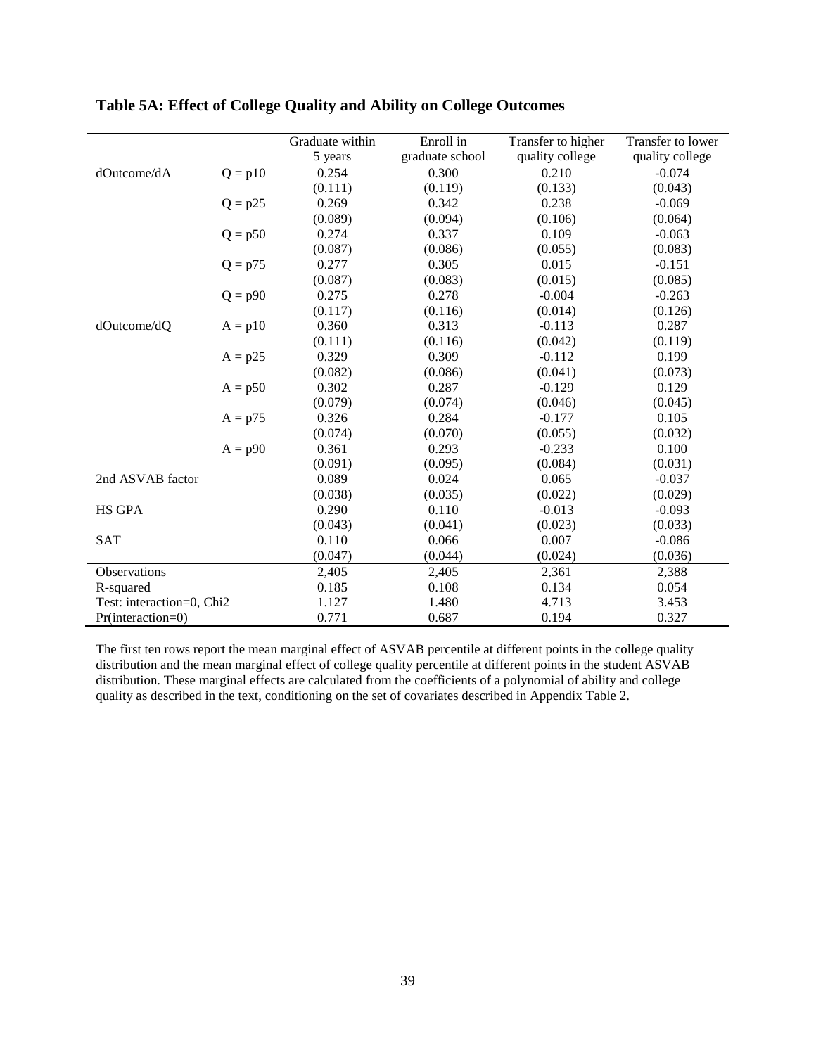## Table 5A: Effect of College Quality and Ability on College Outcomes

| | | Graduate within 5 years | Enroll in graduate school | Transfer to higher quality college | Transfer to lower quality college |
|---|---|---|---|---|---|
| dOutcome/dA | Q = p10 | 0.254 | 0.300 | 0.210 | -0.074 |
| | | (0.111) | (0.119) | (0.133) | (0.043) |
| | Q = p25 | 0.269 | 0.342 | 0.238 | -0.069 |
| | | (0.089) | (0.094) | (0.106) | (0.064) |
| | Q = p50 | 0.274 | 0.337 | 0.109 | -0.063 |
| | | (0.087) | (0.086) | (0.055) | (0.083) |
| | Q = p75 | 0.277 | 0.305 | 0.015 | -0.151 |
| | | (0.087) | (0.083) | (0.015) | (0.085) |
| | Q = p90 | 0.275 | 0.278 | -0.004 | -0.263 |
| | | (0.117) | (0.116) | (0.014) | (0.126) |
| dOutcome/dQ | A = p10 | 0.360 | 0.313 | -0.113 | 0.287 |
| | | (0.111) | (0.116) | (0.042) | (0.119) |
| | A = p25 | 0.329 | 0.309 | -0.112 | 0.199 |
| | | (0.082) | (0.086) | (0.041) | (0.073) |
| | A = p50 | 0.302 | 0.287 | -0.129 | 0.129 |
| | | (0.079) | (0.074) | (0.046) | (0.045) |
| | A = p75 | 0.326 | 0.284 | -0.177 | 0.105 |
| | | (0.074) | (0.070) | (0.055) | (0.032) |
| | A = p90 | 0.361 | 0.293 | -0.233 | 0.100 |
| | | (0.091) | (0.095) | (0.084) | (0.031) |
| 2nd ASVAB factor | | 0.089 | 0.024 | 0.065 | -0.037 |
| | | (0.038) | (0.035) | (0.022) | (0.029) |
| HS GPA | | 0.290 | 0.110 | -0.013 | -0.093 |
| | | (0.043) | (0.041) | (0.023) | (0.033) |
| SAT | | 0.110 | 0.066 | 0.007 | -0.086 |
| | | (0.047) | (0.044) | (0.024) | (0.036) |
| Observations | | 2,405 | 2,405 | 2,361 | 2,388 |
| R-squared | | 0.185 | 0.108 | 0.134 | 0.054 |
| Test: interaction=0, Chi2 | | 1.127 | 1.480 | 4.713 | 3.453 |
| Pr(interaction=0) | | 0.771 | 0.687 | 0.194 | 0.327 |

The first ten rows report the mean marginal effect of ASVAB percentile at different points in the college quality distribution and the mean marginal effect of college quality percentile at different points in the student ASVAB distribution. These marginal effects are calculated from the coefficients of a polynomial of ability and college quality as described in the text, conditioning on the set of covariates described in Appendix Table 2.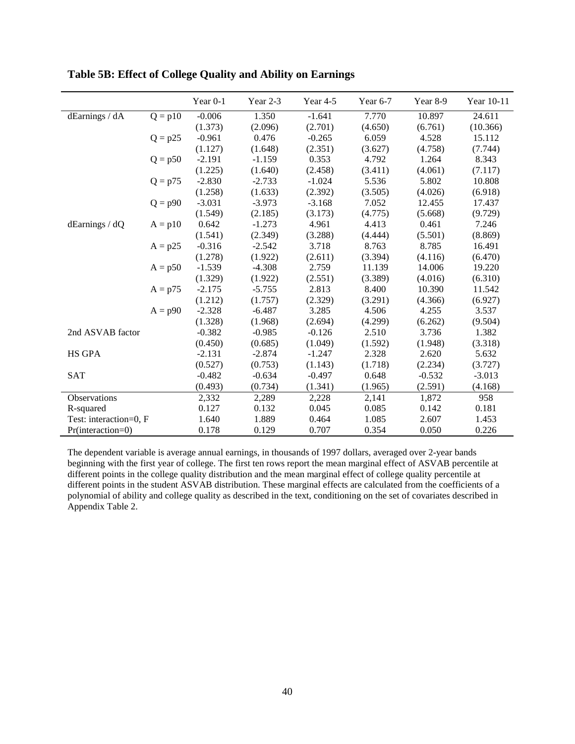**Table 5B: Effect of College Quality and Ability on Earnings**

| | | Year 0-1 | Year 2-3 | Year 4-5 | Year 6-7 | Year 8-9 | Year 10-11 |
|---|---|---|---|---|---|---|---|
| dEarnings / dA | Q = p10 | -0.006 | 1.350 | -1.641 | 7.770 | 10.897 | 24.611 |
| | | (1.373) | (2.096) | (2.701) | (4.650) | (6.761) | (10.366) |
| | Q = p25 | -0.961 | 0.476 | -0.265 | 6.059 | 4.528 | 15.112 |
| | | (1.127) | (1.648) | (2.351) | (3.627) | (4.758) | (7.744) |
| | Q = p50 | -2.191 | -1.159 | 0.353 | 4.792 | 1.264 | 8.343 |
| | | (1.225) | (1.640) | (2.458) | (3.411) | (4.061) | (7.117) |
| | Q = p75 | -2.830 | -2.733 | -1.024 | 5.536 | 5.802 | 10.808 |
| | | (1.258) | (1.633) | (2.392) | (3.505) | (4.026) | (6.918) |
| | Q = p90 | -3.031 | -3.973 | -3.168 | 7.052 | 12.455 | 17.437 |
| | | (1.549) | (2.185) | (3.173) | (4.775) | (5.668) | (9.729) |
| dEarnings / dQ | A = p10 | 0.642 | -1.273 | 4.961 | 4.413 | 0.461 | 7.246 |
| | | (1.541) | (2.349) | (3.288) | (4.444) | (5.501) | (8.869) |
| | A = p25 | -0.316 | -2.542 | 3.718 | 8.763 | 8.785 | 16.491 |
| | | (1.278) | (1.922) | (2.611) | (3.394) | (4.116) | (6.470) |
| | A = p50 | -1.539 | -4.308 | 2.759 | 11.139 | 14.006 | 19.220 |
| | | (1.329) | (1.922) | (2.551) | (3.389) | (4.016) | (6.310) |
| | A = p75 | -2.175 | -5.755 | 2.813 | 8.400 | 10.390 | 11.542 |
| | | (1.212) | (1.757) | (2.329) | (3.291) | (4.366) | (6.927) |
| | A = p90 | -2.328 | -6.487 | 3.285 | 4.506 | 4.255 | 3.537 |
| | | (1.328) | (1.968) | (2.694) | (4.299) | (6.262) | (9.504) |
| 2nd ASVAB factor | | -0.382 | -0.985 | -0.126 | 2.510 | 3.736 | 1.382 |
| | | (0.450) | (0.685) | (1.049) | (1.592) | (1.948) | (3.318) |
| HS GPA | | -2.131 | -2.874 | -1.247 | 2.328 | 2.620 | 5.632 |
| | | (0.527) | (0.753) | (1.143) | (1.718) | (2.234) | (3.727) |
| SAT | | -0.482 | -0.634 | -0.497 | 0.648 | -0.532 | -3.013 |
| | | (0.493) | (0.734) | (1.341) | (1.965) | (2.591) | (4.168) |
| Observations | | 2,332 | 2,289 | 2,228 | 2,141 | 1,872 | 958 |
| R-squared | | 0.127 | 0.132 | 0.045 | 0.085 | 0.142 | 0.181 |
| Test: interaction=0, F | | 1.640 | 1.889 | 0.464 | 1.085 | 2.607 | 1.453 |
| Pr(interaction=0) | | 0.178 | 0.129 | 0.707 | 0.354 | 0.050 | 0.226 |

The dependent variable is average annual earnings, in thousands of 1997 dollars, averaged over 2-year bands beginning with the first year of college. The first ten rows report the mean marginal effect of ASVAB percentile at different points in the college quality distribution and the mean marginal effect of college quality percentile at different points in the student ASVAB distribution. These marginal effects are calculated from the coefficients of a polynomial of ability and college quality as described in the text, conditioning on the set of covariates described in Appendix Table 2.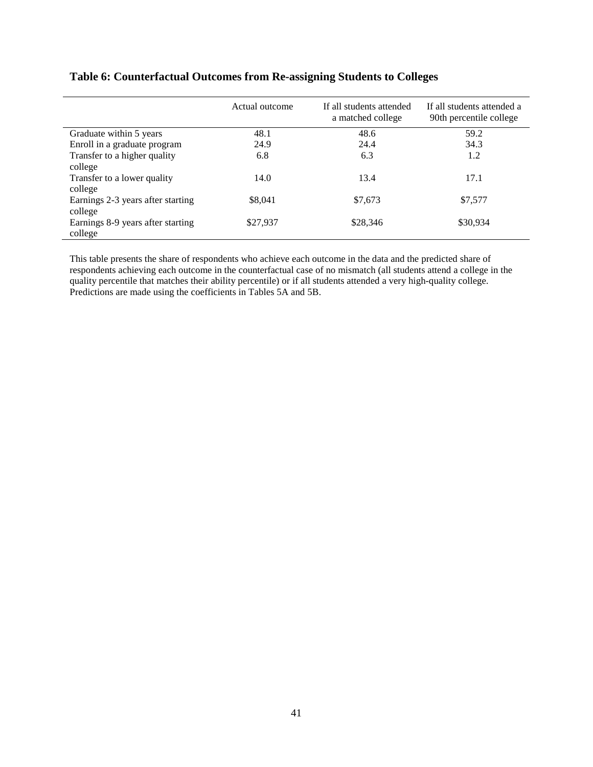**Table 6: Counterfactual Outcomes from Re-assigning Students to Colleges**

| | Actual outcome | If all students attended a matched college | If all students attended a 90th percentile college |
|---|---|---|---|
| Graduate within 5 years | 48.1 | 48.6 | 59.2 |
| Enroll in a graduate program | 24.9 | 24.4 | 34.3 |
| Transfer to a higher quality college | 6.8 | 6.3 | 1.2 |
| Transfer to a lower quality college | 14.0 | 13.4 | 17.1 |
| Earnings 2-3 years after starting college | $8,041 | $7,673 | $7,577 |
| Earnings 8-9 years after starting college | $27,937 | $28,346 | $30,934 |

This table presents the share of respondents who achieve each outcome in the data and the predicted share of respondents achieving each outcome in the counterfactual case of no mismatch (all students attend a college in the quality percentile that matches their ability percentile) or if all students attended a very high-quality college. Predictions are made using the coefficients in Tables 5A and 5B.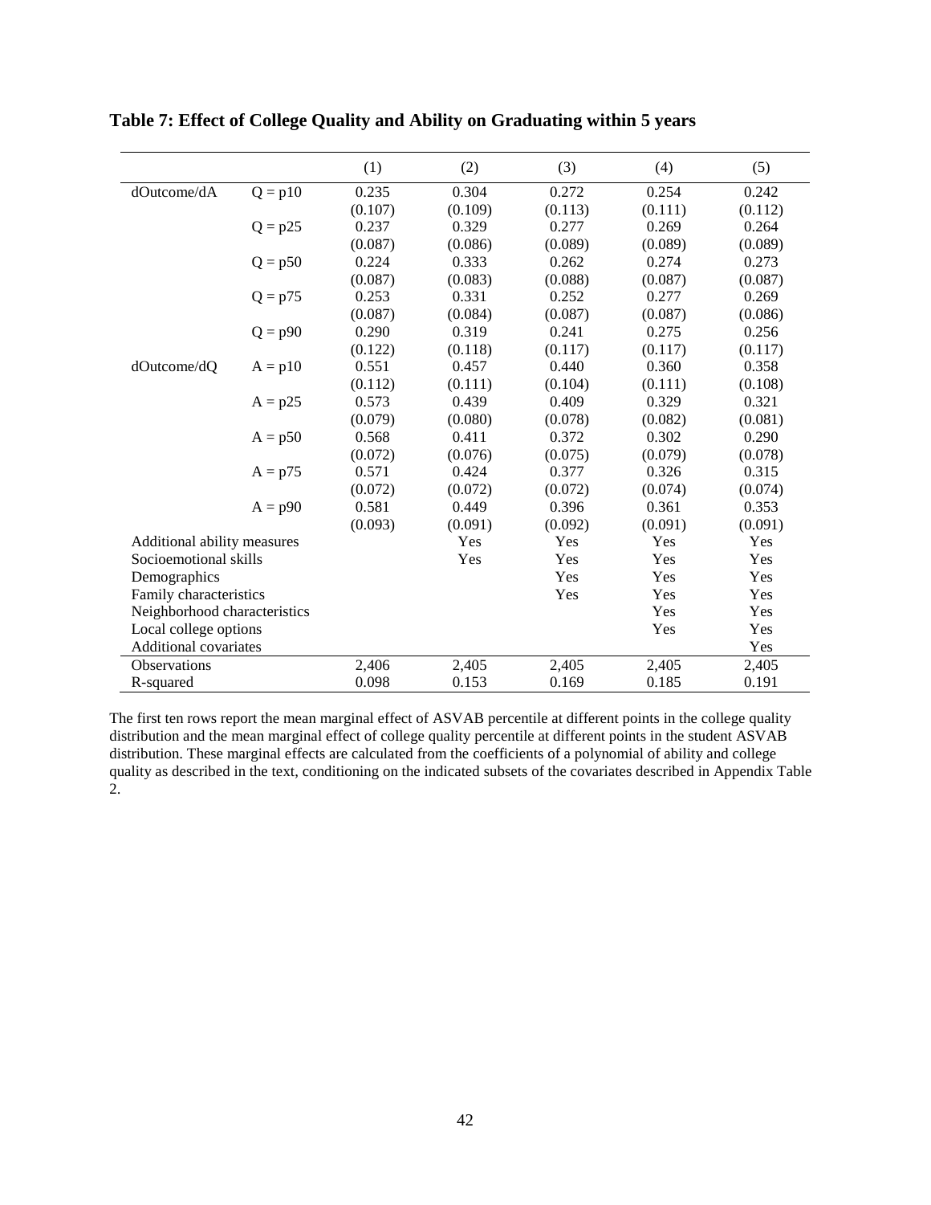**Table 7: Effect of College Quality and Ability on Graduating within 5 years**

| | | (1) | (2) | (3) | (4) | (5) |
|---|---|---|---|---|---|---|
| dOutcome/dA | Q = p10 | 0.235 | 0.304 | 0.272 | 0.254 | 0.242 |
| | | (0.107) | (0.109) | (0.113) | (0.111) | (0.112) |
| | Q = p25 | 0.237 | 0.329 | 0.277 | 0.269 | 0.264 |
| | | (0.087) | (0.086) | (0.089) | (0.089) | (0.089) |
| | Q = p50 | 0.224 | 0.333 | 0.262 | 0.274 | 0.273 |
| | | (0.087) | (0.083) | (0.088) | (0.087) | (0.087) |
| | Q = p75 | 0.253 | 0.331 | 0.252 | 0.277 | 0.269 |
| | | (0.087) | (0.084) | (0.087) | (0.087) | (0.086) |
| | Q = p90 | 0.290 | 0.319 | 0.241 | 0.275 | 0.256 |
| | | (0.122) | (0.118) | (0.117) | (0.117) | (0.117) |
| dOutcome/dQ | A = p10 | 0.551 | 0.457 | 0.440 | 0.360 | 0.358 |
| | | (0.112) | (0.111) | (0.104) | (0.111) | (0.108) |
| | A = p25 | 0.573 | 0.439 | 0.409 | 0.329 | 0.321 |
| | | (0.079) | (0.080) | (0.078) | (0.082) | (0.081) |
| | A = p50 | 0.568 | 0.411 | 0.372 | 0.302 | 0.290 |
| | | (0.072) | (0.076) | (0.075) | (0.079) | (0.078) |
| | A = p75 | 0.571 | 0.424 | 0.377 | 0.326 | 0.315 |
| | | (0.072) | (0.072) | (0.072) | (0.074) | (0.074) |
| | A = p90 | 0.581 | 0.449 | 0.396 | 0.361 | 0.353 |
| | | (0.093) | (0.091) | (0.092) | (0.091) | (0.091) |
| Additional ability measures | | | Yes | Yes | Yes | Yes |
| Socioemotional skills | | | Yes | Yes | Yes | Yes |
| Demographics | | | | Yes | Yes | Yes |
| Family characteristics | | | | Yes | Yes | Yes |
| Neighborhood characteristics | | | | | Yes | Yes |
| Local college options | | | | | Yes | Yes |
| Additional covariates | | | | | | Yes |
| Observations | | 2,406 | 2,405 | 2,405 | 2,405 | 2,405 |
| R-squared | | 0.098 | 0.153 | 0.169 | 0.185 | 0.191 |

The first ten rows report the mean marginal effect of ASVAB percentile at different points in the college quality distribution and the mean marginal effect of college quality percentile at different points in the student ASVAB distribution. These marginal effects are calculated from the coefficients of a polynomial of ability and college quality as described in the text, conditioning on the indicated subsets of the covariates described in Appendix Table 2.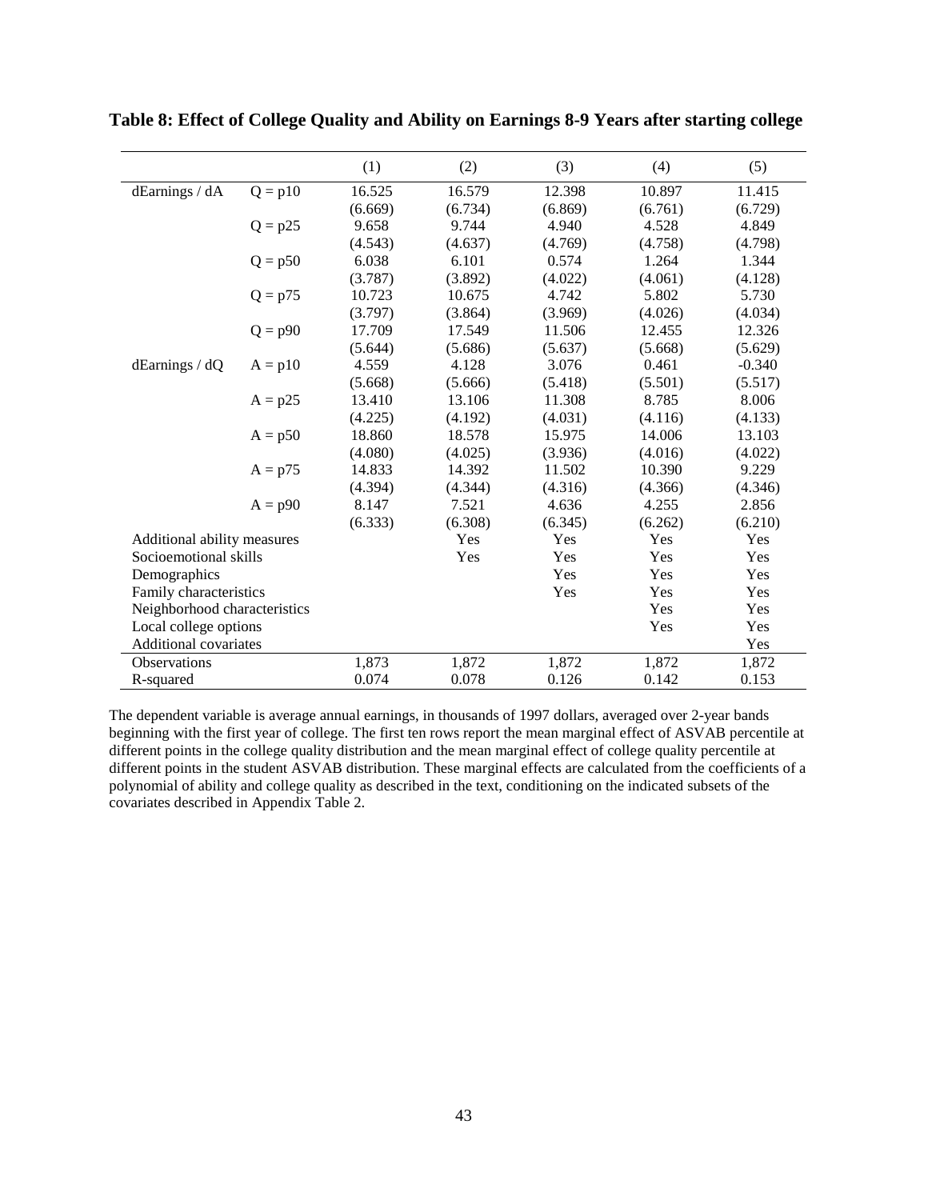**Table 8: Effect of College Quality and Ability on Earnings 8-9 Years after starting college**

| | | (1) | (2) | (3) | (4) | (5) |
|---|---|---|---|---|---|---|
| dEarnings / dA | Q = p10 | 16.525 | 16.579 | 12.398 | 10.897 | 11.415 |
| | | (6.669) | (6.734) | (6.869) | (6.761) | (6.729) |
| | Q = p25 | 9.658 | 9.744 | 4.940 | 4.528 | 4.849 |
| | | (4.543) | (4.637) | (4.769) | (4.758) | (4.798) |
| | Q = p50 | 6.038 | 6.101 | 0.574 | 1.264 | 1.344 |
| | | (3.787) | (3.892) | (4.022) | (4.061) | (4.128) |
| | Q = p75 | 10.723 | 10.675 | 4.742 | 5.802 | 5.730 |
| | | (3.797) | (3.864) | (3.969) | (4.026) | (4.034) |
| | Q = p90 | 17.709 | 17.549 | 11.506 | 12.455 | 12.326 |
| | | (5.644) | (5.686) | (5.637) | (5.668) | (5.629) |
| dEarnings / dQ | A = p10 | 4.559 | 4.128 | 3.076 | 0.461 | -0.340 |
| | | (5.668) | (5.666) | (5.418) | (5.501) | (5.517) |
| | A = p25 | 13.410 | 13.106 | 11.308 | 8.785 | 8.006 |
| | | (4.225) | (4.192) | (4.031) | (4.116) | (4.133) |
| | A = p50 | 18.860 | 18.578 | 15.975 | 14.006 | 13.103 |
| | | (4.080) | (4.025) | (3.936) | (4.016) | (4.022) |
| | A = p75 | 14.833 | 14.392 | 11.502 | 10.390 | 9.229 |
| | | (4.394) | (4.344) | (4.316) | (4.366) | (4.346) |
| | A = p90 | 8.147 | 7.521 | 4.636 | 4.255 | 2.856 |
| | | (6.333) | (6.308) | (6.345) | (6.262) | (6.210) |
| Additional ability measures | | | Yes | Yes | Yes | Yes |
| Socioemotional skills | | | Yes | Yes | Yes | Yes |
| Demographics | | | | Yes | Yes | Yes |
| Family characteristics | | | | Yes | Yes | Yes |
| Neighborhood characteristics | | | | | Yes | Yes |
| Local college options | | | | | Yes | Yes |
| Additional covariates | | | | | | Yes |
| Observations | | 1,873 | 1,872 | 1,872 | 1,872 | 1,872 |
| R-squared | | 0.074 | 0.078 | 0.126 | 0.142 | 0.153 |

The dependent variable is average annual earnings, in thousands of 1997 dollars, averaged over 2-year bands beginning with the first year of college. The first ten rows report the mean marginal effect of ASVAB percentile at different points in the college quality distribution and the mean marginal effect of college quality percentile at different points in the student ASVAB distribution. These marginal effects are calculated from the coefficients of a polynomial of ability and college quality as described in the text, conditioning on the indicated subsets of the covariates described in Appendix Table 2.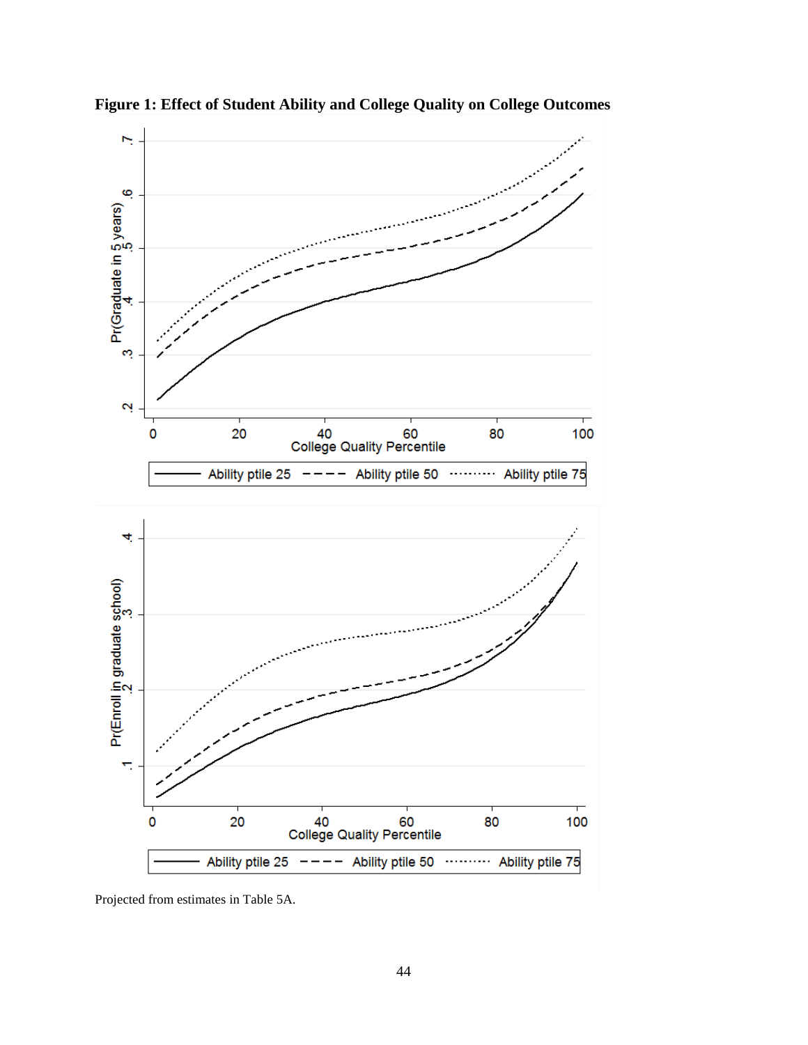**Figure 1: Effect of Student Ability and College Quality on College Outcomes**

Projected from estimates in Table 5A.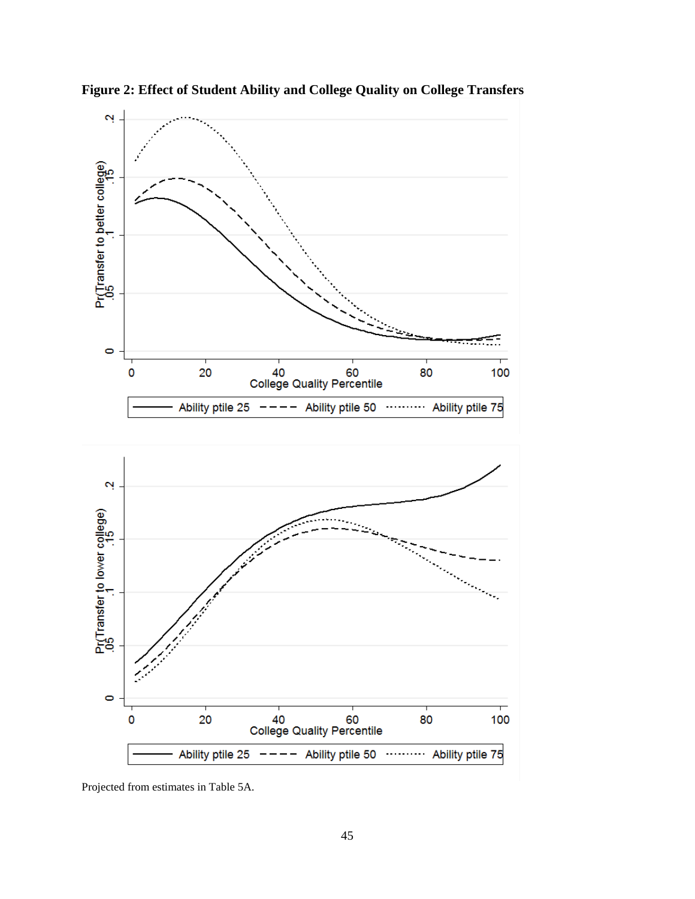**Figure 2: Effect of Student Ability and College Quality on College Transfers**

Projected from estimates in Table 5A.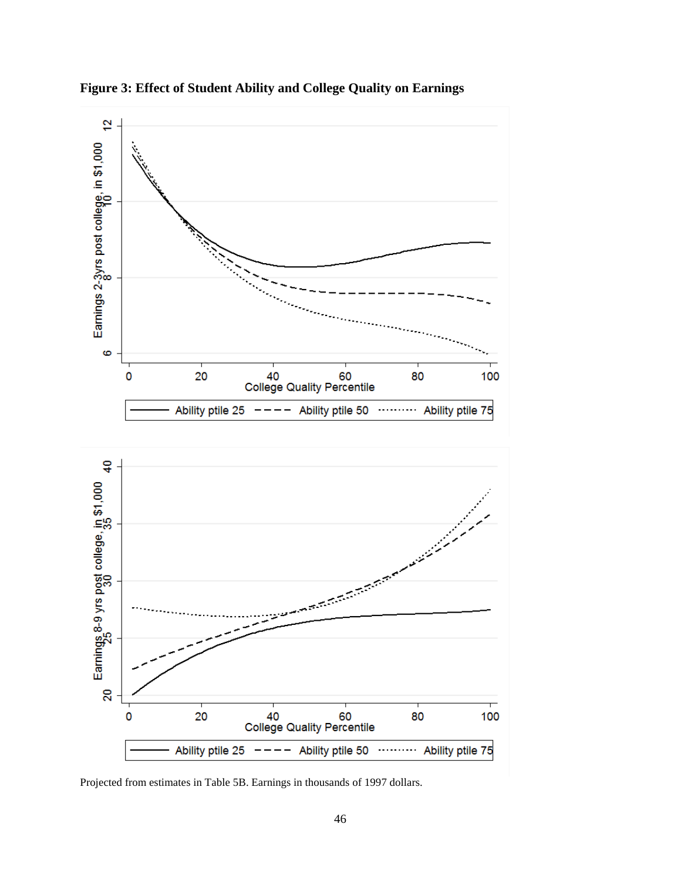**Figure 3: Effect of Student Ability and College Quality on Earnings**

Projected from estimates in Table 5B. Earnings in thousands of 1997 dollars.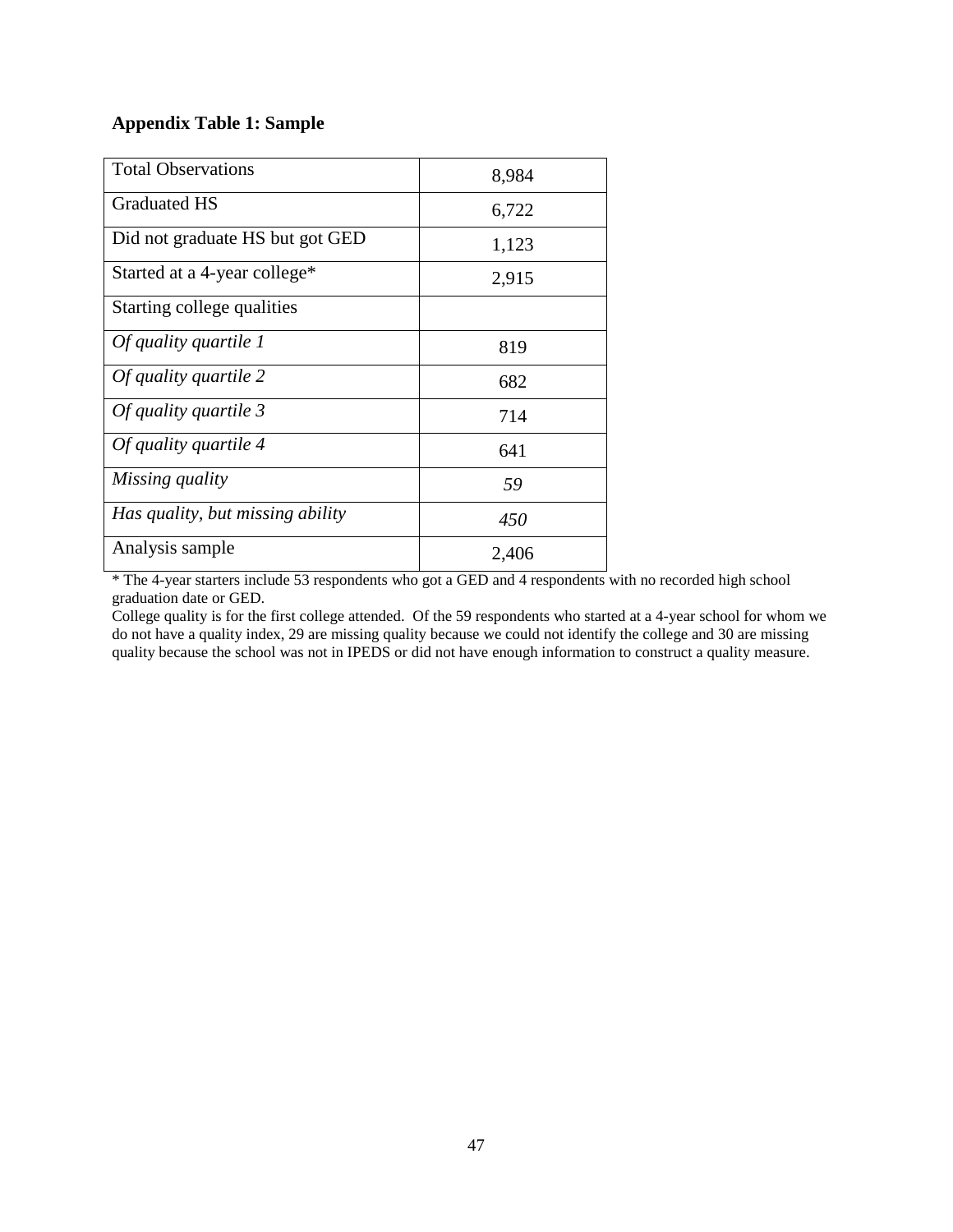**Appendix Table 1: Sample**

| | |
|---|---|
| Total Observations | 8,984 |
| Graduated HS | 6,722 |
| Did not graduate HS but got GED | 1,123 |
| Started at a 4-year college* | 2,915 |
| Starting college qualities | |
| *Of quality quartile 1* | 819 |
| *Of quality quartile 2* | 682 |
| *Of quality quartile 3* | 714 |
| *Of quality quartile 4* | 641 |
| *Missing quality* | *59* |
| *Has quality, but missing ability* | *450* |
| Analysis sample | 2,406 |

* The 4-year starters include 53 respondents who got a GED and 4 respondents with no recorded high school graduation date or GED.

College quality is for the first college attended. Of the 59 respondents who started at a 4-year school for whom we do not have a quality index, 29 are missing quality because we could not identify the college and 30 are missing quality because the school was not in IPEDS or did not have enough information to construct a quality measure.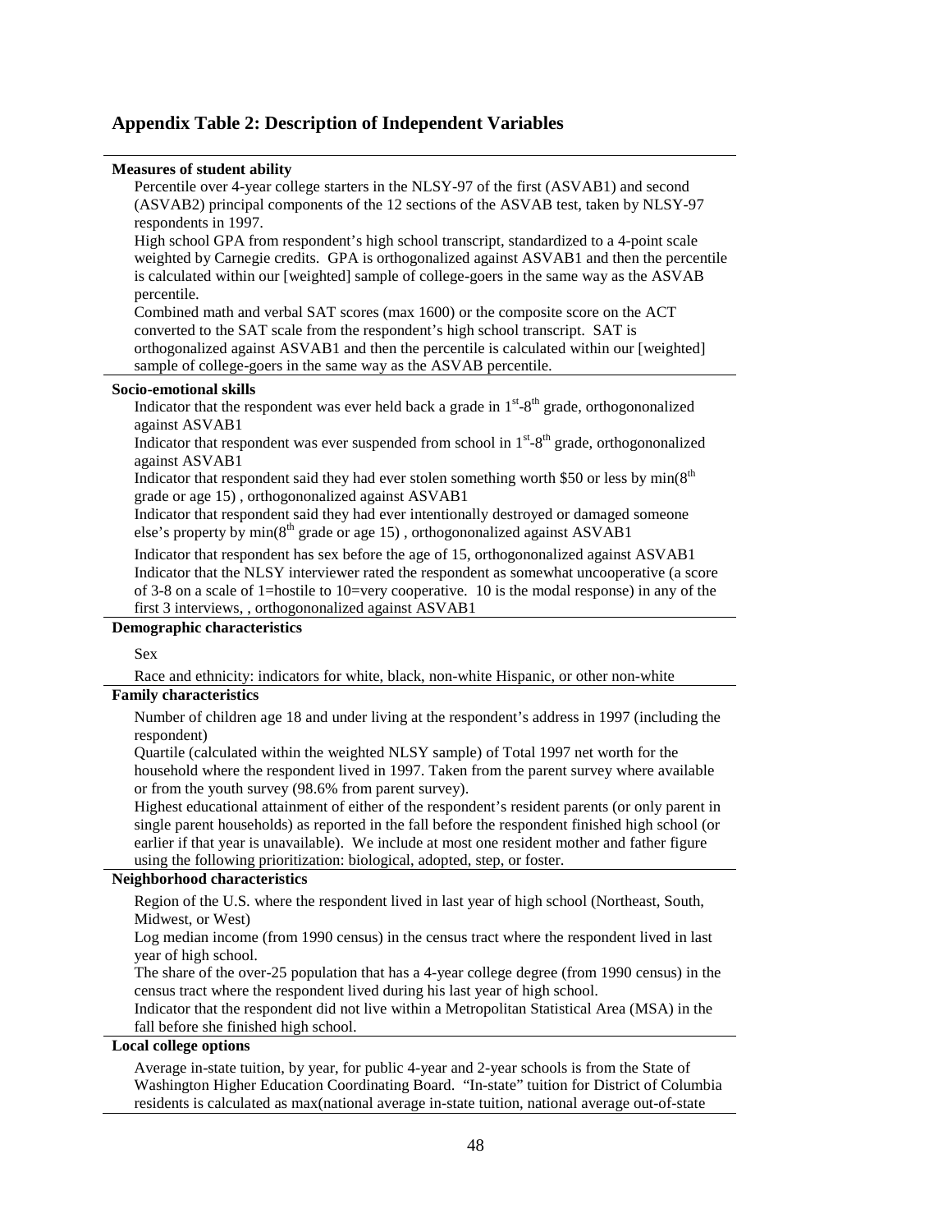## Appendix Table 2: Description of Independent Variables

**Measures of student ability**

Percentile over 4-year college starters in the NLSY-97 of the first (ASVAB1) and second (ASVAB2) principal components of the 12 sections of the ASVAB test, taken by NLSY-97 respondents in 1997.

High school GPA from respondent's high school transcript, standardized to a 4-point scale weighted by Carnegie credits. GPA is orthogonalized against ASVAB1 and then the percentile is calculated within our [weighted] sample of college-goers in the same way as the ASVAB percentile.

Combined math and verbal SAT scores (max 1600) or the composite score on the ACT converted to the SAT scale from the respondent's high school transcript. SAT is orthogonalized against ASVAB1 and then the percentile is calculated within our [weighted] sample of college-goers in the same way as the ASVAB percentile.

**Socio-emotional skills**

Indicator that the respondent was ever held back a grade in 1st-8th grade, orthogogononalized against ASVAB1

Indicator that respondent was ever suspended from school in 1st-8th grade, orthogogononalized against ASVAB1

Indicator that respondent said they had ever stolen something worth $50 or less by min(8th grade or age 15) , orthogogononalized against ASVAB1

Indicator that respondent said they had ever intentionally destroyed or damaged someone else's property by min(8th grade or age 15) , orthogogononalized against ASVAB1

Indicator that respondent has sex before the age of 15, orthogogononalized against ASVAB1

Indicator that the NLSY interviewer rated the respondent as somewhat uncooperative (a score of 3-8 on a scale of 1=hostile to 10=very cooperative. 10 is the modal response) in any of the first 3 interviews, , orthogogononalized against ASVAB1

**Demographic characteristics**

Sex

Race and ethnicity: indicators for white, black, non-white Hispanic, or other non-white

**Family characteristics**

Number of children age 18 and under living at the respondent's address in 1997 (including the respondent)

Quartile (calculated within the weighted NLSY sample) of Total 1997 net worth for the household where the respondent lived in 1997. Taken from the parent survey where available or from the youth survey (98.6% from parent survey).

Highest educational attainment of either of the respondent's resident parents (or only parent in single parent households) as reported in the fall before the respondent finished high school (or earlier if that year is unavailable). We include at most one resident mother and father figure using the following prioritization: biological, adopted, step, or foster.

**Neighborhood characteristics**

Region of the U.S. where the respondent lived in last year of high school (Northeast, South, Midwest, or West)

Log median income (from 1990 census) in the census tract where the respondent lived in last year of high school.

The share of the over-25 population that has a 4-year college degree (from 1990 census) in the census tract where the respondent lived during his last year of high school.

Indicator that the respondent did not live within a Metropolitan Statistical Area (MSA) in the fall before she finished high school.

**Local college options**

Average in-state tuition, by year, for public 4-year and 2-year schools is from the State of Washington Higher Education Coordinating Board. "In-state" tuition for District of Columbia residents is calculated as max(national average in-state tuition, national average out-of-state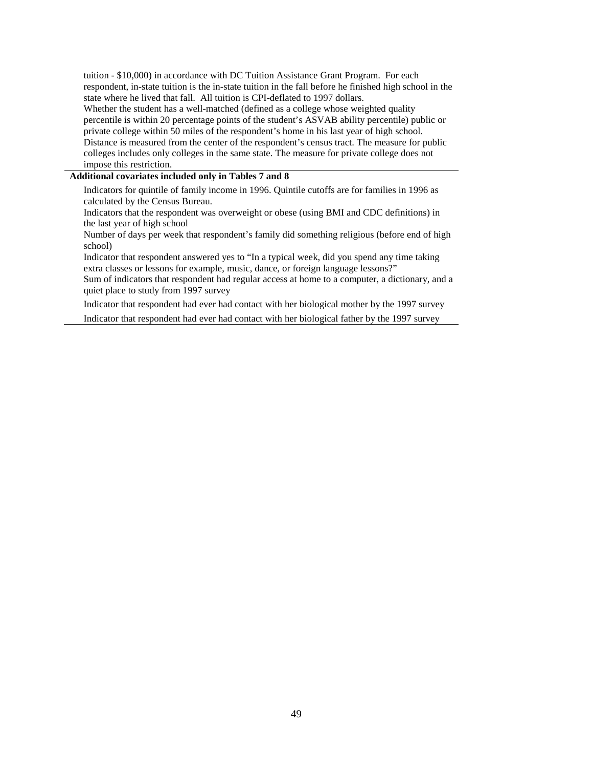tuition - $10,000) in accordance with DC Tuition Assistance Grant Program. For each respondent, in-state tuition is the in-state tuition in the fall before he finished high school in the state where he lived that fall. All tuition is CPI-deflated to 1997 dollars.

Whether the student has a well-matched (defined as a college whose weighted quality percentile is within 20 percentage points of the student's ASVAB ability percentile) public or private college within 50 miles of the respondent's home in his last year of high school. Distance is measured from the center of the respondent's census tract. The measure for public colleges includes only colleges in the same state. The measure for private college does not impose this restriction.

**Additional covariates included only in Tables 7 and 8**

Indicators for quintile of family income in 1996. Quintile cutoffs are for families in 1996 as calculated by the Census Bureau.

Indicators that the respondent was overweight or obese (using BMI and CDC definitions) in the last year of high school

Number of days per week that respondent's family did something religious (before end of high school)

Indicator that respondent answered yes to "In a typical week, did you spend any time taking extra classes or lessons for example, music, dance, or foreign language lessons?"

Sum of indicators that respondent had regular access at home to a computer, a dictionary, and a quiet place to study from 1997 survey

Indicator that respondent had ever had contact with her biological mother by the 1997 survey

Indicator that respondent had ever had contact with her biological father by the 1997 survey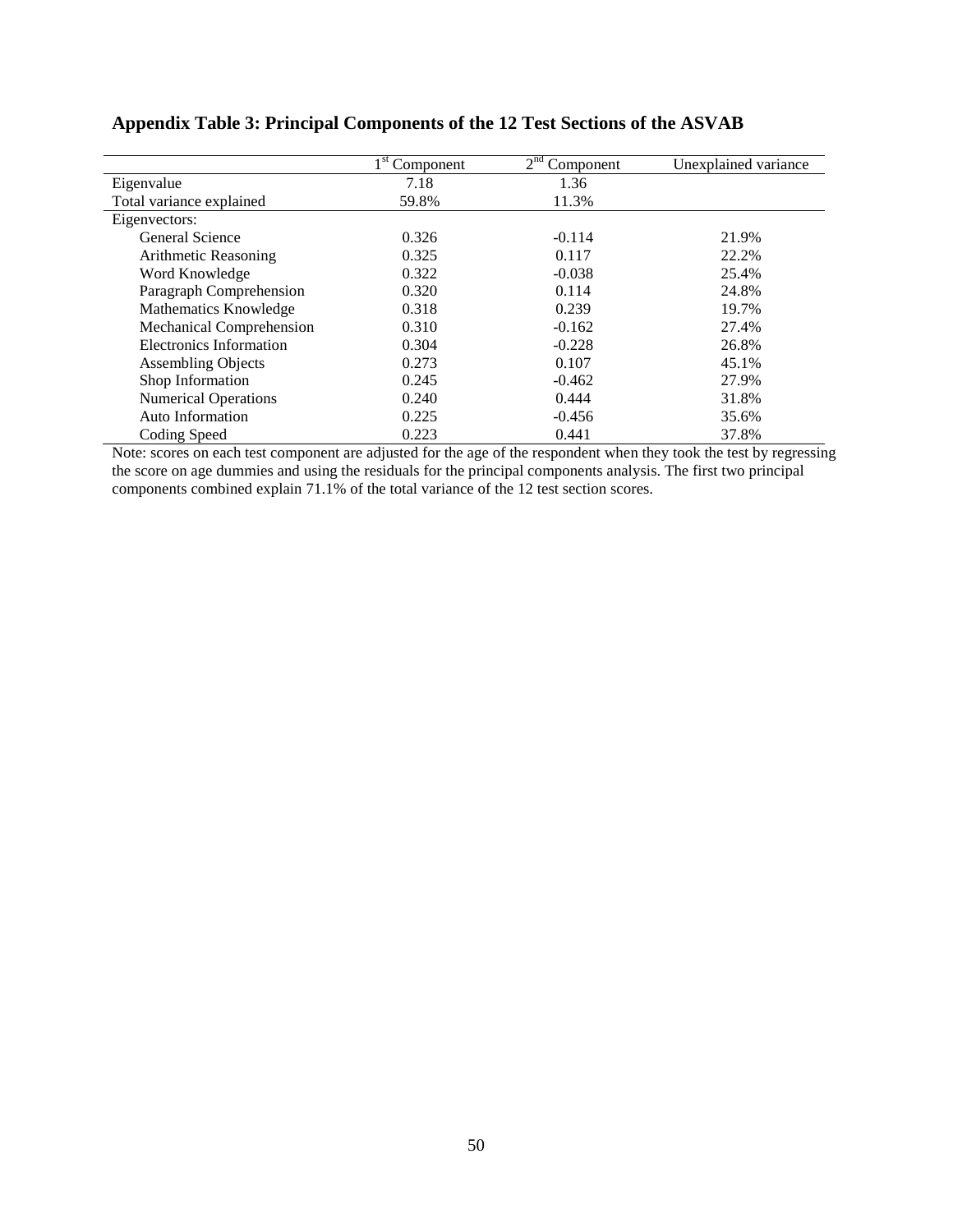**Appendix Table 3: Principal Components of the 12 Test Sections of the ASVAB**

| | 1st Component | 2nd Component | Unexplained variance |
|---|---|---|---|
| Eigenvalue | 7.18 | 1.36 | |
| Total variance explained | 59.8% | 11.3% | |
| Eigenvectors: | | | |
| General Science | 0.326 | -0.114 | 21.9% |
| Arithmetic Reasoning | 0.325 | 0.117 | 22.2% |
| Word Knowledge | 0.322 | -0.038 | 25.4% |
| Paragraph Comprehension | 0.320 | 0.114 | 24.8% |
| Mathematics Knowledge | 0.318 | 0.239 | 19.7% |
| Mechanical Comprehension | 0.310 | -0.162 | 27.4% |
| Electronics Information | 0.304 | -0.228 | 26.8% |
| Assembling Objects | 0.273 | 0.107 | 45.1% |
| Shop Information | 0.245 | -0.462 | 27.9% |
| Numerical Operations | 0.240 | 0.444 | 31.8% |
| Auto Information | 0.225 | -0.456 | 35.6% |
| Coding Speed | 0.223 | 0.441 | 37.8% |

Note: scores on each test component are adjusted for the age of the respondent when they took the test by regressing the score on age dummies and using the residuals for the principal components analysis. The first two principal components combined explain 71.1% of the total variance of the 12 test section scores.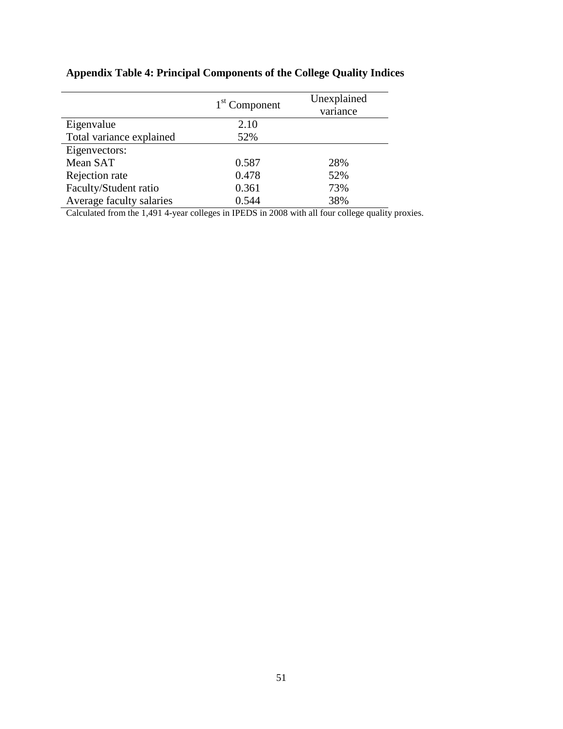**Appendix Table 4: Principal Components of the College Quality Indices**

| | 1st Component | Unexplained variance |
|---|---|---|
| Eigenvalue | 2.10 | |
| Total variance explained | 52% | |
| Eigenvectors: | | |
| Mean SAT | 0.587 | 28% |
| Rejection rate | 0.478 | 52% |
| Faculty/Student ratio | 0.361 | 73% |
| Average faculty salaries | 0.544 | 38% |

Calculated from the 1,491 4-year colleges in IPEDS in 2008 with all four college quality proxies.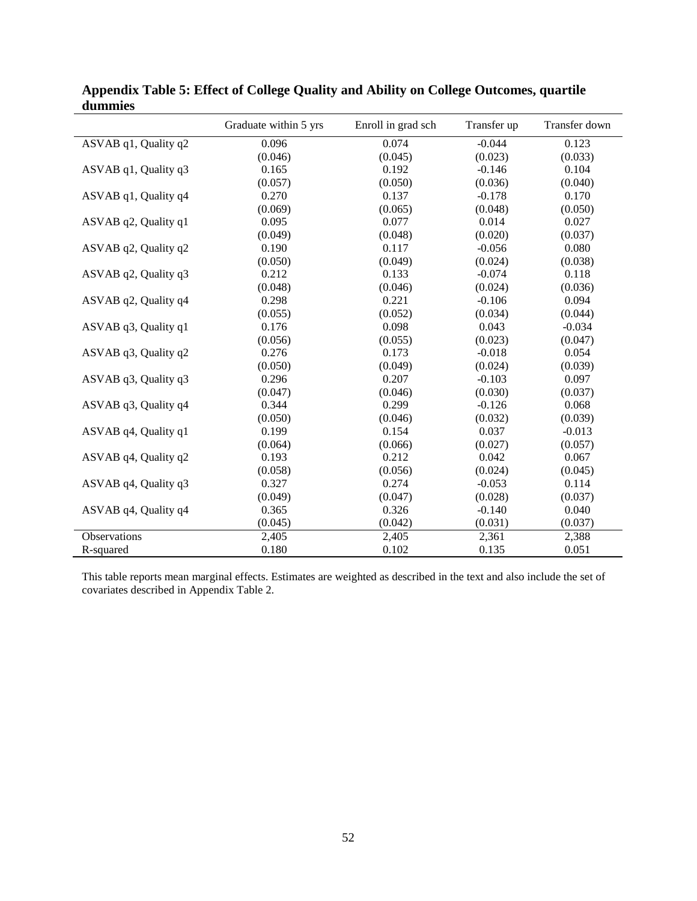**Appendix Table 5: Effect of College Quality and Ability on College Outcomes, quartile dummies**

| | Graduate within 5 yrs | Enroll in grad sch | Transfer up | Transfer down |
|---|---|---|---|---|
| ASVAB q1, Quality q2 | 0.096 | 0.074 | -0.044 | 0.123 |
| | (0.046) | (0.045) | (0.023) | (0.033) |
| ASVAB q1, Quality q3 | 0.165 | 0.192 | -0.146 | 0.104 |
| | (0.057) | (0.050) | (0.036) | (0.040) |
| ASVAB q1, Quality q4 | 0.270 | 0.137 | -0.178 | 0.170 |
| | (0.069) | (0.065) | (0.048) | (0.050) |
| ASVAB q2, Quality q1 | 0.095 | 0.077 | 0.014 | 0.027 |
| | (0.049) | (0.048) | (0.020) | (0.037) |
| ASVAB q2, Quality q2 | 0.190 | 0.117 | -0.056 | 0.080 |
| | (0.050) | (0.049) | (0.024) | (0.038) |
| ASVAB q2, Quality q3 | 0.212 | 0.133 | -0.074 | 0.118 |
| | (0.048) | (0.046) | (0.024) | (0.036) |
| ASVAB q2, Quality q4 | 0.298 | 0.221 | -0.106 | 0.094 |
| | (0.055) | (0.052) | (0.034) | (0.044) |
| ASVAB q3, Quality q1 | 0.176 | 0.098 | 0.043 | -0.034 |
| | (0.056) | (0.055) | (0.023) | (0.047) |
| ASVAB q3, Quality q2 | 0.276 | 0.173 | -0.018 | 0.054 |
| | (0.050) | (0.049) | (0.024) | (0.039) |
| ASVAB q3, Quality q3 | 0.296 | 0.207 | -0.103 | 0.097 |
| | (0.047) | (0.046) | (0.030) | (0.037) |
| ASVAB q3, Quality q4 | 0.344 | 0.299 | -0.126 | 0.068 |
| | (0.050) | (0.046) | (0.032) | (0.039) |
| ASVAB q4, Quality q1 | 0.199 | 0.154 | 0.037 | -0.013 |
| | (0.064) | (0.066) | (0.027) | (0.057) |
| ASVAB q4, Quality q2 | 0.193 | 0.212 | 0.042 | 0.067 |
| | (0.058) | (0.056) | (0.024) | (0.045) |
| ASVAB q4, Quality q3 | 0.327 | 0.274 | -0.053 | 0.114 |
| | (0.049) | (0.047) | (0.028) | (0.037) |
| ASVAB q4, Quality q4 | 0.365 | 0.326 | -0.140 | 0.040 |
| | (0.045) | (0.042) | (0.031) | (0.037) |
| Observations | 2,405 | 2,405 | 2,361 | 2,388 |
| R-squared | 0.180 | 0.102 | 0.135 | 0.051 |

This table reports mean marginal effects. Estimates are weighted as described in the text and also include the set of covariates described in Appendix Table 2.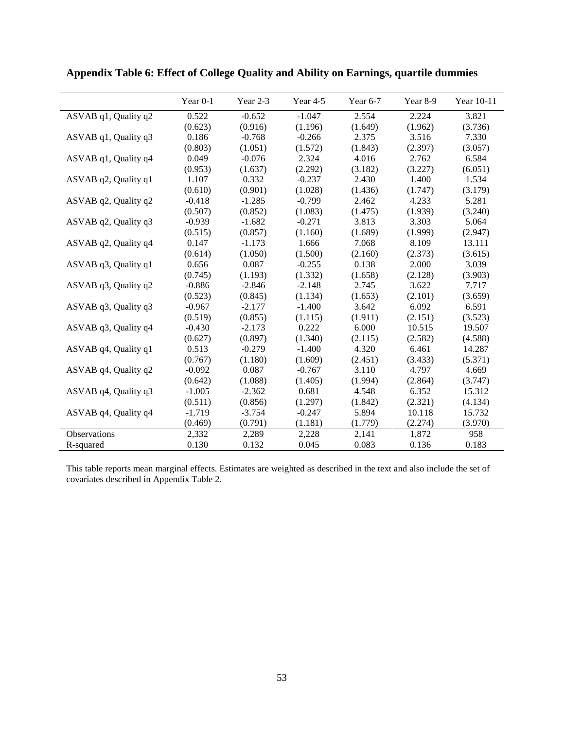# Appendix Table 6: Effect of College Quality and Ability on Earnings, quartile dummies

| | Year 0-1 | Year 2-3 | Year 4-5 | Year 6-7 | Year 8-9 | Year 10-11 |
|---|---|---|---|---|---|---|
| ASVAB q1, Quality q2 | 0.522 | -0.652 | -1.047 | 2.554 | 2.224 | 3.821 |
| | (0.623) | (0.916) | (1.196) | (1.649) | (1.962) | (3.736) |
| ASVAB q1, Quality q3 | 0.186 | -0.768 | -0.266 | 2.375 | 3.516 | 7.330 |
| | (0.803) | (1.051) | (1.572) | (1.843) | (2.397) | (3.057) |
| ASVAB q1, Quality q4 | 0.049 | -0.076 | 2.324 | 4.016 | 2.762 | 6.584 |
| | (0.953) | (1.637) | (2.292) | (3.182) | (3.227) | (6.051) |
| ASVAB q2, Quality q1 | 1.107 | 0.332 | -0.237 | 2.430 | 1.400 | 1.534 |
| | (0.610) | (0.901) | (1.028) | (1.436) | (1.747) | (3.179) |
| ASVAB q2, Quality q2 | -0.418 | -1.285 | -0.799 | 2.462 | 4.233 | 5.281 |
| | (0.507) | (0.852) | (1.083) | (1.475) | (1.939) | (3.240) |
| ASVAB q2, Quality q3 | -0.939 | -1.682 | -0.271 | 3.813 | 3.303 | 5.064 |
| | (0.515) | (0.857) | (1.160) | (1.689) | (1.999) | (2.947) |
| ASVAB q2, Quality q4 | 0.147 | -1.173 | 1.666 | 7.068 | 8.109 | 13.111 |
| | (0.614) | (1.050) | (1.500) | (2.160) | (2.373) | (3.615) |
| ASVAB q3, Quality q1 | 0.656 | 0.087 | -0.255 | 0.138 | 2.000 | 3.039 |
| | (0.745) | (1.193) | (1.332) | (1.658) | (2.128) | (3.903) |
| ASVAB q3, Quality q2 | -0.886 | -2.846 | -2.148 | 2.745 | 3.622 | 7.717 |
| | (0.523) | (0.845) | (1.134) | (1.653) | (2.101) | (3.659) |
| ASVAB q3, Quality q3 | -0.967 | -2.177 | -1.400 | 3.642 | 6.092 | 6.591 |
| | (0.519) | (0.855) | (1.115) | (1.911) | (2.151) | (3.523) |
| ASVAB q3, Quality q4 | -0.430 | -2.173 | 0.222 | 6.000 | 10.515 | 19.507 |
| | (0.627) | (0.897) | (1.340) | (2.115) | (2.582) | (4.588) |
| ASVAB q4, Quality q1 | 0.513 | -0.279 | -1.400 | 4.320 | 6.461 | 14.287 |
| | (0.767) | (1.180) | (1.609) | (2.451) | (3.433) | (5.371) |
| ASVAB q4, Quality q2 | -0.092 | 0.087 | -0.767 | 3.110 | 4.797 | 4.669 |
| | (0.642) | (1.088) | (1.405) | (1.994) | (2.864) | (3.747) |
| ASVAB q4, Quality q3 | -1.005 | -2.362 | 0.681 | 4.548 | 6.352 | 15.312 |
| | (0.511) | (0.856) | (1.297) | (1.842) | (2.321) | (4.134) |
| ASVAB q4, Quality q4 | -1.719 | -3.754 | -0.247 | 5.894 | 10.118 | 15.732 |
| | (0.469) | (0.791) | (1.181) | (1.779) | (2.274) | (3.970) |
| Observations | 2,332 | 2,289 | 2,228 | 2,141 | 1,872 | 958 |
| R-squared | 0.130 | 0.132 | 0.045 | 0.083 | 0.136 | 0.183 |

This table reports mean marginal effects. Estimates are weighted as described in the text and also include the set of covariates described in Appendix Table 2.